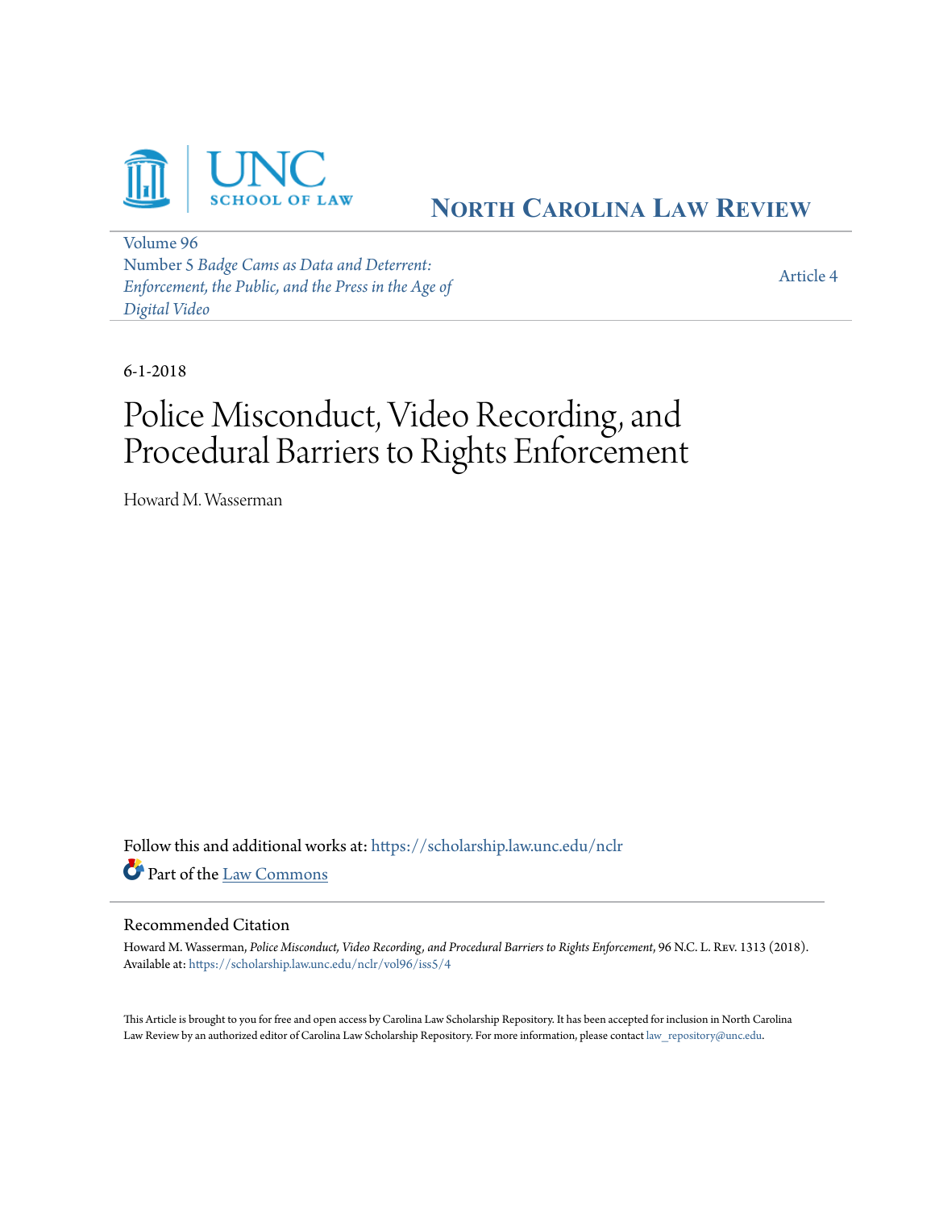UNC SCHOOL OF LAW

NORTH CAROLINA LAW REVIEW

Volume 96
Number 5 *Badge Cams as Data and Deterrent: Enforcement, the Public, and the Press in the Age of Digital Video*

Article 4

6-1-2018

# Police Misconduct, Video Recording, and Procedural Barriers to Rights Enforcement

Howard M. Wasserman

Follow this and additional works at: https://scholarship.law.unc.edu/nclr

Part of the Law Commons

## Recommended Citation

Howard M. Wasserman, *Police Misconduct, Video Recording, and Procedural Barriers to Rights Enforcement*, 96 N.C. L. Rev. 1313 (2018).
Available at: https://scholarship.law.unc.edu/nclr/vol96/iss5/4

This Article is brought to you for free and open access by Carolina Law Scholarship Repository. It has been accepted for inclusion in North Carolina Law Review by an authorized editor of Carolina Law Scholarship Repository. For more information, please contact law_repository@unc.edu.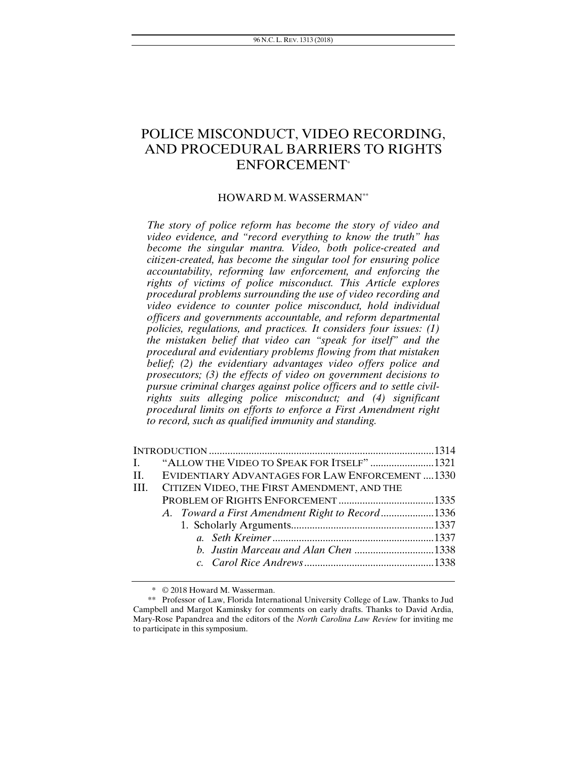# POLICE MISCONDUCT, VIDEO RECORDING, AND PROCEDURAL BARRIERS TO RIGHTS ENFORCEMENT[*]

HOWARD M. WASSERMAN[**]

*The story of police reform has become the story of video and video evidence, and "record everything to know the truth" has become the singular mantra. Video, both police-created and citizen-created, has become the singular tool for ensuring police accountability, reforming law enforcement, and enforcing the rights of victims of police misconduct. This Article explores procedural problems surrounding the use of video recording and video evidence to counter police misconduct, hold individual officers and governments accountable, and reform departmental policies, regulations, and practices. It considers four issues: (1) the mistaken belief that video can "speak for itself" and the procedural and evidentiary problems flowing from that mistaken belief; (2) the evidentiary advantages video offers police and prosecutors; (3) the effects of video on government decisions to pursue criminal charges against police officers and to settle civil-rights suits alleging police misconduct; and (4) significant procedural limits on efforts to enforce a First Amendment right to record, such as qualified immunity and standing.*

| | | |
|---|---|---|
| INTRODUCTION | | 1314 |
| I. | "ALLOW THE VIDEO TO SPEAK FOR ITSELF" | 1321 |
| II. | EVIDENTIARY ADVANTAGES FOR LAW ENFORCEMENT | 1330 |
| III. | CITIZEN VIDEO, THE FIRST AMENDMENT, AND THE PROBLEM OF RIGHTS ENFORCEMENT | 1335 |
| | *A. Toward a First Amendment Right to Record* | 1336 |
| | 1. Scholarly Arguments | 1337 |
| | *a. Seth Kreimer* | 1337 |
| | *b. Justin Marceau and Alan Chen* | 1338 |
| | *c. Carol Rice Andrews* | 1338 |

[*] © 2018 Howard M. Wasserman.

[**] Professor of Law, Florida International University College of Law. Thanks to Jud Campbell and Margot Kaminsky for comments on early drafts. Thanks to David Ardia, Mary-Rose Papandrea and the editors of the *North Carolina Law Review* for inviting me to participate in this symposium.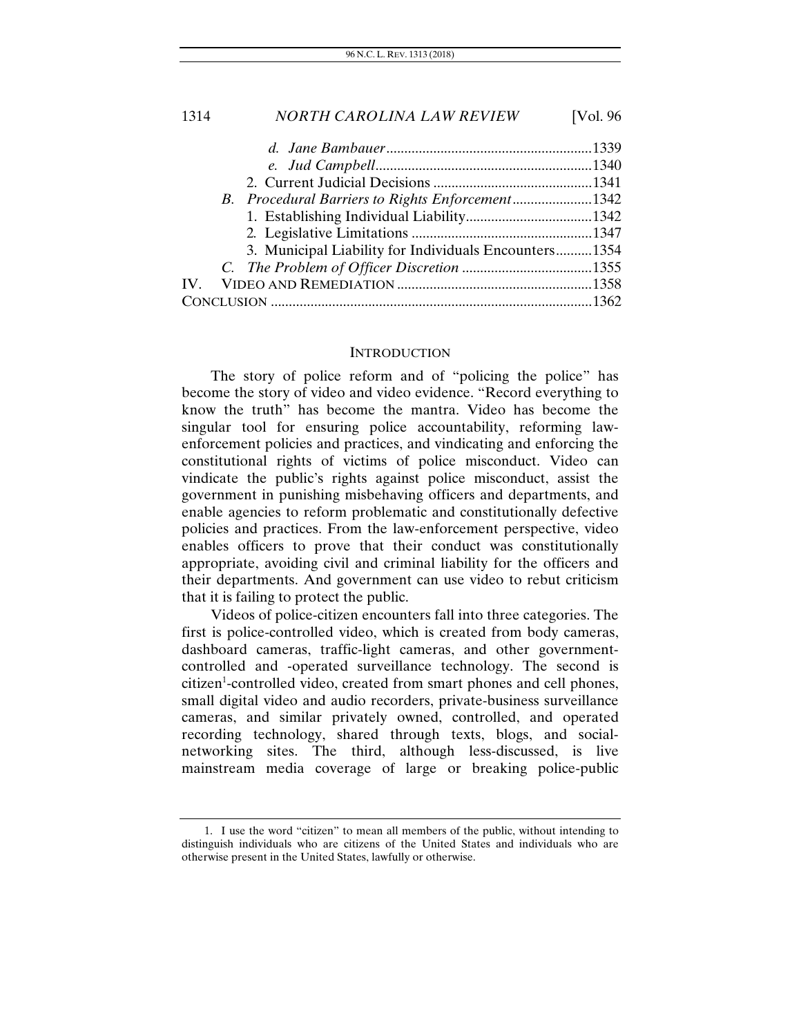*d. Jane Bambauer* ........................................................1339
*e. Jud Campbell* ...........................................................1340
2. Current Judicial Decisions ...........................................1341
*B. Procedural Barriers to Rights Enforcement* ......................1342
1. Establishing Individual Liability...................................1342
2. Legislative Limitations .................................................1347
3. Municipal Liability for Individuals Encounters..........1354
*C. The Problem of Officer Discretion* ....................................1355
IV. VIDEO AND REMEDIATION .....................................................1358
CONCLUSION ........................................................................................1362

## INTRODUCTION

The story of police reform and of "policing the police" has become the story of video and video evidence. "Record everything to know the truth" has become the mantra. Video has become the singular tool for ensuring police accountability, reforming law-enforcement policies and practices, and vindicating and enforcing the constitutional rights of victims of police misconduct. Video can vindicate the public's rights against police misconduct, assist the government in punishing misbehaving officers and departments, and enable agencies to reform problematic and constitutionally defective policies and practices. From the law-enforcement perspective, video enables officers to prove that their conduct was constitutionally appropriate, avoiding civil and criminal liability for the officers and their departments. And government can use video to rebut criticism that it is failing to protect the public.

Videos of police-citizen encounters fall into three categories. The first is police-controlled video, which is created from body cameras, dashboard cameras, traffic-light cameras, and other government-controlled and -operated surveillance technology. The second is citizen[1]-controlled video, created from smart phones and cell phones, small digital video and audio recorders, private-business surveillance cameras, and similar privately owned, controlled, and operated recording technology, shared through texts, blogs, and social-networking sites. The third, although less-discussed, is live mainstream media coverage of large or breaking police-public

1. I use the word "citizen" to mean all members of the public, without intending to distinguish individuals who are citizens of the United States and individuals who are otherwise present in the United States, lawfully or otherwise.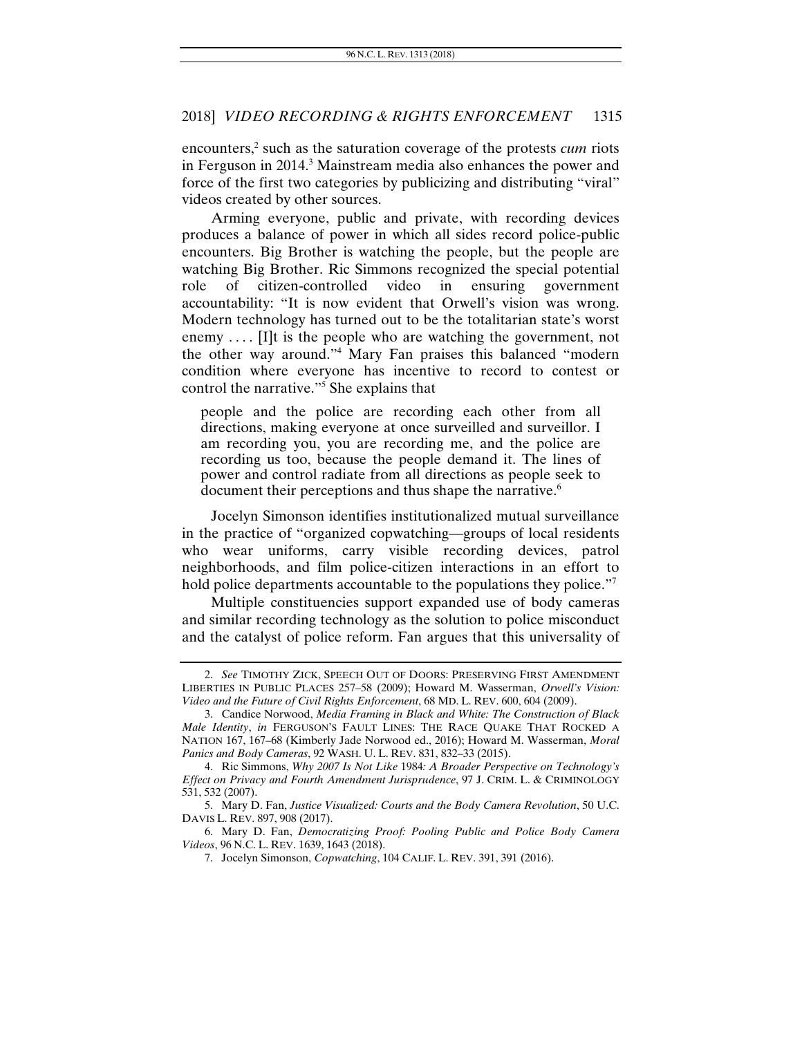encounters,[2] such as the saturation coverage of the protests *cum* riots in Ferguson in 2014.[3] Mainstream media also enhances the power and force of the first two categories by publicizing and distributing "viral" videos created by other sources.

Arming everyone, public and private, with recording devices produces a balance of power in which all sides record police-public encounters. Big Brother is watching the people, but the people are watching Big Brother. Ric Simmons recognized the special potential role of citizen-controlled video in ensuring government accountability: "It is now evident that Orwell's vision was wrong. Modern technology has turned out to be the totalitarian state's worst enemy . . . . [I]t is the people who are watching the government, not the other way around."[4] Mary Fan praises this balanced "modern condition where everyone has incentive to record to contest or control the narrative."[5] She explains that

> people and the police are recording each other from all directions, making everyone at once surveilled and surveillor. I am recording you, you are recording me, and the police are recording us too, because the people demand it. The lines of power and control radiate from all directions as people seek to document their perceptions and thus shape the narrative.[6]

Jocelyn Simonson identifies institutionalized mutual surveillance in the practice of "organized copwatching—groups of local residents who wear uniforms, carry visible recording devices, patrol neighborhoods, and film police-citizen interactions in an effort to hold police departments accountable to the populations they police."[7]

Multiple constituencies support expanded use of body cameras and similar recording technology as the solution to police misconduct and the catalyst of police reform. Fan argues that this universality of

---

2. *See* TIMOTHY ZICK, SPEECH OUT OF DOORS: PRESERVING FIRST AMENDMENT LIBERTIES IN PUBLIC PLACES 257–58 (2009); Howard M. Wasserman, *Orwell's Vision: Video and the Future of Civil Rights Enforcement*, 68 MD. L. REV. 600, 604 (2009).

3. Candice Norwood, *Media Framing in Black and White: The Construction of Black Male Identity*, *in* FERGUSON'S FAULT LINES: THE RACE QUAKE THAT ROCKED A NATION 167, 167–68 (Kimberly Jade Norwood ed., 2016); Howard M. Wasserman, *Moral Panics and Body Cameras*, 92 WASH. U. L. REV. 831, 832–33 (2015).

4. Ric Simmons, *Why 2007 Is Not Like* 1984*: A Broader Perspective on Technology's Effect on Privacy and Fourth Amendment Jurisprudence*, 97 J. CRIM. L. & CRIMINOLOGY 531, 532 (2007).

5. Mary D. Fan, *Justice Visualized: Courts and the Body Camera Revolution*, 50 U.C. DAVIS L. REV. 897, 908 (2017).

6. Mary D. Fan, *Democratizing Proof: Pooling Public and Police Body Camera Videos*, 96 N.C. L. REV. 1639, 1643 (2018).

7. Jocelyn Simonson, *Copwatching*, 104 CALIF. L. REV. 391, 391 (2016).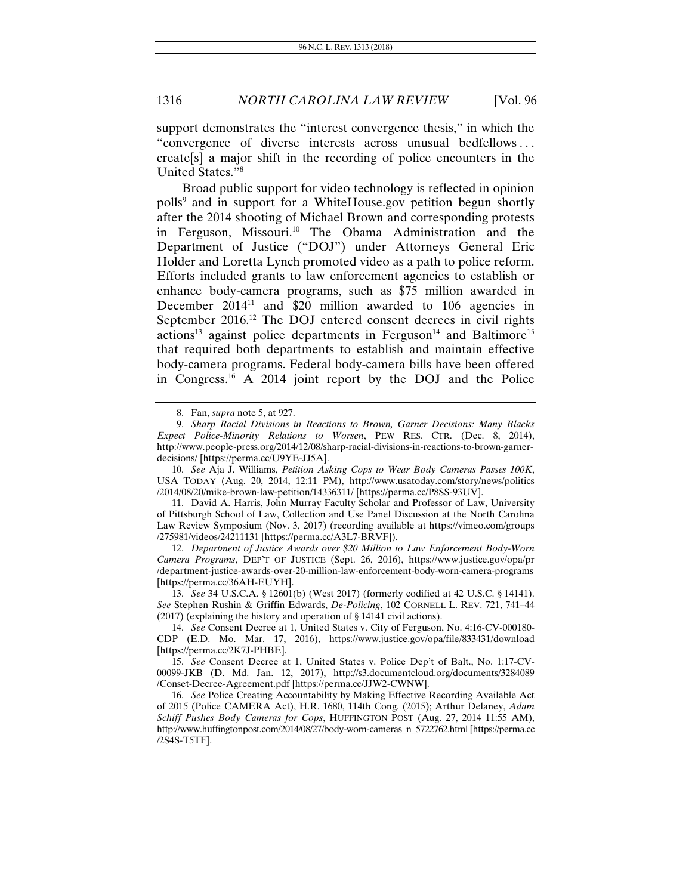support demonstrates the "interest convergence thesis," in which the "convergence of diverse interests across unusual bedfellows . . . create[s] a major shift in the recording of police encounters in the United States."[8]

Broad public support for video technology is reflected in opinion polls[9] and in support for a WhiteHouse.gov petition begun shortly after the 2014 shooting of Michael Brown and corresponding protests in Ferguson, Missouri.[10] The Obama Administration and the Department of Justice ("DOJ") under Attorneys General Eric Holder and Loretta Lynch promoted video as a path to police reform. Efforts included grants to law enforcement agencies to establish or enhance body-camera programs, such as $75 million awarded in December 2014[11] and $20 million awarded to 106 agencies in September 2016.[12] The DOJ entered consent decrees in civil rights actions[13] against police departments in Ferguson[14] and Baltimore[15] that required both departments to establish and maintain effective body-camera programs. Federal body-camera bills have been offered in Congress.[16] A 2014 joint report by the DOJ and the Police

---

8. Fan, *supra* note 5, at 927.

9. *Sharp Racial Divisions in Reactions to Brown, Garner Decisions: Many Blacks Expect Police-Minority Relations to Worsen*, PEW RES. CTR. (Dec. 8, 2014), http://www.people-press.org/2014/12/08/sharp-racial-divisions-in-reactions-to-brown-garner-decisions/ [https://perma.cc/U9YE-JJ5A].

10. *See* Aja J. Williams, *Petition Asking Cops to Wear Body Cameras Passes 100K*, USA TODAY (Aug. 20, 2014, 12:11 PM), http://www.usatoday.com/story/news/politics/2014/08/20/mike-brown-law-petition/14336311/ [https://perma.cc/P8SS-93UV].

11. David A. Harris, John Murray Faculty Scholar and Professor of Law, University of Pittsburgh School of Law, Collection and Use Panel Discussion at the North Carolina Law Review Symposium (Nov. 3, 2017) (recording available at https://vimeo.com/groups/275981/videos/24211131 [https://perma.cc/A3L7-BRVF]).

12. *Department of Justice Awards over $20 Million to Law Enforcement Body-Worn Camera Programs*, DEP'T OF JUSTICE (Sept. 26, 2016), https://www.justice.gov/opa/pr/department-justice-awards-over-20-million-law-enforcement-body-worn-camera-programs [https://perma.cc/36AH-EUYH].

13. *See* 34 U.S.C.A. § 12601(b) (West 2017) (formerly codified at 42 U.S.C. § 14141). *See* Stephen Rushin & Griffin Edwards, *De-Policing*, 102 CORNELL L. REV. 721, 741–44 (2017) (explaining the history and operation of § 14141 civil actions).

14. *See* Consent Decree at 1, United States v. City of Ferguson, No. 4:16-CV-000180-CDP (E.D. Mo. Mar. 17, 2016), https://www.justice.gov/opa/file/833431/download [https://perma.cc/2K7J-PHBE].

15. *See* Consent Decree at 1, United States v. Police Dep't of Balt., No. 1:17-CV-00099-JKB (D. Md. Jan. 12, 2017), http://s3.documentcloud.org/documents/3284089/Conset-Decree-Agreement.pdf [https://perma.cc/JJW2-CWNW].

16. *See* Police Creating Accountability by Making Effective Recording Available Act of 2015 (Police CAMERA Act), H.R. 1680, 114th Cong. (2015); Arthur Delaney, *Adam Schiff Pushes Body Cameras for Cops*, HUFFINGTON POST (Aug. 27, 2014 11:55 AM), http://www.huffingtonpost.com/2014/08/27/body-worn-cameras_n_5722762.html [https://perma.cc/2S4S-T5TF].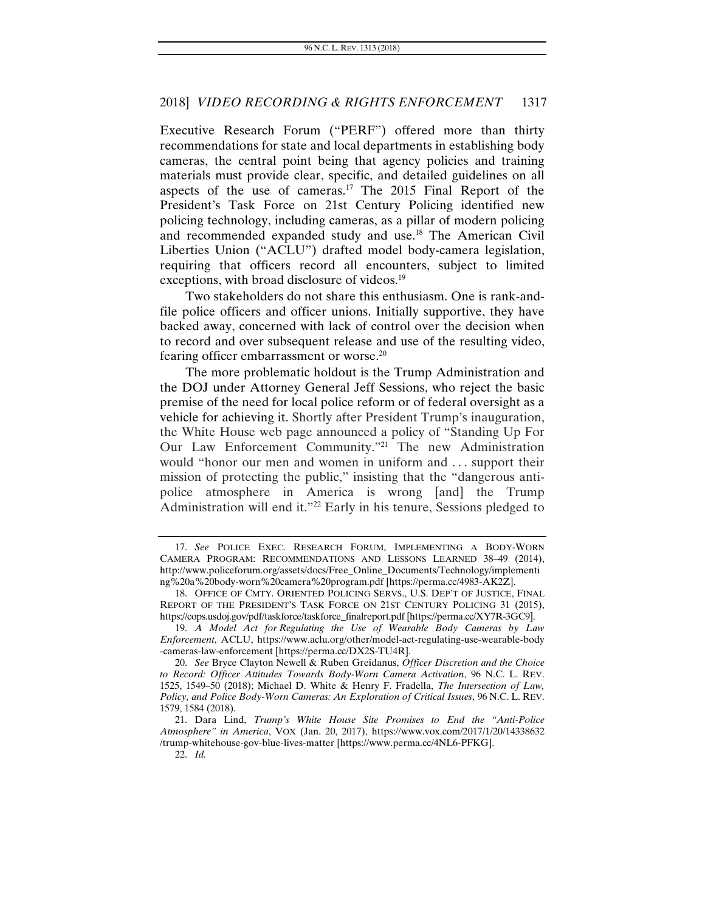Executive Research Forum ("PERF") offered more than thirty recommendations for state and local departments in establishing body cameras, the central point being that agency policies and training materials must provide clear, specific, and detailed guidelines on all aspects of the use of cameras.[17] The 2015 Final Report of the President's Task Force on 21st Century Policing identified new policing technology, including cameras, as a pillar of modern policing and recommended expanded study and use.[18] The American Civil Liberties Union ("ACLU") drafted model body-camera legislation, requiring that officers record all encounters, subject to limited exceptions, with broad disclosure of videos.[19]

Two stakeholders do not share this enthusiasm. One is rank-and-file police officers and officer unions. Initially supportive, they have backed away, concerned with lack of control over the decision when to record and over subsequent release and use of the resulting video, fearing officer embarrassment or worse.[20]

The more problematic holdout is the Trump Administration and the DOJ under Attorney General Jeff Sessions, who reject the basic premise of the need for local police reform or of federal oversight as a vehicle for achieving it. Shortly after President Trump's inauguration, the White House web page announced a policy of "Standing Up For Our Law Enforcement Community."[21] The new Administration would "honor our men and women in uniform and . . . support their mission of protecting the public," insisting that the "dangerous anti-police atmosphere in America is wrong [and] the Trump Administration will end it."[22] Early in his tenure, Sessions pledged to

---

17. *See* POLICE EXEC. RESEARCH FORUM, IMPLEMENTING A BODY-WORN CAMERA PROGRAM: RECOMMENDATIONS AND LESSONS LEARNED 38–49 (2014), http://www.policeforum.org/assets/docs/Free_Online_Documents/Technology/implementing%20a%20body-worn%20camera%20program.pdf [https://perma.cc/4983-AK2Z].

18. OFFICE OF CMTY. ORIENTED POLICING SERVS., U.S. DEP'T OF JUSTICE, FINAL REPORT OF THE PRESIDENT'S TASK FORCE ON 21ST CENTURY POLICING 31 (2015), https://cops.usdoj.gov/pdf/taskforce/taskforce_finalreport.pdf [https://perma.cc/XY7R-3GC9].

19. *A Model Act for Regulating the Use of Wearable Body Cameras by Law Enforcement*, ACLU, https://www.aclu.org/other/model-act-regulating-use-wearable-body-cameras-law-enforcement [https://perma.cc/DX2S-TU4R].

20. *See* Bryce Clayton Newell & Ruben Greidanus, *Officer Discretion and the Choice to Record: Officer Attitudes Towards Body-Worn Camera Activation*, 96 N.C. L. REV. 1525, 1549–50 (2018); Michael D. White & Henry F. Fradella, *The Intersection of Law, Policy, and Police Body-Worn Cameras: An Exploration of Critical Issues*, 96 N.C. L. REV. 1579, 1584 (2018).

21. Dara Lind, *Trump's White House Site Promises to End the "Anti-Police Atmosphere" in America*, VOX (Jan. 20, 2017), https://www.vox.com/2017/1/20/14338632/trump-whitehouse-gov-blue-lives-matter [https://www.perma.cc/4NL6-PFKG].

22. *Id.*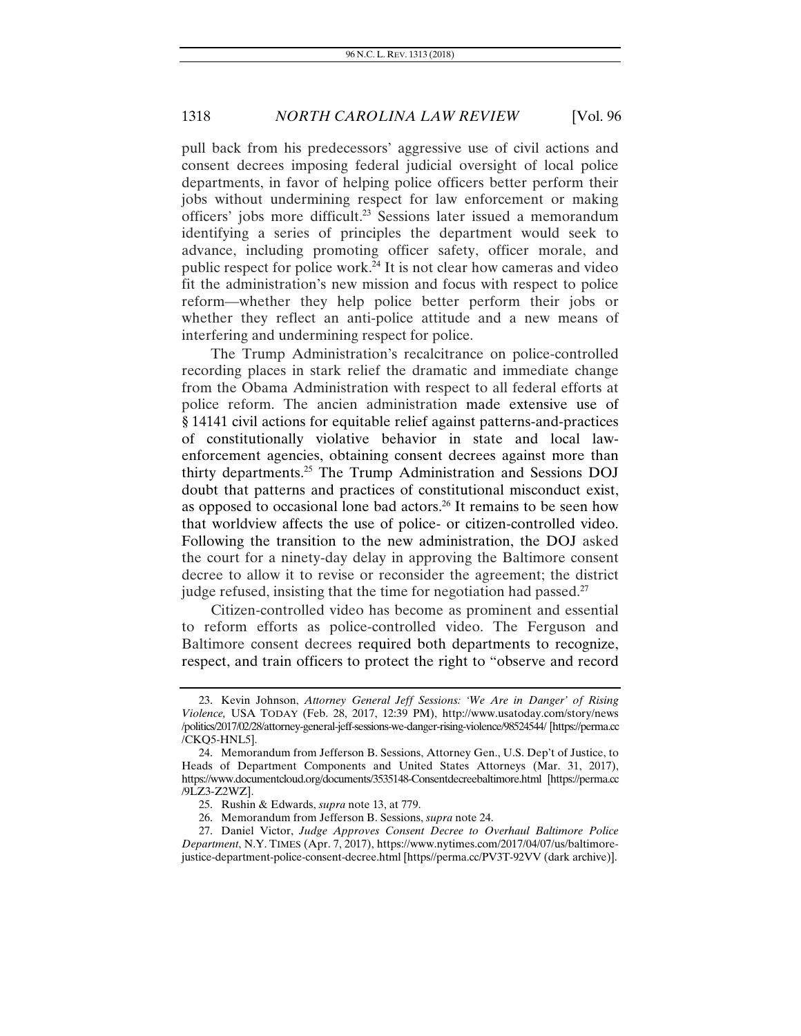pull back from his predecessors' aggressive use of civil actions and consent decrees imposing federal judicial oversight of local police departments, in favor of helping police officers better perform their jobs without undermining respect for law enforcement or making officers' jobs more difficult.[23] Sessions later issued a memorandum identifying a series of principles the department would seek to advance, including promoting officer safety, officer morale, and public respect for police work.[24] It is not clear how cameras and video fit the administration's new mission and focus with respect to police reform—whether they help police better perform their jobs or whether they reflect an anti-police attitude and a new means of interfering and undermining respect for police.

The Trump Administration's recalcitrance on police-controlled recording places in stark relief the dramatic and immediate change from the Obama Administration with respect to all federal efforts at police reform. The ancien administration made extensive use of § 14141 civil actions for equitable relief against patterns-and-practices of constitutionally violative behavior in state and local law-enforcement agencies, obtaining consent decrees against more than thirty departments.[25] The Trump Administration and Sessions DOJ doubt that patterns and practices of constitutional misconduct exist, as opposed to occasional lone bad actors.[26] It remains to be seen how that worldview affects the use of police- or citizen-controlled video. Following the transition to the new administration, the DOJ asked the court for a ninety-day delay in approving the Baltimore consent decree to allow it to revise or reconsider the agreement; the district judge refused, insisting that the time for negotiation had passed.[27]

Citizen-controlled video has become as prominent and essential to reform efforts as police-controlled video. The Ferguson and Baltimore consent decrees required both departments to recognize, respect, and train officers to protect the right to "observe and record

---

23. Kevin Johnson, *Attorney General Jeff Sessions: 'We Are in Danger' of Rising Violence,* USA TODAY (Feb. 28, 2017, 12:39 PM), http://www.usatoday.com/story/news/politics/2017/02/28/attorney-general-jeff-sessions-we-danger-rising-violence/98524544/ [https://perma.cc/CKQ5-HNL5].

24. Memorandum from Jefferson B. Sessions, Attorney Gen., U.S. Dep't of Justice, to Heads of Department Components and United States Attorneys (Mar. 31, 2017), https://www.documentcloud.org/documents/3535148-Consentdecreebaltimore.html [https://perma.cc/9LZ3-Z2WZ].

25. Rushin & Edwards, *supra* note 13, at 779.

26. Memorandum from Jefferson B. Sessions, *supra* note 24.

27. Daniel Victor, *Judge Approves Consent Decree to Overhaul Baltimore Police Department*, N.Y. TIMES (Apr. 7, 2017), https://www.nytimes.com/2017/04/07/us/baltimore-justice-department-police-consent-decree.html [https//perma.cc/PV3T-92VV (dark archive)].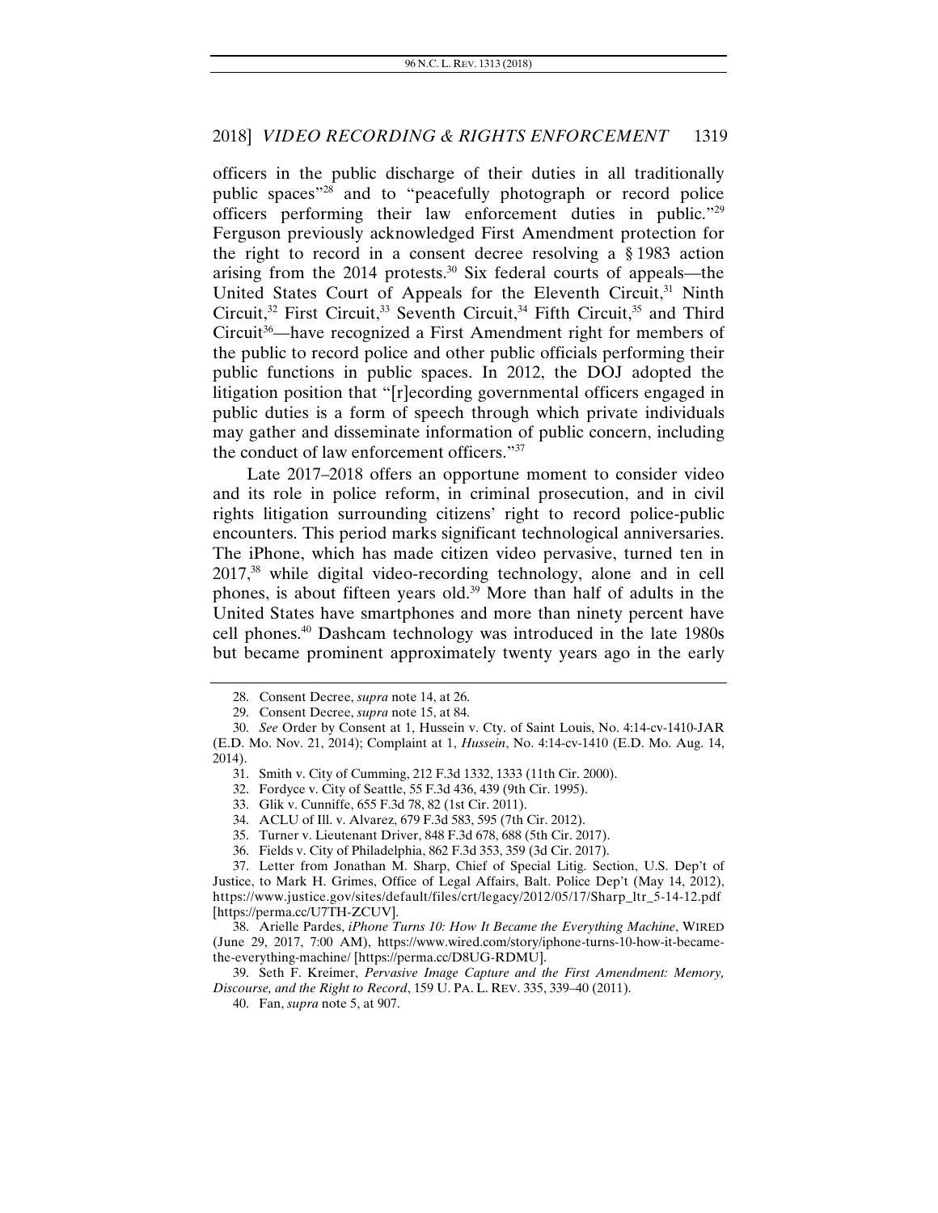officers in the public discharge of their duties in all traditionally public spaces"[28] and to "peacefully photograph or record police officers performing their law enforcement duties in public."[29] Ferguson previously acknowledged First Amendment protection for the right to record in a consent decree resolving a § 1983 action arising from the 2014 protests.[30] Six federal courts of appeals—the United States Court of Appeals for the Eleventh Circuit,[31] Ninth Circuit,[32] First Circuit,[33] Seventh Circuit,[34] Fifth Circuit,[35] and Third Circuit[36]—have recognized a First Amendment right for members of the public to record police and other public officials performing their public functions in public spaces. In 2012, the DOJ adopted the litigation position that "[r]ecording governmental officers engaged in public duties is a form of speech through which private individuals may gather and disseminate information of public concern, including the conduct of law enforcement officers."[37]

Late 2017–2018 offers an opportune moment to consider video and its role in police reform, in criminal prosecution, and in civil rights litigation surrounding citizens' right to record police-public encounters. This period marks significant technological anniversaries. The iPhone, which has made citizen video pervasive, turned ten in 2017,[38] while digital video-recording technology, alone and in cell phones, is about fifteen years old.[39] More than half of adults in the United States have smartphones and more than ninety percent have cell phones.[40] Dashcam technology was introduced in the late 1980s but became prominent approximately twenty years ago in the early

---

28. Consent Decree, *supra* note 14, at 26.

29. Consent Decree, *supra* note 15, at 84.

30. *See* Order by Consent at 1, Hussein v. Cty. of Saint Louis, No. 4:14-cv-1410-JAR (E.D. Mo. Nov. 21, 2014); Complaint at 1, *Hussein*, No. 4:14-cv-1410 (E.D. Mo. Aug. 14, 2014).

31. Smith v. City of Cumming, 212 F.3d 1332, 1333 (11th Cir. 2000).

32. Fordyce v. City of Seattle, 55 F.3d 436, 439 (9th Cir. 1995).

33. Glik v. Cunniffe, 655 F.3d 78, 82 (1st Cir. 2011).

34. ACLU of Ill. v. Alvarez, 679 F.3d 583, 595 (7th Cir. 2012).

35. Turner v. Lieutenant Driver, 848 F.3d 678, 688 (5th Cir. 2017).

36. Fields v. City of Philadelphia, 862 F.3d 353, 359 (3d Cir. 2017).

37. Letter from Jonathan M. Sharp, Chief of Special Litig. Section, U.S. Dep't of Justice, to Mark H. Grimes, Office of Legal Affairs, Balt. Police Dep't (May 14, 2012), https://www.justice.gov/sites/default/files/crt/legacy/2012/05/17/Sharp_ltr_5-14-12.pdf [https://perma.cc/U7TH-ZCUV].

38. Arielle Pardes, *iPhone Turns 10: How It Became the Everything Machine*, WIRED (June 29, 2017, 7:00 AM), https://www.wired.com/story/iphone-turns-10-how-it-became-the-everything-machine/ [https://perma.cc/D8UG-RDMU].

39. Seth F. Kreimer, *Pervasive Image Capture and the First Amendment: Memory, Discourse, and the Right to Record*, 159 U. PA. L. REV. 335, 339–40 (2011).

40. Fan, *supra* note 5, at 907.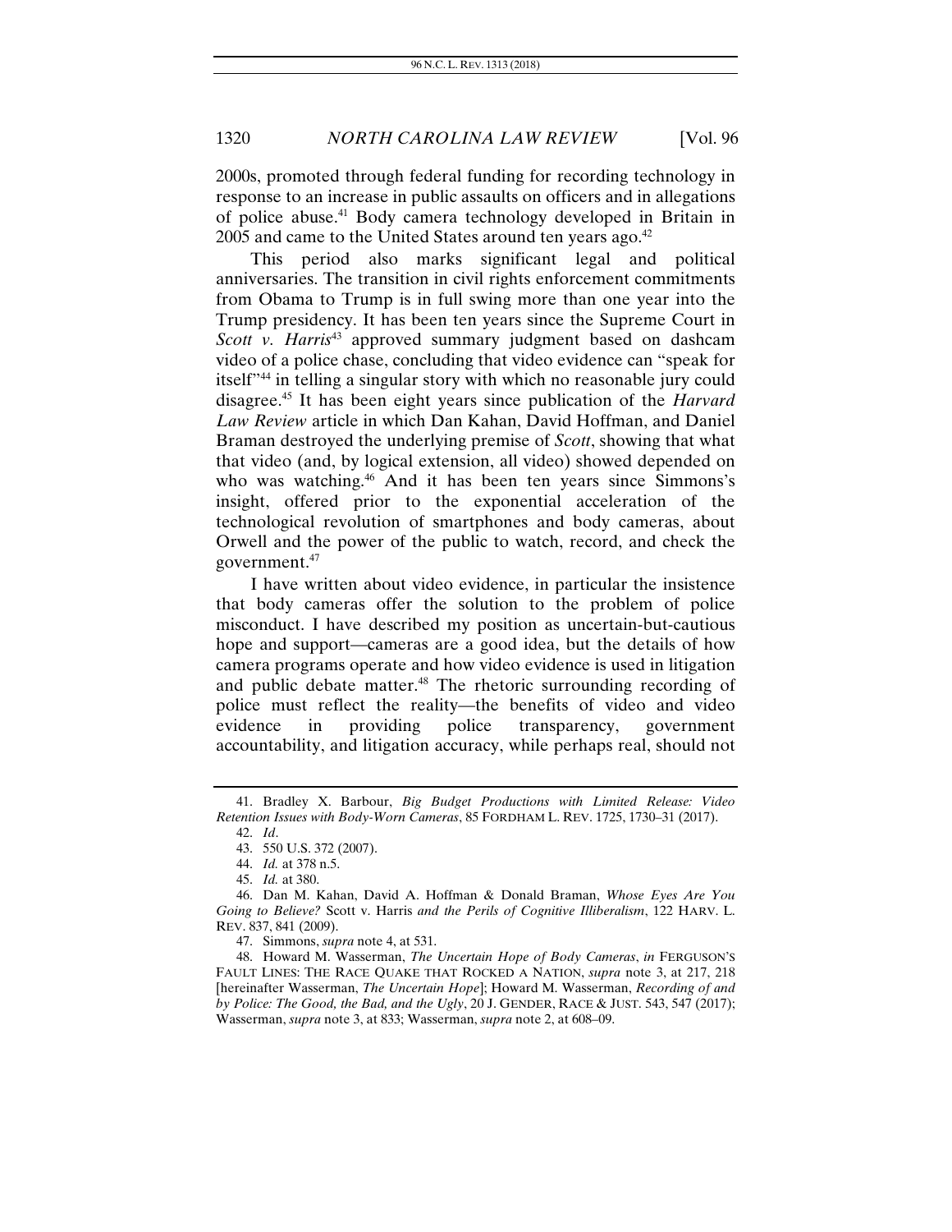2000s, promoted through federal funding for recording technology in response to an increase in public assaults on officers and in allegations of police abuse.[41] Body camera technology developed in Britain in 2005 and came to the United States around ten years ago.[42]

This period also marks significant legal and political anniversaries. The transition in civil rights enforcement commitments from Obama to Trump is in full swing more than one year into the Trump presidency. It has been ten years since the Supreme Court in *Scott v. Harris*[43] approved summary judgment based on dashcam video of a police chase, concluding that video evidence can "speak for itself"[44] in telling a singular story with which no reasonable jury could disagree.[45] It has been eight years since publication of the *Harvard Law Review* article in which Dan Kahan, David Hoffman, and Daniel Braman destroyed the underlying premise of *Scott*, showing that what that video (and, by logical extension, all video) showed depended on who was watching.[46] And it has been ten years since Simmons's insight, offered prior to the exponential acceleration of the technological revolution of smartphones and body cameras, about Orwell and the power of the public to watch, record, and check the government.[47]

I have written about video evidence, in particular the insistence that body cameras offer the solution to the problem of police misconduct. I have described my position as uncertain-but-cautious hope and support—cameras are a good idea, but the details of how camera programs operate and how video evidence is used in litigation and public debate matter.[48] The rhetoric surrounding recording of police must reflect the reality—the benefits of video and video evidence in providing police transparency, government accountability, and litigation accuracy, while perhaps real, should not

---

41. Bradley X. Barbour, *Big Budget Productions with Limited Release: Video Retention Issues with Body-Worn Cameras*, 85 FORDHAM L. REV. 1725, 1730–31 (2017).

42. *Id*.

43. 550 U.S. 372 (2007).

44. *Id.* at 378 n.5.

45. *Id.* at 380.

46. Dan M. Kahan, David A. Hoffman & Donald Braman, *Whose Eyes Are You Going to Believe?* Scott v. Harris *and the Perils of Cognitive Illiberalism*, 122 HARV. L. REV. 837, 841 (2009).

47. Simmons, *supra* note 4, at 531.

48. Howard M. Wasserman, *The Uncertain Hope of Body Cameras*, *in* FERGUSON'S FAULT LINES: THE RACE QUAKE THAT ROCKED A NATION, *supra* note 3, at 217, 218 [hereinafter Wasserman, *The Uncertain Hope*]; Howard M. Wasserman, *Recording of and by Police: The Good, the Bad, and the Ugly*, 20 J. GENDER, RACE & JUST. 543, 547 (2017); Wasserman, *supra* note 3, at 833; Wasserman, *supra* note 2, at 608–09.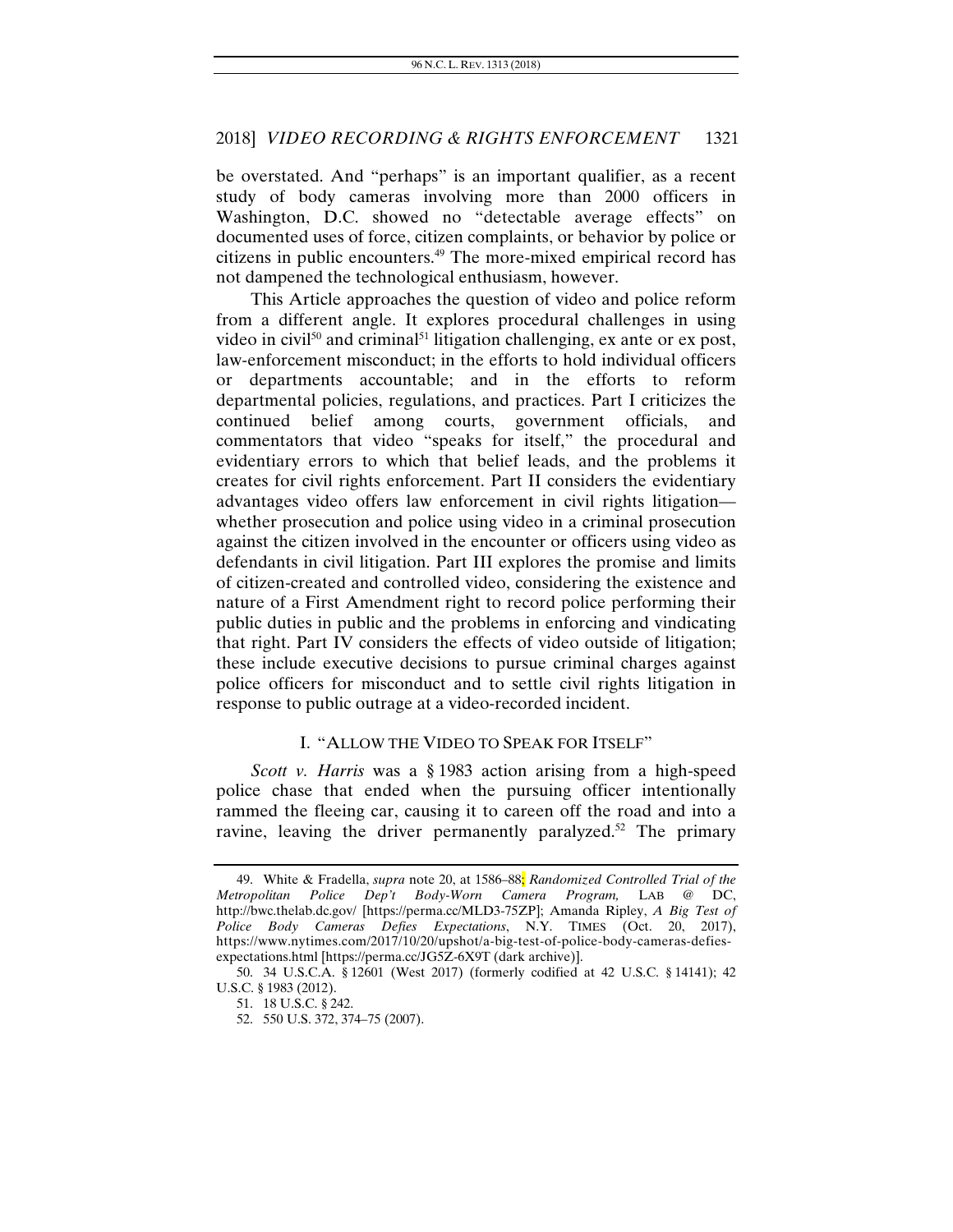be overstated. And "perhaps" is an important qualifier, as a recent study of body cameras involving more than 2000 officers in Washington, D.C. showed no "detectable average effects" on documented uses of force, citizen complaints, or behavior by police or citizens in public encounters.[49] The more-mixed empirical record has not dampened the technological enthusiasm, however.

This Article approaches the question of video and police reform from a different angle. It explores procedural challenges in using video in civil[50] and criminal[51] litigation challenging, ex ante or ex post, law-enforcement misconduct; in the efforts to hold individual officers or departments accountable; and in the efforts to reform departmental policies, regulations, and practices. Part I criticizes the continued belief among courts, government officials, and commentators that video "speaks for itself," the procedural and evidentiary errors to which that belief leads, and the problems it creates for civil rights enforcement. Part II considers the evidentiary advantages video offers law enforcement in civil rights litigation—whether prosecution and police using video in a criminal prosecution against the citizen involved in the encounter or officers using video as defendants in civil litigation. Part III explores the promise and limits of citizen-created and controlled video, considering the existence and nature of a First Amendment right to record police performing their public duties in public and the problems in enforcing and vindicating that right. Part IV considers the effects of video outside of litigation; these include executive decisions to pursue criminal charges against police officers for misconduct and to settle civil rights litigation in response to public outrage at a video-recorded incident.

## I. "ALLOW THE VIDEO TO SPEAK FOR ITSELF"

*Scott v. Harris* was a § 1983 action arising from a high-speed police chase that ended when the pursuing officer intentionally rammed the fleeing car, causing it to careen off the road and into a ravine, leaving the driver permanently paralyzed.[52] The primary

---

49. White & Fradella, *supra* note 20, at 1586–88; *Randomized Controlled Trial of the Metropolitan Police Dep't Body-Worn Camera Program,* LAB @ DC, http://bwc.thelab.dc.gov/ [https://perma.cc/MLD3-75ZP]; Amanda Ripley, *A Big Test of Police Body Cameras Defies Expectations*, N.Y. TIMES (Oct. 20, 2017), https://www.nytimes.com/2017/10/20/upshot/a-big-test-of-police-body-cameras-defies-expectations.html [https://perma.cc/JG5Z-6X9T (dark archive)].

50. 34 U.S.C.A. § 12601 (West 2017) (formerly codified at 42 U.S.C. § 14141); 42 U.S.C. § 1983 (2012).

51. 18 U.S.C. § 242.

52. 550 U.S. 372, 374–75 (2007).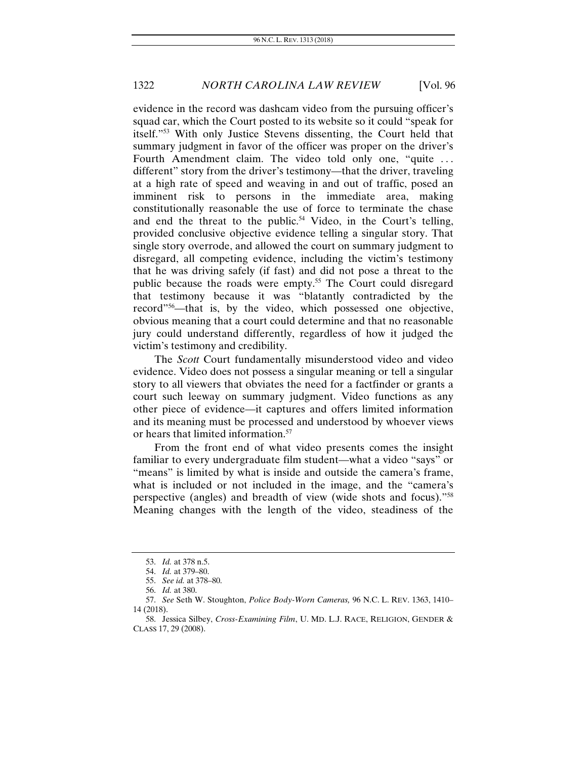evidence in the record was dashcam video from the pursuing officer's squad car, which the Court posted to its website so it could "speak for itself."[53] With only Justice Stevens dissenting, the Court held that summary judgment in favor of the officer was proper on the driver's Fourth Amendment claim. The video told only one, "quite . . . different" story from the driver's testimony—that the driver, traveling at a high rate of speed and weaving in and out of traffic, posed an imminent risk to persons in the immediate area, making constitutionally reasonable the use of force to terminate the chase and end the threat to the public.[54] Video, in the Court's telling, provided conclusive objective evidence telling a singular story. That single story overrode, and allowed the court on summary judgment to disregard, all competing evidence, including the victim's testimony that he was driving safely (if fast) and did not pose a threat to the public because the roads were empty.[55] The Court could disregard that testimony because it was "blatantly contradicted by the record"[56]—that is, by the video, which possessed one objective, obvious meaning that a court could determine and that no reasonable jury could understand differently, regardless of how it judged the victim's testimony and credibility.

The *Scott* Court fundamentally misunderstood video and video evidence. Video does not possess a singular meaning or tell a singular story to all viewers that obviates the need for a factfinder or grants a court such leeway on summary judgment. Video functions as any other piece of evidence—it captures and offers limited information and its meaning must be processed and understood by whoever views or hears that limited information.[57]

From the front end of what video presents comes the insight familiar to every undergraduate film student—what a video "says" or "means" is limited by what is inside and outside the camera's frame, what is included or not included in the image, and the "camera's perspective (angles) and breadth of view (wide shots and focus)."[58] Meaning changes with the length of the video, steadiness of the

---

53. *Id.* at 378 n.5.

54. *Id.* at 379–80.

55. *See id.* at 378–80.

56. *Id.* at 380.

57. *See* Seth W. Stoughton, *Police Body-Worn Cameras,* 96 N.C. L. REV. 1363, 1410–14 (2018).

58. Jessica Silbey, *Cross-Examining Film*, U. MD. L.J. RACE, RELIGION, GENDER & CLASS 17, 29 (2008).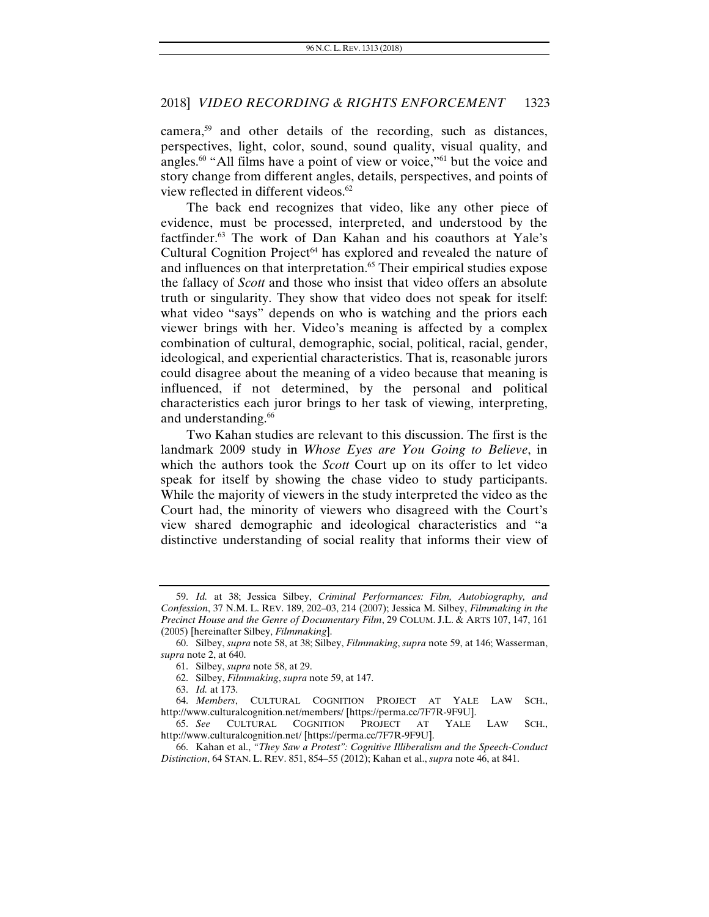camera,[59] and other details of the recording, such as distances, perspectives, light, color, sound, sound quality, visual quality, and angles.[60] "All films have a point of view or voice,"[61] but the voice and story change from different angles, details, perspectives, and points of view reflected in different videos.[62]

The back end recognizes that video, like any other piece of evidence, must be processed, interpreted, and understood by the factfinder.[63] The work of Dan Kahan and his coauthors at Yale's Cultural Cognition Project[64] has explored and revealed the nature of and influences on that interpretation.[65] Their empirical studies expose the fallacy of *Scott* and those who insist that video offers an absolute truth or singularity. They show that video does not speak for itself: what video "says" depends on who is watching and the priors each viewer brings with her. Video's meaning is affected by a complex combination of cultural, demographic, social, political, racial, gender, ideological, and experiential characteristics. That is, reasonable jurors could disagree about the meaning of a video because that meaning is influenced, if not determined, by the personal and political characteristics each juror brings to her task of viewing, interpreting, and understanding.[66]

Two Kahan studies are relevant to this discussion. The first is the landmark 2009 study in *Whose Eyes are You Going to Believe*, in which the authors took the *Scott* Court up on its offer to let video speak for itself by showing the chase video to study participants. While the majority of viewers in the study interpreted the video as the Court had, the minority of viewers who disagreed with the Court's view shared demographic and ideological characteristics and "a distinctive understanding of social reality that informs their view of

---

59. *Id.* at 38; Jessica Silbey, *Criminal Performances: Film, Autobiography, and Confession*, 37 N.M. L. REV. 189, 202–03, 214 (2007); Jessica M. Silbey, *Filmmaking in the Precinct House and the Genre of Documentary Film*, 29 COLUM. J.L. & ARTS 107, 147, 161 (2005) [hereinafter Silbey, *Filmmaking*].

60. Silbey, *supra* note 58, at 38; Silbey, *Filmmaking*, *supra* note 59, at 146; Wasserman, *supra* note 2, at 640.

61. Silbey, *supra* note 58, at 29.

62. Silbey, *Filmmaking*, *supra* note 59, at 147.

63. *Id.* at 173.

64. *Members*, CULTURAL COGNITION PROJECT AT YALE LAW SCH., http://www.culturalcognition.net/members/ [https://perma.cc/7F7R-9F9U].

65. *See* CULTURAL COGNITION PROJECT AT YALE LAW SCH., http://www.culturalcognition.net/ [https://perma.cc/7F7R-9F9U].

66. Kahan et al., *"They Saw a Protest": Cognitive Illiberalism and the Speech-Conduct Distinction*, 64 STAN. L. REV. 851, 854–55 (2012); Kahan et al., *supra* note 46, at 841.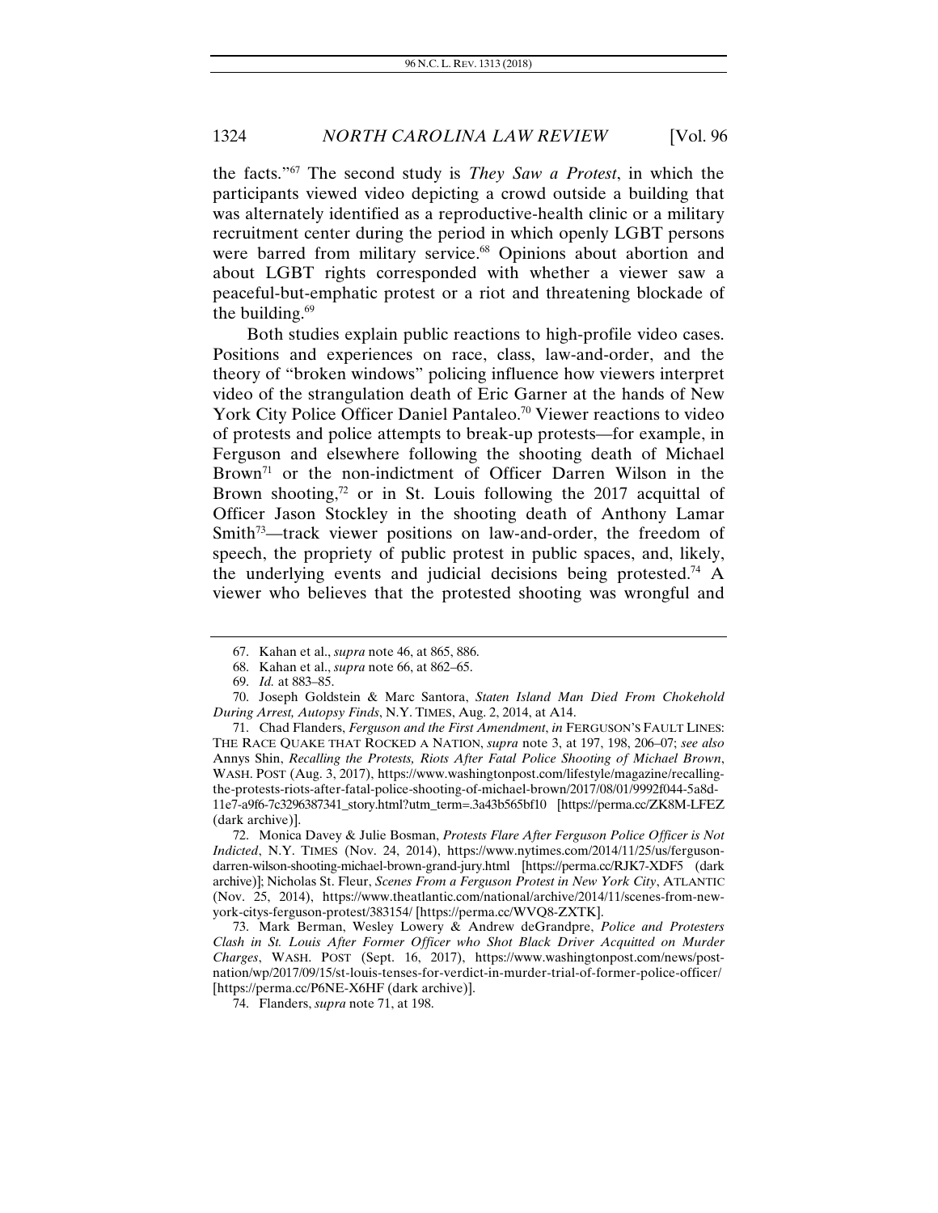the facts."[67] The second study is *They Saw a Protest*, in which the participants viewed video depicting a crowd outside a building that was alternately identified as a reproductive-health clinic or a military recruitment center during the period in which openly LGBT persons were barred from military service.[68] Opinions about abortion and about LGBT rights corresponded with whether a viewer saw a peaceful-but-emphatic protest or a riot and threatening blockade of the building.[69]

Both studies explain public reactions to high-profile video cases. Positions and experiences on race, class, law-and-order, and the theory of "broken windows" policing influence how viewers interpret video of the strangulation death of Eric Garner at the hands of New York City Police Officer Daniel Pantaleo.[70] Viewer reactions to video of protests and police attempts to break-up protests—for example, in Ferguson and elsewhere following the shooting death of Michael Brown[71] or the non-indictment of Officer Darren Wilson in the Brown shooting,[72] or in St. Louis following the 2017 acquittal of Officer Jason Stockley in the shooting death of Anthony Lamar Smith[73]—track viewer positions on law-and-order, the freedom of speech, the propriety of public protest in public spaces, and, likely, the underlying events and judicial decisions being protested.[74] A viewer who believes that the protested shooting was wrongful and

---

67. Kahan et al., *supra* note 46, at 865, 886.

68. Kahan et al., *supra* note 66, at 862–65.

69. *Id.* at 883–85.

70. Joseph Goldstein & Marc Santora, *Staten Island Man Died From Chokehold During Arrest, Autopsy Finds*, N.Y. TIMES, Aug. 2, 2014, at A14.

71. Chad Flanders, *Ferguson and the First Amendment*, *in* FERGUSON'S FAULT LINES: THE RACE QUAKE THAT ROCKED A NATION, *supra* note 3, at 197, 198, 206–07; *see also* Annys Shin, *Recalling the Protests, Riots After Fatal Police Shooting of Michael Brown*, WASH. POST (Aug. 3, 2017), https://www.washingtonpost.com/lifestyle/magazine/recalling-the-protests-riots-after-fatal-police-shooting-of-michael-brown/2017/08/01/9992f044-5a8d-11e7-a9f6-7c3296387341_story.html?utm_term=.3a43b565bf10 [https://perma.cc/ZK8M-LFEZ (dark archive)].

72. Monica Davey & Julie Bosman, *Protests Flare After Ferguson Police Officer is Not Indicted*, N.Y. TIMES (Nov. 24, 2014), https://www.nytimes.com/2014/11/25/us/ferguson-darren-wilson-shooting-michael-brown-grand-jury.html [https://perma.cc/RJK7-XDF5 (dark archive)]; Nicholas St. Fleur, *Scenes From a Ferguson Protest in New York City*, ATLANTIC (Nov. 25, 2014), https://www.theatlantic.com/national/archive/2014/11/scenes-from-new-york-citys-ferguson-protest/383154/ [https://perma.cc/WVQ8-ZXTK].

73. Mark Berman, Wesley Lowery & Andrew deGrandpre, *Police and Protesters Clash in St. Louis After Former Officer who Shot Black Driver Acquitted on Murder Charges*, WASH. POST (Sept. 16, 2017), https://www.washingtonpost.com/news/post-nation/wp/2017/09/15/st-louis-tenses-for-verdict-in-murder-trial-of-former-police-officer/ [https://perma.cc/P6NE-X6HF (dark archive)].

74. Flanders, *supra* note 71, at 198.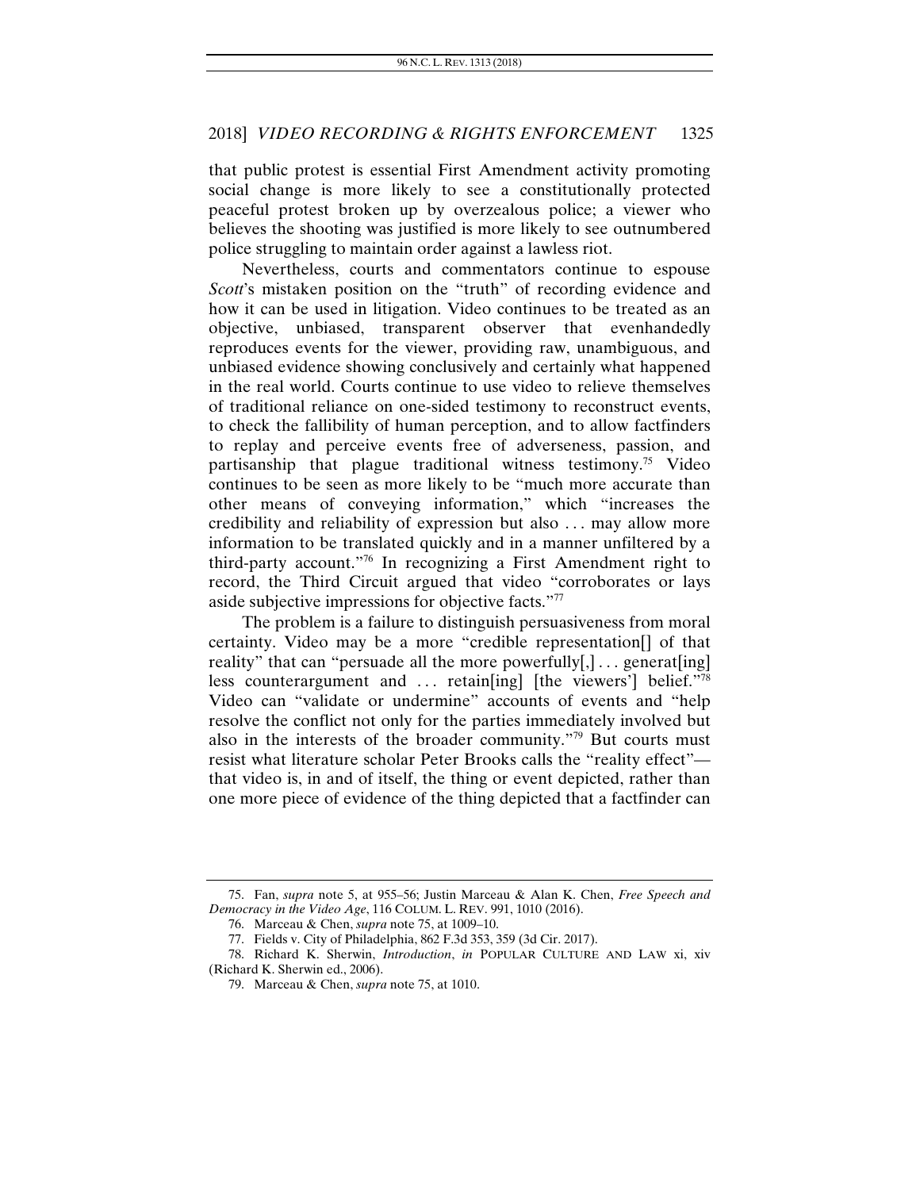that public protest is essential First Amendment activity promoting social change is more likely to see a constitutionally protected peaceful protest broken up by overzealous police; a viewer who believes the shooting was justified is more likely to see outnumbered police struggling to maintain order against a lawless riot.

Nevertheless, courts and commentators continue to espouse *Scott*'s mistaken position on the "truth" of recording evidence and how it can be used in litigation. Video continues to be treated as an objective, unbiased, transparent observer that evenhandedly reproduces events for the viewer, providing raw, unambiguous, and unbiased evidence showing conclusively and certainly what happened in the real world. Courts continue to use video to relieve themselves of traditional reliance on one-sided testimony to reconstruct events, to check the fallibility of human perception, and to allow factfinders to replay and perceive events free of adverseness, passion, and partisanship that plague traditional witness testimony.[75] Video continues to be seen as more likely to be "much more accurate than other means of conveying information," which "increases the credibility and reliability of expression but also . . . may allow more information to be translated quickly and in a manner unfiltered by a third-party account."[76] In recognizing a First Amendment right to record, the Third Circuit argued that video "corroborates or lays aside subjective impressions for objective facts."[77]

The problem is a failure to distinguish persuasiveness from moral certainty. Video may be a more "credible representation[] of that reality" that can "persuade all the more powerfully[,] . . . generat[ing] less counterargument and . . . retain[ing] [the viewers'] belief."[78] Video can "validate or undermine" accounts of events and "help resolve the conflict not only for the parties immediately involved but also in the interests of the broader community."[79] But courts must resist what literature scholar Peter Brooks calls the "reality effect"—that video is, in and of itself, the thing or event depicted, rather than one more piece of evidence of the thing depicted that a factfinder can

---

75. Fan, *supra* note 5, at 955–56; Justin Marceau & Alan K. Chen, *Free Speech and Democracy in the Video Age*, 116 COLUM. L. REV. 991, 1010 (2016).

76. Marceau & Chen, *supra* note 75, at 1009–10.

77. Fields v. City of Philadelphia, 862 F.3d 353, 359 (3d Cir. 2017).

78. Richard K. Sherwin, *Introduction*, *in* POPULAR CULTURE AND LAW xi, xiv (Richard K. Sherwin ed., 2006).

79. Marceau & Chen, *supra* note 75, at 1010.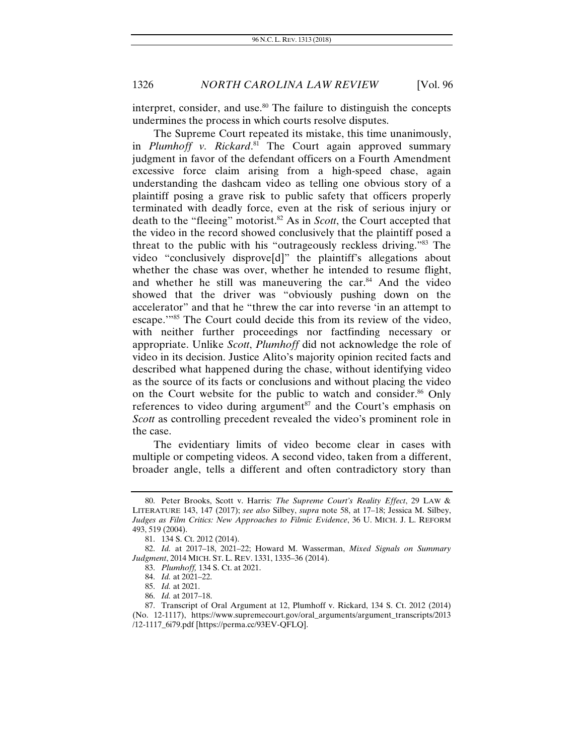interpret, consider, and use.[80] The failure to distinguish the concepts undermines the process in which courts resolve disputes.

The Supreme Court repeated its mistake, this time unanimously, in *Plumhoff v. Rickard*.[81] The Court again approved summary judgment in favor of the defendant officers on a Fourth Amendment excessive force claim arising from a high-speed chase, again understanding the dashcam video as telling one obvious story of a plaintiff posing a grave risk to public safety that officers properly terminated with deadly force, even at the risk of serious injury or death to the "fleeing" motorist.[82] As in *Scott*, the Court accepted that the video in the record showed conclusively that the plaintiff posed a threat to the public with his "outrageously reckless driving."[83] The video "conclusively disprove[d]" the plaintiff's allegations about whether the chase was over, whether he intended to resume flight, and whether he still was maneuvering the car.[84] And the video showed that the driver was "obviously pushing down on the accelerator" and that he "threw the car into reverse 'in an attempt to escape.'"[85] The Court could decide this from its review of the video, with neither further proceedings nor factfinding necessary or appropriate. Unlike *Scott*, *Plumhoff* did not acknowledge the role of video in its decision. Justice Alito's majority opinion recited facts and described what happened during the chase, without identifying video as the source of its facts or conclusions and without placing the video on the Court website for the public to watch and consider.[86] Only references to video during argument[87] and the Court's emphasis on *Scott* as controlling precedent revealed the video's prominent role in the case.

The evidentiary limits of video become clear in cases with multiple or competing videos. A second video, taken from a different, broader angle, tells a different and often contradictory story than

---

80. Peter Brooks, Scott v. Harris*: The Supreme Court's Reality Effect*, 29 LAW & LITERATURE 143, 147 (2017); *see also* Silbey, *supra* note 58, at 17–18; Jessica M. Silbey, *Judges as Film Critics: New Approaches to Filmic Evidence*, 36 U. MICH. J. L. REFORM 493, 519 (2004).

81. 134 S. Ct. 2012 (2014).

82. *Id.* at 2017–18, 2021–22; Howard M. Wasserman, *Mixed Signals on Summary Judgment*, 2014 MICH. ST. L. REV. 1331, 1335–36 (2014).

83. *Plumhoff,* 134 S. Ct. at 2021.

84. *Id.* at 2021–22.

85. *Id.* at 2021.

86. *Id.* at 2017–18.

87. Transcript of Oral Argument at 12, Plumhoff v. Rickard, 134 S. Ct. 2012 (2014) (No. 12-1117), https://www.supremecourt.gov/oral_arguments/argument_transcripts/2013/12-1117_6i79.pdf [https://perma.cc/93EV-QFLQ].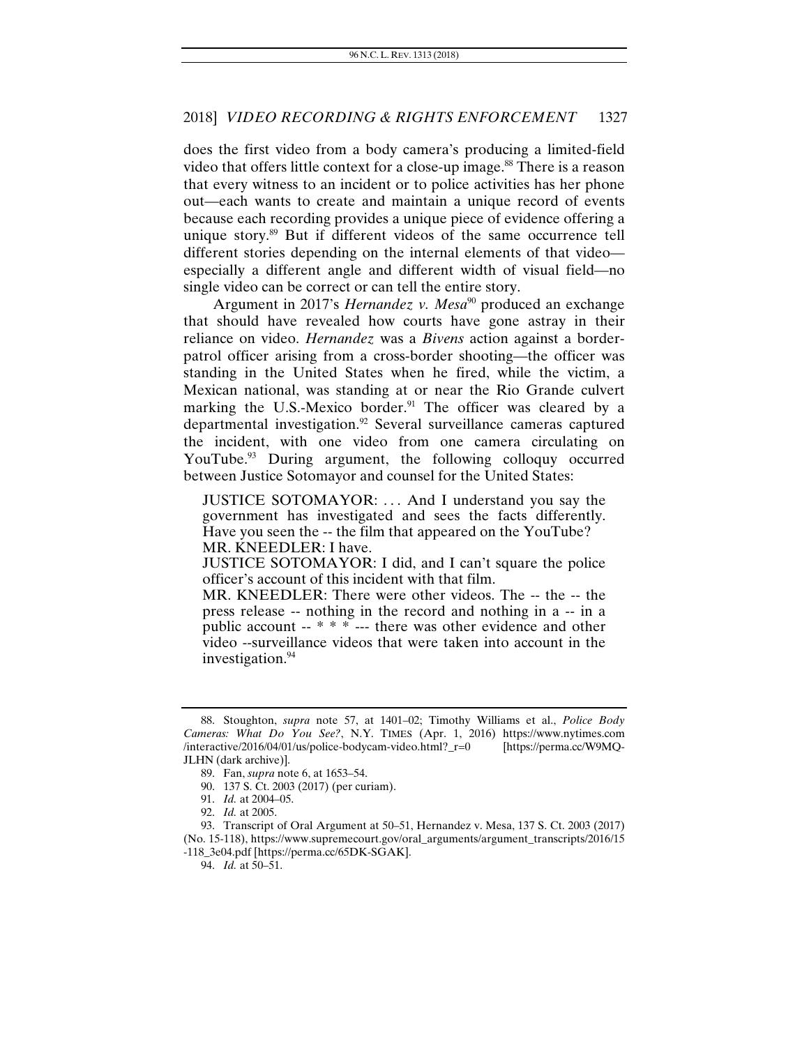does the first video from a body camera's producing a limited-field video that offers little context for a close-up image.[88] There is a reason that every witness to an incident or to police activities has her phone out—each wants to create and maintain a unique record of events because each recording provides a unique piece of evidence offering a unique story.[89] But if different videos of the same occurrence tell different stories depending on the internal elements of that video—especially a different angle and different width of visual field—no single video can be correct or can tell the entire story.

Argument in 2017's *Hernandez v. Mesa*[90] produced an exchange that should have revealed how courts have gone astray in their reliance on video. *Hernandez* was a *Bivens* action against a border-patrol officer arising from a cross-border shooting—the officer was standing in the United States when he fired, while the victim, a Mexican national, was standing at or near the Rio Grande culvert marking the U.S.-Mexico border.[91] The officer was cleared by a departmental investigation.[92] Several surveillance cameras captured the incident, with one video from one camera circulating on YouTube.[93] During argument, the following colloquy occurred between Justice Sotomayor and counsel for the United States:

> JUSTICE SOTOMAYOR: . . . And I understand you say the government has investigated and sees the facts differently. Have you seen the -- the film that appeared on the YouTube?
> MR. KNEEDLER: I have.
> JUSTICE SOTOMAYOR: I did, and I can't square the police officer's account of this incident with that film.
> MR. KNEEDLER: There were other videos. The -- the -- the press release -- nothing in the record and nothing in a -- in a public account -- * * * --- there was other evidence and other video --surveillance videos that were taken into account in the investigation.[94]

---

88. Stoughton, *supra* note 57, at 1401–02; Timothy Williams et al., *Police Body Cameras: What Do You See?*, N.Y. TIMES (Apr. 1, 2016) https://www.nytimes.com/interactive/2016/04/01/us/police-bodycam-video.html?_r=0 [https://perma.cc/W9MQ-JLHN (dark archive)].

89. Fan, *supra* note 6, at 1653–54.

90. 137 S. Ct. 2003 (2017) (per curiam).

91. *Id.* at 2004–05.

92. *Id.* at 2005.

93. Transcript of Oral Argument at 50–51, Hernandez v. Mesa, 137 S. Ct. 2003 (2017) (No. 15-118), https://www.supremecourt.gov/oral_arguments/argument_transcripts/2016/15-118_3e04.pdf [https://perma.cc/65DK-SGAK].

94. *Id.* at 50–51.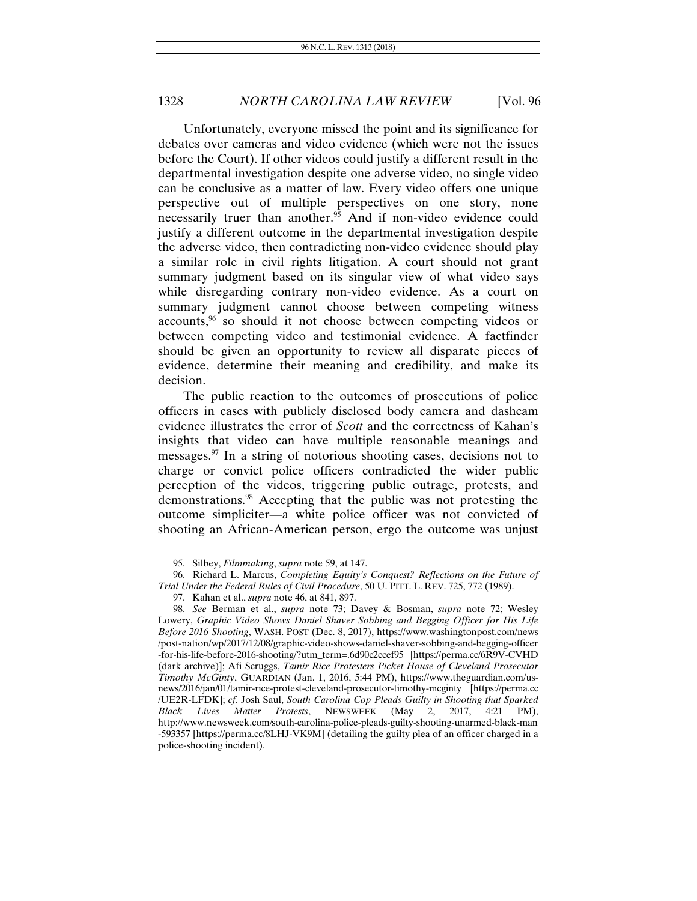Unfortunately, everyone missed the point and its significance for debates over cameras and video evidence (which were not the issues before the Court). If other videos could justify a different result in the departmental investigation despite one adverse video, no single video can be conclusive as a matter of law. Every video offers one unique perspective out of multiple perspectives on one story, none necessarily truer than another.[95] And if non-video evidence could justify a different outcome in the departmental investigation despite the adverse video, then contradicting non-video evidence should play a similar role in civil rights litigation. A court should not grant summary judgment based on its singular view of what video says while disregarding contrary non-video evidence. As a court on summary judgment cannot choose between competing witness accounts,[96] so should it not choose between competing videos or between competing video and testimonial evidence. A factfinder should be given an opportunity to review all disparate pieces of evidence, determine their meaning and credibility, and make its decision.

The public reaction to the outcomes of prosecutions of police officers in cases with publicly disclosed body camera and dashcam evidence illustrates the error of *Scott* and the correctness of Kahan's insights that video can have multiple reasonable meanings and messages.[97] In a string of notorious shooting cases, decisions not to charge or convict police officers contradicted the wider public perception of the videos, triggering public outrage, protests, and demonstrations.[98] Accepting that the public was not protesting the outcome simpliciter—a white police officer was not convicted of shooting an African-American person, ergo the outcome was unjust

---

95. Silbey, *Filmmaking*, *supra* note 59, at 147.

96. Richard L. Marcus, *Completing Equity's Conquest? Reflections on the Future of Trial Under the Federal Rules of Civil Procedure*, 50 U. PITT. L. REV. 725, 772 (1989).

97. Kahan et al., *supra* note 46, at 841, 897.

98. *See* Berman et al., *supra* note 73; Davey & Bosman, *supra* note 72; Wesley Lowery, *Graphic Video Shows Daniel Shaver Sobbing and Begging Officer for His Life Before 2016 Shooting*, WASH. POST (Dec. 8, 2017), https://www.washingtonpost.com/news/post-nation/wp/2017/12/08/graphic-video-shows-daniel-shaver-sobbing-and-begging-officer-for-his-life-before-2016-shooting/?utm_term=.6d90c2ccef95 [https://perma.cc/6R9V-CVHD (dark archive)]; Afi Scruggs, *Tamir Rice Protesters Picket House of Cleveland Prosecutor Timothy McGinty*, GUARDIAN (Jan. 1, 2016, 5:44 PM), https://www.theguardian.com/us-news/2016/jan/01/tamir-rice-protest-cleveland-prosecutor-timothy-mcginty [https://perma.cc/UE2R-LFDK]; *cf.* Josh Saul, *South Carolina Cop Pleads Guilty in Shooting that Sparked Black Lives Matter Protests*, NEWSWEEK (May 2, 2017, 4:21 PM), http://www.newsweek.com/south-carolina-police-pleads-guilty-shooting-unarmed-black-man-593357 [https://perma.cc/8LHJ-VK9M] (detailing the guilty plea of an officer charged in a police-shooting incident).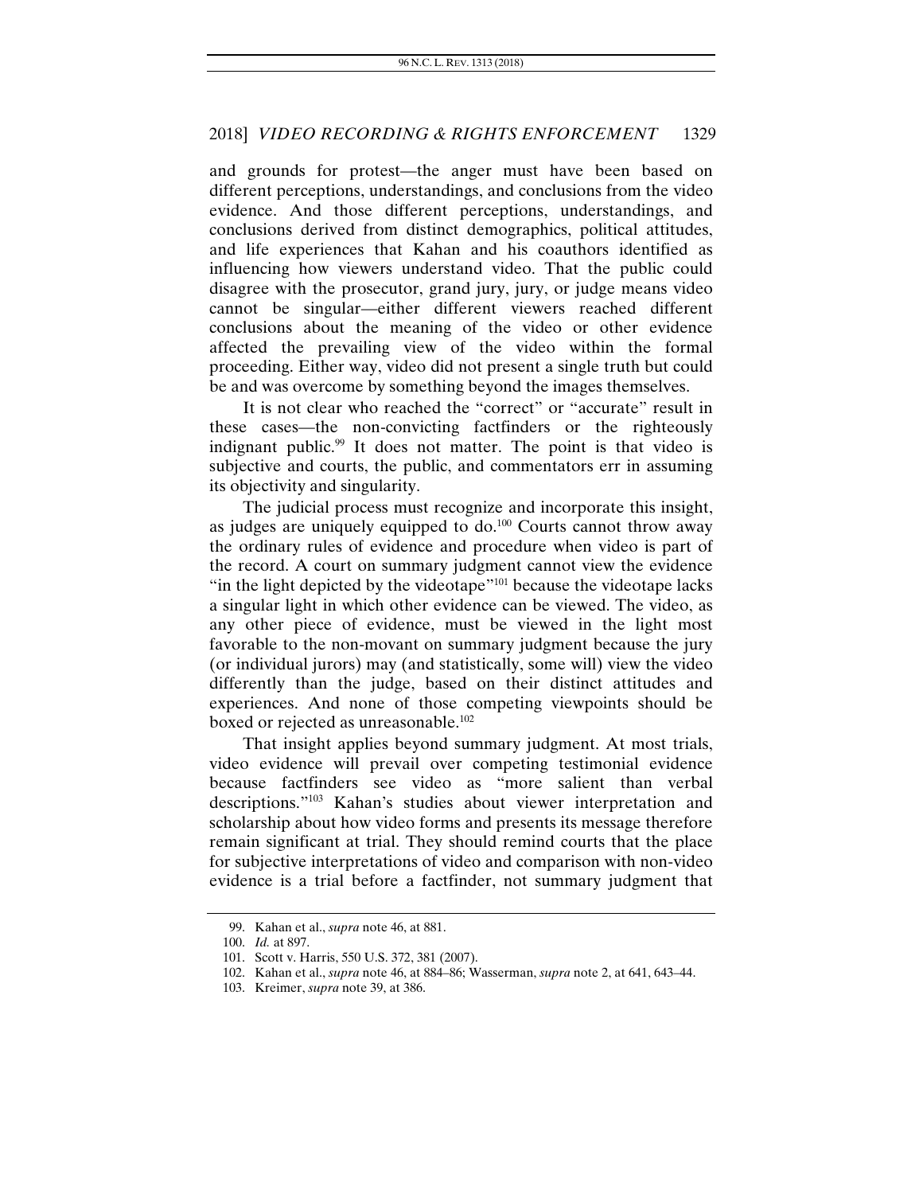and grounds for protest—the anger must have been based on different perceptions, understandings, and conclusions from the video evidence. And those different perceptions, understandings, and conclusions derived from distinct demographics, political attitudes, and life experiences that Kahan and his coauthors identified as influencing how viewers understand video. That the public could disagree with the prosecutor, grand jury, jury, or judge means video cannot be singular—either different viewers reached different conclusions about the meaning of the video or other evidence affected the prevailing view of the video within the formal proceeding. Either way, video did not present a single truth but could be and was overcome by something beyond the images themselves.

It is not clear who reached the "correct" or "accurate" result in these cases—the non-convicting factfinders or the righteously indignant public.[99] It does not matter. The point is that video is subjective and courts, the public, and commentators err in assuming its objectivity and singularity.

The judicial process must recognize and incorporate this insight, as judges are uniquely equipped to do.[100] Courts cannot throw away the ordinary rules of evidence and procedure when video is part of the record. A court on summary judgment cannot view the evidence "in the light depicted by the videotape"[101] because the videotape lacks a singular light in which other evidence can be viewed. The video, as any other piece of evidence, must be viewed in the light most favorable to the non-movant on summary judgment because the jury (or individual jurors) may (and statistically, some will) view the video differently than the judge, based on their distinct attitudes and experiences. And none of those competing viewpoints should be boxed or rejected as unreasonable.[102]

That insight applies beyond summary judgment. At most trials, video evidence will prevail over competing testimonial evidence because factfinders see video as "more salient than verbal descriptions."[103] Kahan's studies about viewer interpretation and scholarship about how video forms and presents its message therefore remain significant at trial. They should remind courts that the place for subjective interpretations of video and comparison with non-video evidence is a trial before a factfinder, not summary judgment that

---

99. Kahan et al., *supra* note 46, at 881.

100. *Id.* at 897.

101. Scott v. Harris, 550 U.S. 372, 381 (2007).

102. Kahan et al., *supra* note 46, at 884–86; Wasserman, *supra* note 2, at 641, 643–44.

103. Kreimer, *supra* note 39, at 386.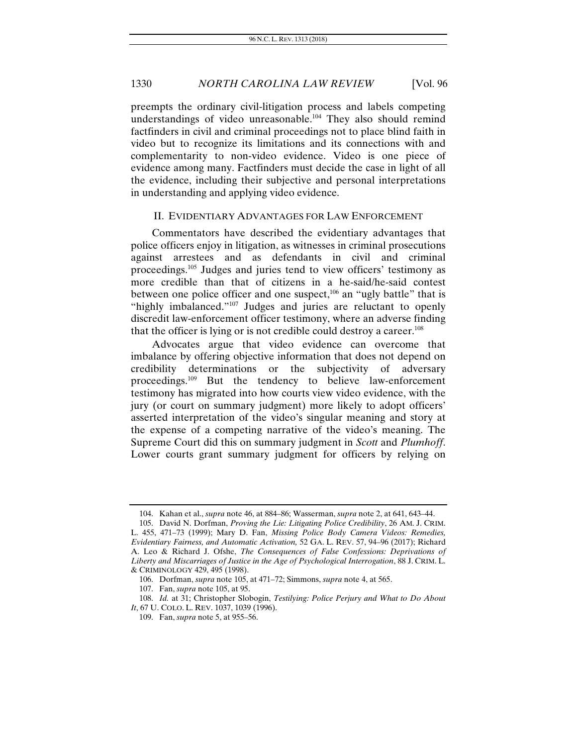preempts the ordinary civil-litigation process and labels competing understandings of video unreasonable.[104] They also should remind factfinders in civil and criminal proceedings not to place blind faith in video but to recognize its limitations and its connections with and complementarity to non-video evidence. Video is one piece of evidence among many. Factfinders must decide the case in light of all the evidence, including their subjective and personal interpretations in understanding and applying video evidence.

## II. EVIDENTIARY ADVANTAGES FOR LAW ENFORCEMENT

Commentators have described the evidentiary advantages that police officers enjoy in litigation, as witnesses in criminal prosecutions against arrestees and as defendants in civil and criminal proceedings.[105] Judges and juries tend to view officers' testimony as more credible than that of citizens in a he-said/he-said contest between one police officer and one suspect,[106] an "ugly battle" that is "highly imbalanced."[107] Judges and juries are reluctant to openly discredit law-enforcement officer testimony, where an adverse finding that the officer is lying or is not credible could destroy a career.[108]

Advocates argue that video evidence can overcome that imbalance by offering objective information that does not depend on credibility determinations or the subjectivity of adversary proceedings.[109] But the tendency to believe law-enforcement testimony has migrated into how courts view video evidence, with the jury (or court on summary judgment) more likely to adopt officers' asserted interpretation of the video's singular meaning and story at the expense of a competing narrative of the video's meaning. The Supreme Court did this on summary judgment in *Scott* and *Plumhoff*. Lower courts grant summary judgment for officers by relying on

---

104. Kahan et al., *supra* note 46, at 884–86; Wasserman, *supra* note 2, at 641, 643–44.

105. David N. Dorfman, *Proving the Lie: Litigating Police Credibility*, 26 AM. J. CRIM. L. 455, 471–73 (1999); Mary D. Fan, *Missing Police Body Camera Videos: Remedies, Evidentiary Fairness, and Automatic Activation,* 52 GA. L. REV. 57, 94–96 (2017); Richard A. Leo & Richard J. Ofshe, *The Consequences of False Confessions: Deprivations of Liberty and Miscarriages of Justice in the Age of Psychological Interrogation*, 88 J. CRIM. L. & CRIMINOLOGY 429, 495 (1998).

106. Dorfman, *supra* note 105, at 471–72; Simmons, *supra* note 4, at 565.

107. Fan, *supra* note 105, at 95.

108. *Id.* at 31; Christopher Slobogin, *Testilying: Police Perjury and What to Do About It*, 67 U. COLO. L. REV. 1037, 1039 (1996).

109. Fan, *supra* note 5, at 955–56.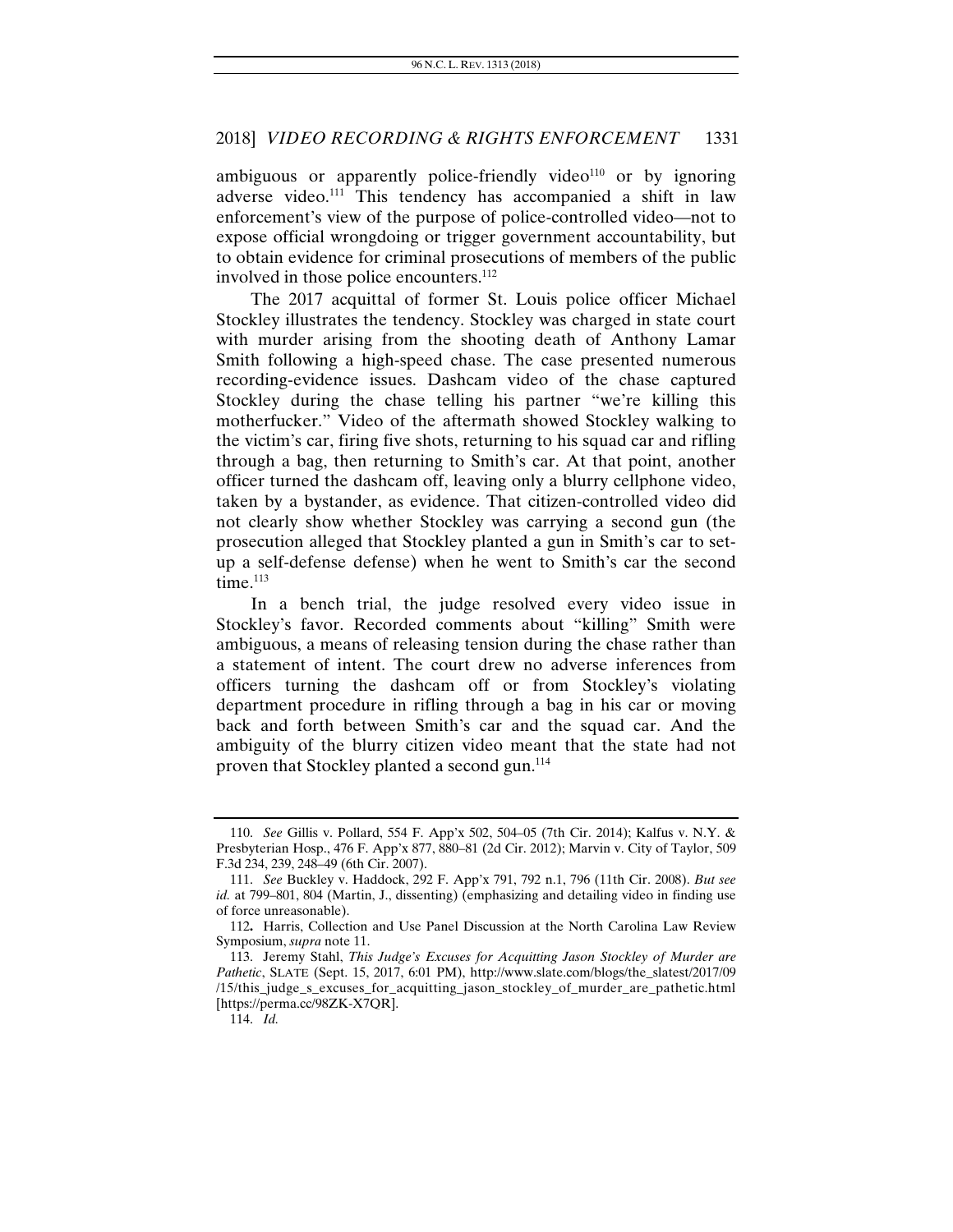ambiguous or apparently police-friendly video[110] or by ignoring adverse video.[111] This tendency has accompanied a shift in law enforcement's view of the purpose of police-controlled video—not to expose official wrongdoing or trigger government accountability, but to obtain evidence for criminal prosecutions of members of the public involved in those police encounters.[112]

The 2017 acquittal of former St. Louis police officer Michael Stockley illustrates the tendency. Stockley was charged in state court with murder arising from the shooting death of Anthony Lamar Smith following a high-speed chase. The case presented numerous recording-evidence issues. Dashcam video of the chase captured Stockley during the chase telling his partner "we're killing this motherfucker." Video of the aftermath showed Stockley walking to the victim's car, firing five shots, returning to his squad car and rifling through a bag, then returning to Smith's car. At that point, another officer turned the dashcam off, leaving only a blurry cellphone video, taken by a bystander, as evidence. That citizen-controlled video did not clearly show whether Stockley was carrying a second gun (the prosecution alleged that Stockley planted a gun in Smith's car to set-up a self-defense defense) when he went to Smith's car the second time.[113]

In a bench trial, the judge resolved every video issue in Stockley's favor. Recorded comments about "killing" Smith were ambiguous, a means of releasing tension during the chase rather than a statement of intent. The court drew no adverse inferences from officers turning the dashcam off or from Stockley's violating department procedure in rifling through a bag in his car or moving back and forth between Smith's car and the squad car. And the ambiguity of the blurry citizen video meant that the state had not proven that Stockley planted a second gun.[114]

---

110. *See* Gillis v. Pollard, 554 F. App'x 502, 504–05 (7th Cir. 2014); Kalfus v. N.Y. & Presbyterian Hosp., 476 F. App'x 877, 880–81 (2d Cir. 2012); Marvin v. City of Taylor, 509 F.3d 234, 239, 248–49 (6th Cir. 2007).

111. *See* Buckley v. Haddock, 292 F. App'x 791, 792 n.1, 796 (11th Cir. 2008). *But see id.* at 799–801, 804 (Martin, J., dissenting) (emphasizing and detailing video in finding use of force unreasonable).

112. Harris, Collection and Use Panel Discussion at the North Carolina Law Review Symposium, *supra* note 11.

113. Jeremy Stahl, *This Judge's Excuses for Acquitting Jason Stockley of Murder are Pathetic*, SLATE (Sept. 15, 2017, 6:01 PM), http://www.slate.com/blogs/the_slatest/2017/09/15/this_judge_s_excuses_for_acquitting_jason_stockley_of_murder_are_pathetic.html [https://perma.cc/98ZK-X7QR].

114. *Id.*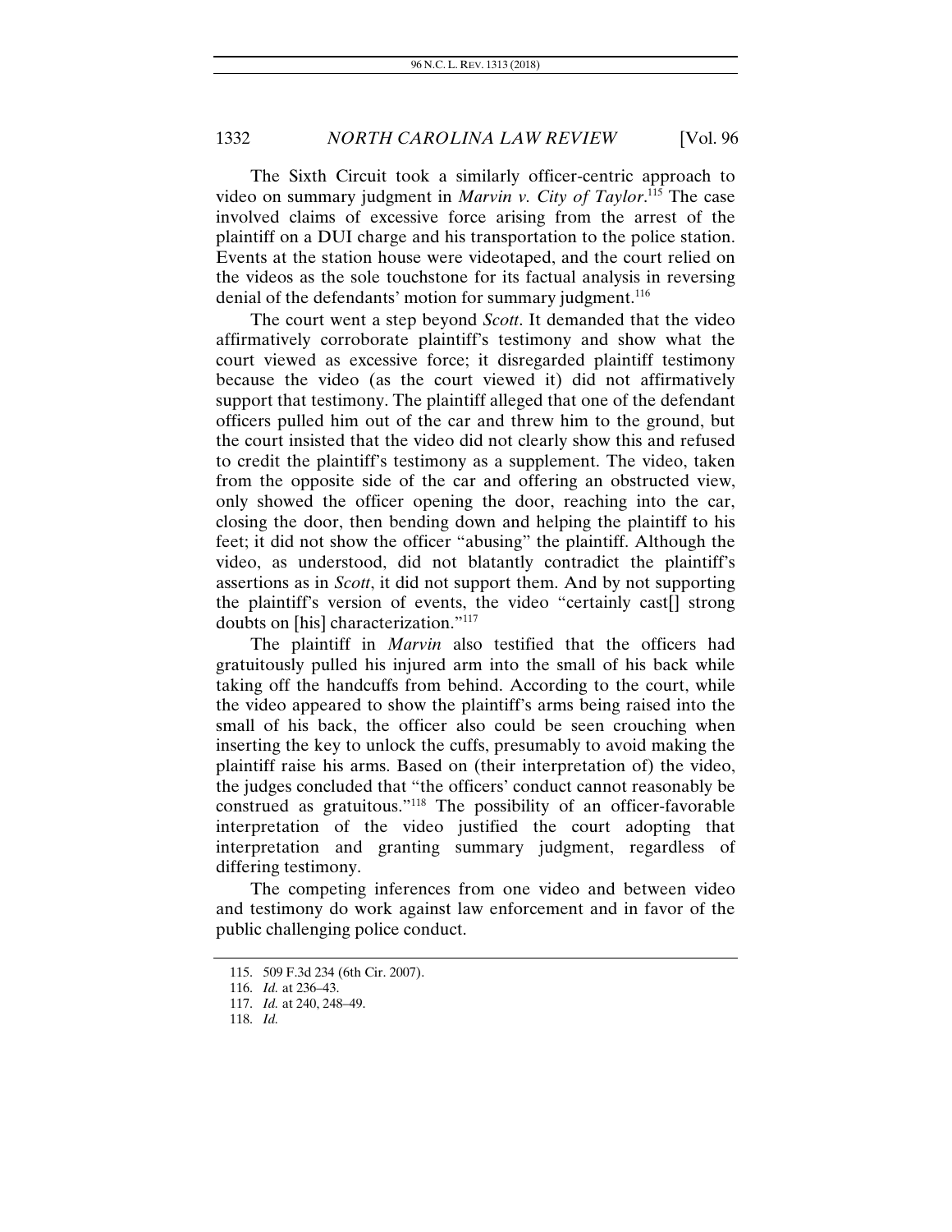The Sixth Circuit took a similarly officer-centric approach to video on summary judgment in *Marvin v. City of Taylor*.[115] The case involved claims of excessive force arising from the arrest of the plaintiff on a DUI charge and his transportation to the police station. Events at the station house were videotaped, and the court relied on the videos as the sole touchstone for its factual analysis in reversing denial of the defendants' motion for summary judgment.[116]

The court went a step beyond *Scott*. It demanded that the video affirmatively corroborate plaintiff's testimony and show what the court viewed as excessive force; it disregarded plaintiff testimony because the video (as the court viewed it) did not affirmatively support that testimony. The plaintiff alleged that one of the defendant officers pulled him out of the car and threw him to the ground, but the court insisted that the video did not clearly show this and refused to credit the plaintiff's testimony as a supplement. The video, taken from the opposite side of the car and offering an obstructed view, only showed the officer opening the door, reaching into the car, closing the door, then bending down and helping the plaintiff to his feet; it did not show the officer "abusing" the plaintiff. Although the video, as understood, did not blatantly contradict the plaintiff's assertions as in *Scott*, it did not support them. And by not supporting the plaintiff's version of events, the video "certainly cast[] strong doubts on [his] characterization."[117]

The plaintiff in *Marvin* also testified that the officers had gratuitously pulled his injured arm into the small of his back while taking off the handcuffs from behind. According to the court, while the video appeared to show the plaintiff's arms being raised into the small of his back, the officer also could be seen crouching when inserting the key to unlock the cuffs, presumably to avoid making the plaintiff raise his arms. Based on (their interpretation of) the video, the judges concluded that "the officers' conduct cannot reasonably be construed as gratuitous."[118] The possibility of an officer-favorable interpretation of the video justified the court adopting that interpretation and granting summary judgment, regardless of differing testimony.

The competing inferences from one video and between video and testimony do work against law enforcement and in favor of the public challenging police conduct.

115. 509 F.3d 234 (6th Cir. 2007).

116. *Id.* at 236–43.

117. *Id.* at 240, 248–49.

118. *Id.*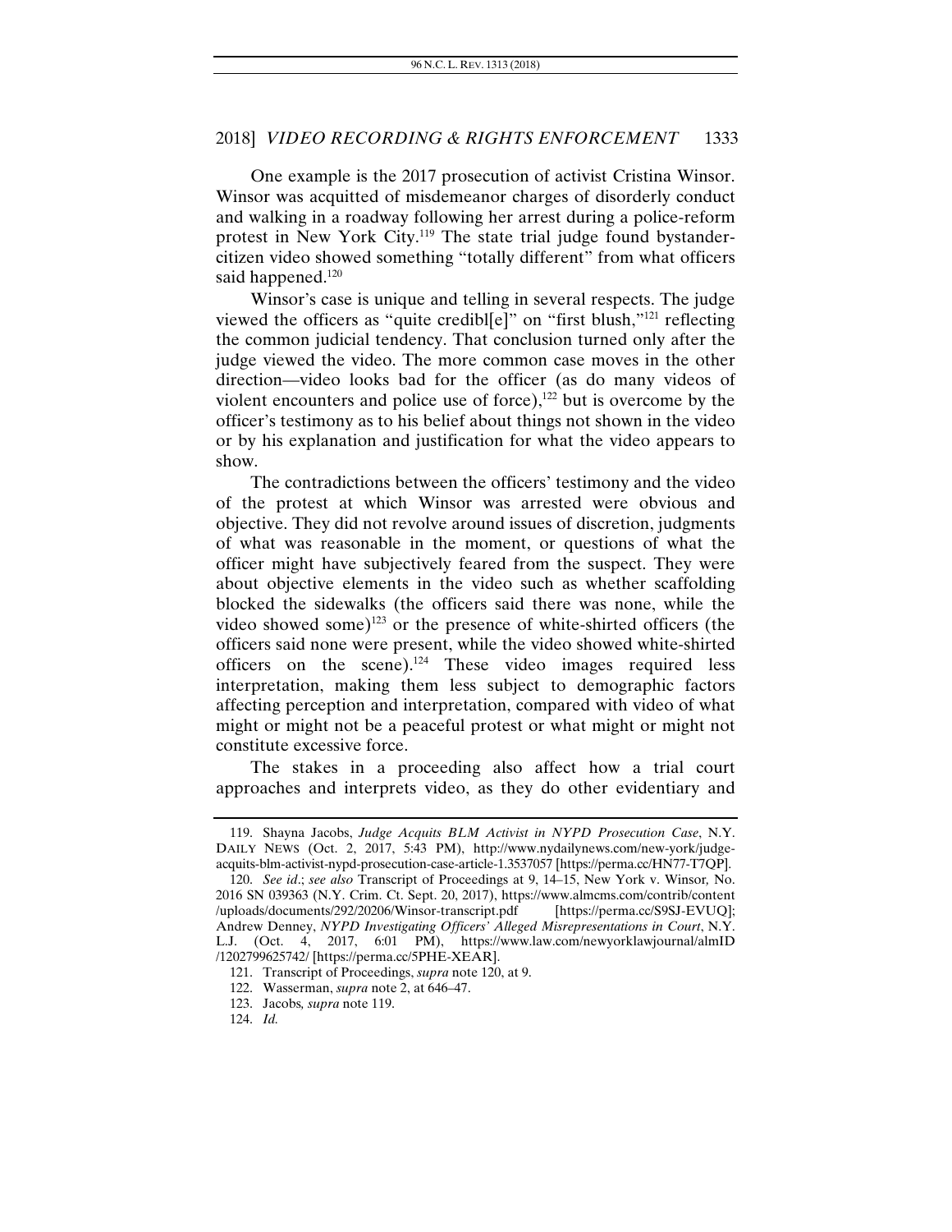One example is the 2017 prosecution of activist Cristina Winsor. Winsor was acquitted of misdemeanor charges of disorderly conduct and walking in a roadway following her arrest during a police-reform protest in New York City.[119] The state trial judge found bystander-citizen video showed something "totally different" from what officers said happened.[120]

Winsor's case is unique and telling in several respects. The judge viewed the officers as "quite credibl[e]" on "first blush,"[121] reflecting the common judicial tendency. That conclusion turned only after the judge viewed the video. The more common case moves in the other direction—video looks bad for the officer (as do many videos of violent encounters and police use of force),[122] but is overcome by the officer's testimony as to his belief about things not shown in the video or by his explanation and justification for what the video appears to show.

The contradictions between the officers' testimony and the video of the protest at which Winsor was arrested were obvious and objective. They did not revolve around issues of discretion, judgments of what was reasonable in the moment, or questions of what the officer might have subjectively feared from the suspect. They were about objective elements in the video such as whether scaffolding blocked the sidewalks (the officers said there was none, while the video showed some)[123] or the presence of white-shirted officers (the officers said none were present, while the video showed white-shirted officers on the scene).[124] These video images required less interpretation, making them less subject to demographic factors affecting perception and interpretation, compared with video of what might or might not be a peaceful protest or what might or might not constitute excessive force.

The stakes in a proceeding also affect how a trial court approaches and interprets video, as they do other evidentiary and

---

119. Shayna Jacobs, *Judge Acquits BLM Activist in NYPD Prosecution Case*, N.Y. DAILY NEWS (Oct. 2, 2017, 5:43 PM), http://www.nydailynews.com/new-york/judge-acquits-blm-activist-nypd-prosecution-case-article-1.3537057 [https://perma.cc/HN77-T7QP].

120. *See id.*; *see also* Transcript of Proceedings at 9, 14–15, New York v. Winsor, No. 2016 SN 039363 (N.Y. Crim. Ct. Sept. 20, 2017), https://www.almcms.com/contrib/content/uploads/documents/292/20206/Winsor-transcript.pdf [https://perma.cc/S9SJ-EVUQ]; Andrew Denney, *NYPD Investigating Officers' Alleged Misrepresentations in Court*, N.Y. L.J. (Oct. 4, 2017, 6:01 PM), https://www.law.com/newyorklawjournal/almID/1202799625742/ [https://perma.cc/5PHE-XEAR].

121. Transcript of Proceedings, *supra* note 120, at 9.

122. Wasserman, *supra* note 2, at 646–47.

123. Jacobs, *supra* note 119.

124. *Id.*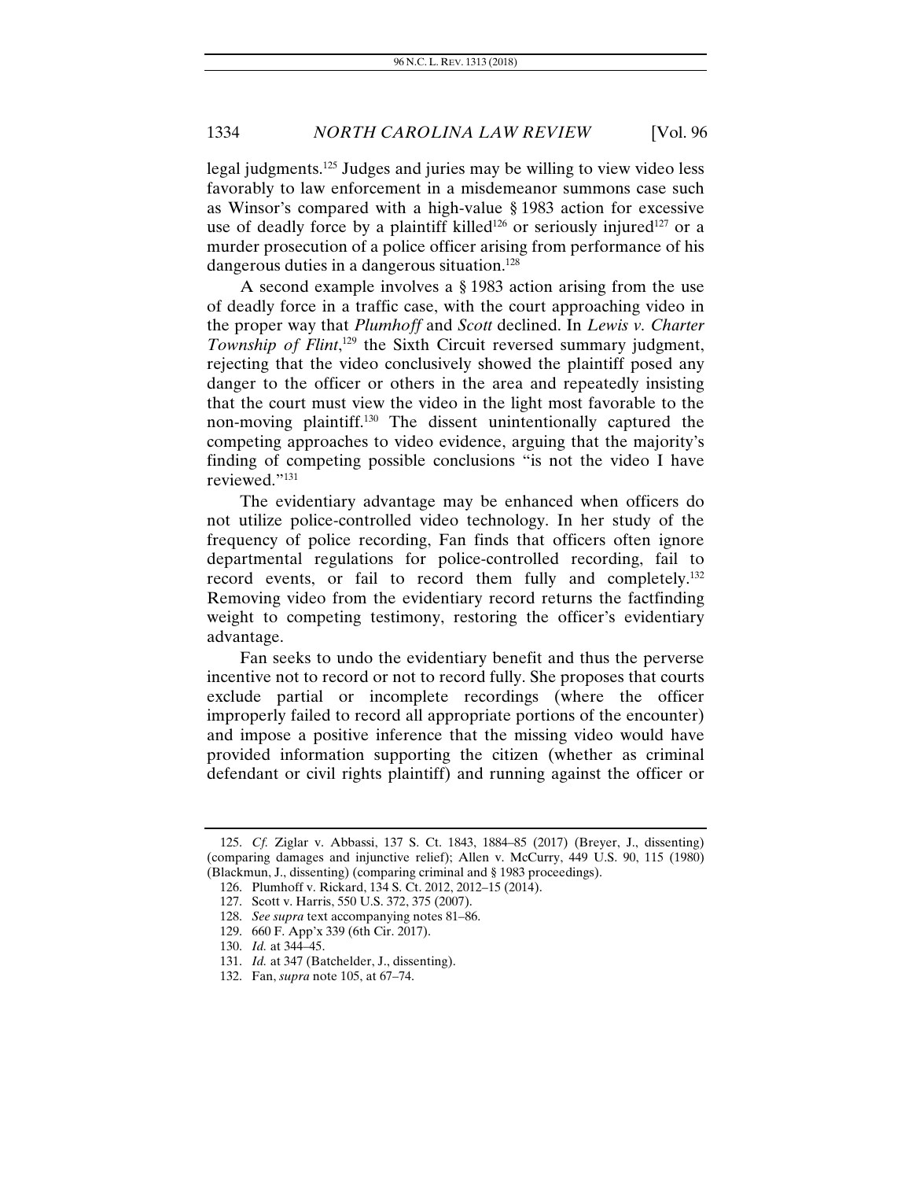legal judgments.[125] Judges and juries may be willing to view video less favorably to law enforcement in a misdemeanor summons case such as Winsor's compared with a high-value § 1983 action for excessive use of deadly force by a plaintiff killed[126] or seriously injured[127] or a murder prosecution of a police officer arising from performance of his dangerous duties in a dangerous situation.[128]

A second example involves a § 1983 action arising from the use of deadly force in a traffic case, with the court approaching video in the proper way that *Plumhoff* and *Scott* declined. In *Lewis v. Charter Township of Flint*,[129] the Sixth Circuit reversed summary judgment, rejecting that the video conclusively showed the plaintiff posed any danger to the officer or others in the area and repeatedly insisting that the court must view the video in the light most favorable to the non-moving plaintiff.[130] The dissent unintentionally captured the competing approaches to video evidence, arguing that the majority's finding of competing possible conclusions "is not the video I have reviewed."[131]

The evidentiary advantage may be enhanced when officers do not utilize police-controlled video technology. In her study of the frequency of police recording, Fan finds that officers often ignore departmental regulations for police-controlled recording, fail to record events, or fail to record them fully and completely.[132] Removing video from the evidentiary record returns the factfinding weight to competing testimony, restoring the officer's evidentiary advantage.

Fan seeks to undo the evidentiary benefit and thus the perverse incentive not to record or not to record fully. She proposes that courts exclude partial or incomplete recordings (where the officer improperly failed to record all appropriate portions of the encounter) and impose a positive inference that the missing video would have provided information supporting the citizen (whether as criminal defendant or civil rights plaintiff) and running against the officer or

---

125. *Cf.* Ziglar v. Abbassi, 137 S. Ct. 1843, 1884–85 (2017) (Breyer, J., dissenting) (comparing damages and injunctive relief); Allen v. McCurry, 449 U.S. 90, 115 (1980) (Blackmun, J., dissenting) (comparing criminal and § 1983 proceedings).

126. Plumhoff v. Rickard, 134 S. Ct. 2012, 2012–15 (2014).

127. Scott v. Harris, 550 U.S. 372, 375 (2007).

128. *See supra* text accompanying notes 81–86.

129. 660 F. App'x 339 (6th Cir. 2017).

130. *Id.* at 344–45.

131. *Id.* at 347 (Batchelder, J., dissenting).

132. Fan, *supra* note 105, at 67–74.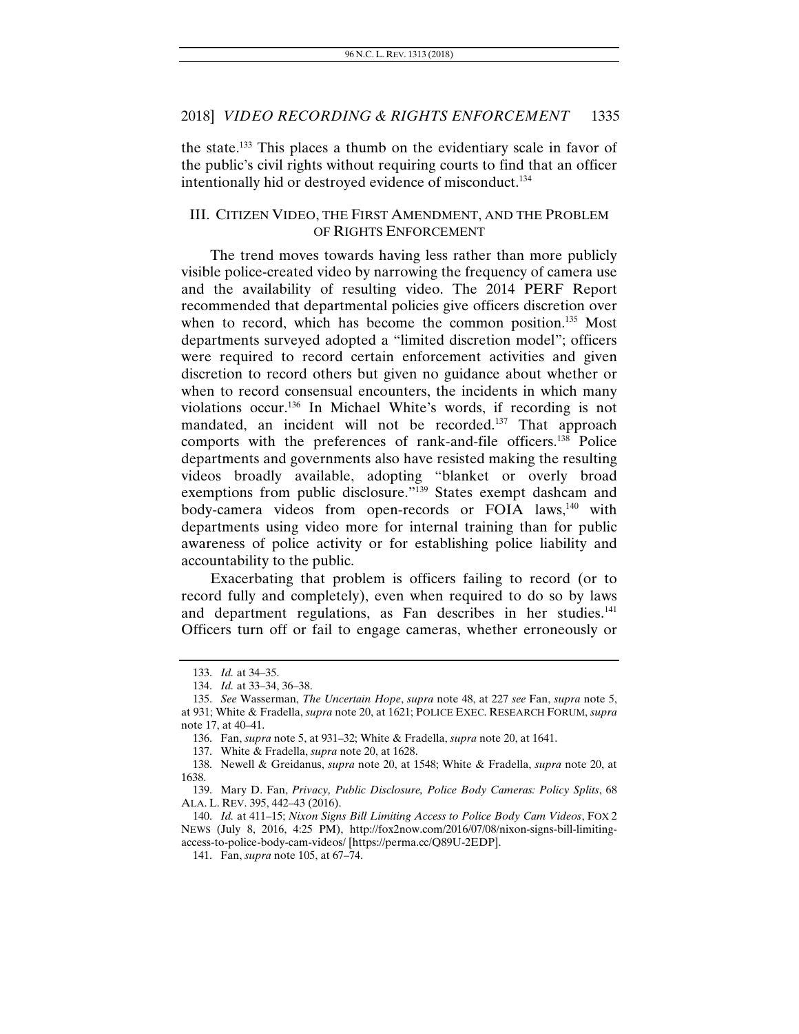the state.[133] This places a thumb on the evidentiary scale in favor of the public's civil rights without requiring courts to find that an officer intentionally hid or destroyed evidence of misconduct.[134]

## III. CITIZEN VIDEO, THE FIRST AMENDMENT, AND THE PROBLEM OF RIGHTS ENFORCEMENT

The trend moves towards having less rather than more publicly visible police-created video by narrowing the frequency of camera use and the availability of resulting video. The 2014 PERF Report recommended that departmental policies give officers discretion over when to record, which has become the common position.[135] Most departments surveyed adopted a "limited discretion model"; officers were required to record certain enforcement activities and given discretion to record others but given no guidance about whether or when to record consensual encounters, the incidents in which many violations occur.[136] In Michael White's words, if recording is not mandated, an incident will not be recorded.[137] That approach comports with the preferences of rank-and-file officers.[138] Police departments and governments also have resisted making the resulting videos broadly available, adopting "blanket or overly broad exemptions from public disclosure."[139] States exempt dashcam and body-camera videos from open-records or FOIA laws,[140] with departments using video more for internal training than for public awareness of police activity or for establishing police liability and accountability to the public.

Exacerbating that problem is officers failing to record (or to record fully and completely), even when required to do so by laws and department regulations, as Fan describes in her studies.[141] Officers turn off or fail to engage cameras, whether erroneously or

---

133. *Id.* at 34–35.

134. *Id.* at 33–34, 36–38.

135. *See* Wasserman, *The Uncertain Hope*, *supra* note 48, at 227 *see* Fan, *supra* note 5, at 931; White & Fradella, *supra* note 20, at 1621; POLICE EXEC. RESEARCH FORUM, *supra* note 17, at 40–41.

136. Fan, *supra* note 5, at 931–32; White & Fradella, *supra* note 20, at 1641.

137. White & Fradella, *supra* note 20, at 1628.

138. Newell & Greidanus, *supra* note 20, at 1548; White & Fradella, *supra* note 20, at 1638.

139. Mary D. Fan, *Privacy, Public Disclosure, Police Body Cameras: Policy Splits*, 68 ALA. L. REV. 395, 442–43 (2016).

140. *Id.* at 411–15; *Nixon Signs Bill Limiting Access to Police Body Cam Videos*, FOX 2 NEWS (July 8, 2016, 4:25 PM), http://fox2now.com/2016/07/08/nixon-signs-bill-limiting-access-to-police-body-cam-videos/ [https://perma.cc/Q89U-2EDP].

141. Fan, *supra* note 105, at 67–74.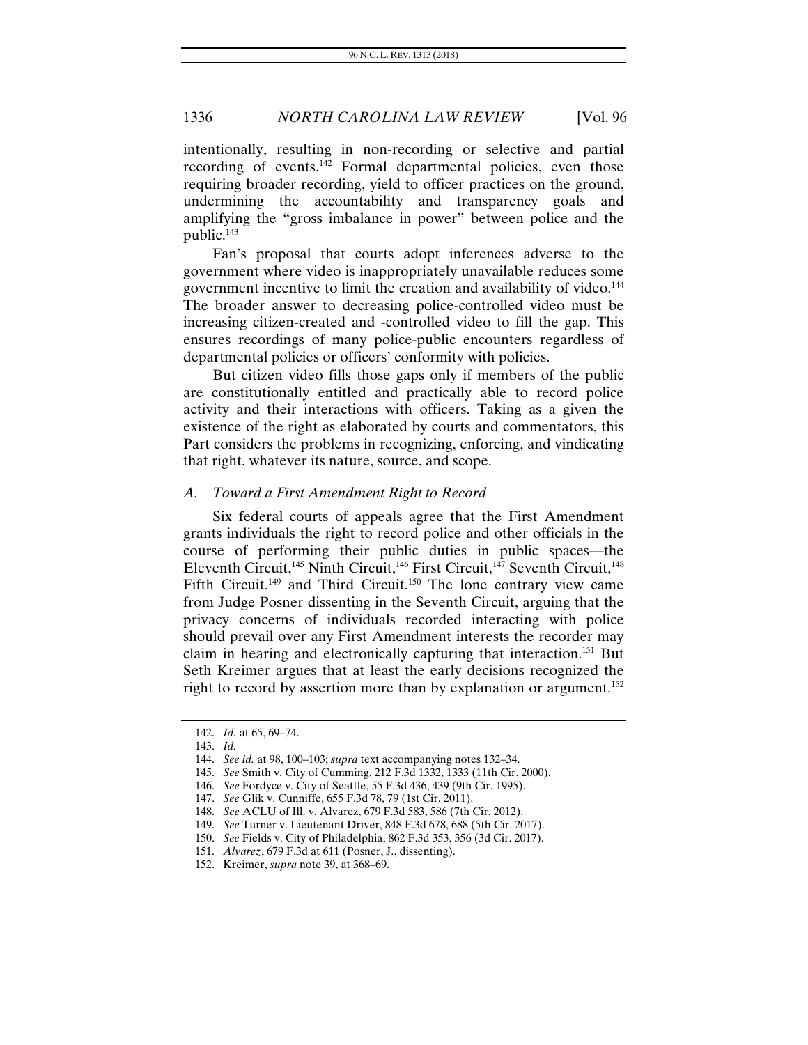intentionally, resulting in non-recording or selective and partial recording of events.[142] Formal departmental policies, even those requiring broader recording, yield to officer practices on the ground, undermining the accountability and transparency goals and amplifying the "gross imbalance in power" between police and the public.[143]

Fan's proposal that courts adopt inferences adverse to the government where video is inappropriately unavailable reduces some government incentive to limit the creation and availability of video.[144] The broader answer to decreasing police-controlled video must be increasing citizen-created and -controlled video to fill the gap. This ensures recordings of many police-public encounters regardless of departmental policies or officers' conformity with policies.

But citizen video fills those gaps only if members of the public are constitutionally entitled and practically able to record police activity and their interactions with officers. Taking as a given the existence of the right as elaborated by courts and commentators, this Part considers the problems in recognizing, enforcing, and vindicating that right, whatever its nature, source, and scope.

### *A. Toward a First Amendment Right to Record*

Six federal courts of appeals agree that the First Amendment grants individuals the right to record police and other officials in the course of performing their public duties in public spaces—the Eleventh Circuit,[145] Ninth Circuit,[146] First Circuit,[147] Seventh Circuit,[148] Fifth Circuit,[149] and Third Circuit.[150] The lone contrary view came from Judge Posner dissenting in the Seventh Circuit, arguing that the privacy concerns of individuals recorded interacting with police should prevail over any First Amendment interests the recorder may claim in hearing and electronically capturing that interaction.[151] But Seth Kreimer argues that at least the early decisions recognized the right to record by assertion more than by explanation or argument.[152]

---

142. *Id.* at 65, 69–74.
143. *Id.*
144. *See id.* at 98, 100–103; *supra* text accompanying notes 132–34.
145. *See* Smith v. City of Cumming, 212 F.3d 1332, 1333 (11th Cir. 2000).
146. *See* Fordyce v. City of Seattle, 55 F.3d 436, 439 (9th Cir. 1995).
147. *See* Glik v. Cunniffe, 655 F.3d 78, 79 (1st Cir. 2011).
148. *See* ACLU of Ill. v. Alvarez, 679 F.3d 583, 586 (7th Cir. 2012).
149. *See* Turner v. Lieutenant Driver, 848 F.3d 678, 688 (5th Cir. 2017).
150. *See* Fields v. City of Philadelphia, 862 F.3d 353, 356 (3d Cir. 2017).
151. *Alvarez*, 679 F.3d at 611 (Posner, J., dissenting).
152. Kreimer, *supra* note 39, at 368–69.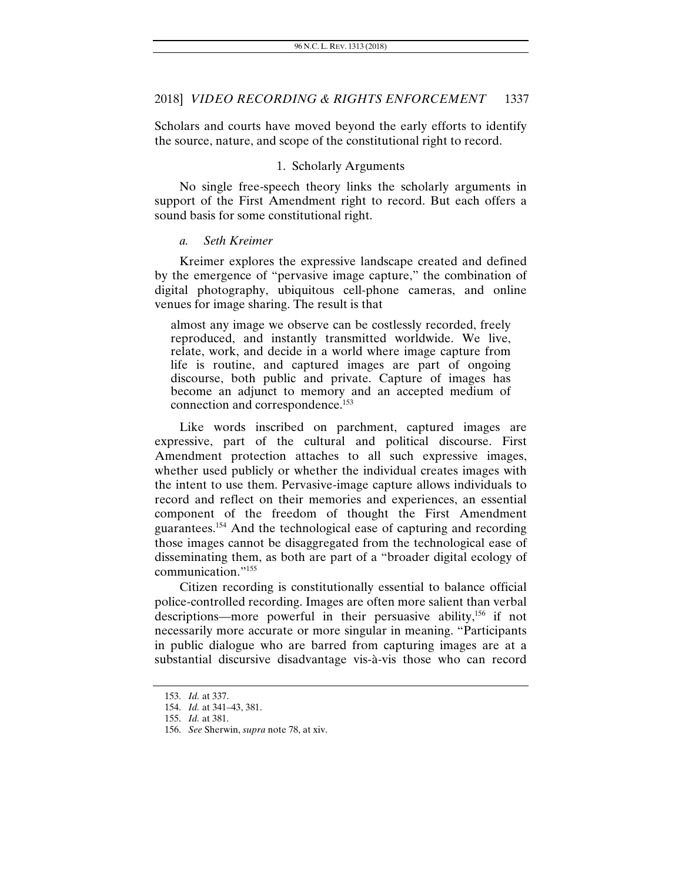Scholars and courts have moved beyond the early efforts to identify the source, nature, and scope of the constitutional right to record.

### 1. Scholarly Arguments

No single free-speech theory links the scholarly arguments in support of the First Amendment right to record. But each offers a sound basis for some constitutional right.

#### *a. Seth Kreimer*

Kreimer explores the expressive landscape created and defined by the emergence of "pervasive image capture," the combination of digital photography, ubiquitous cell-phone cameras, and online venues for image sharing. The result is that

> almost any image we observe can be costlessly recorded, freely reproduced, and instantly transmitted worldwide. We live, relate, work, and decide in a world where image capture from life is routine, and captured images are part of ongoing discourse, both public and private. Capture of images has become an adjunct to memory and an accepted medium of connection and correspondence.[153]

Like words inscribed on parchment, captured images are expressive, part of the cultural and political discourse. First Amendment protection attaches to all such expressive images, whether used publicly or whether the individual creates images with the intent to use them. Pervasive-image capture allows individuals to record and reflect on their memories and experiences, an essential component of the freedom of thought the First Amendment guarantees.[154] And the technological ease of capturing and recording those images cannot be disaggregated from the technological ease of disseminating them, as both are part of a "broader digital ecology of communication."[155]

Citizen recording is constitutionally essential to balance official police-controlled recording. Images are often more salient than verbal descriptions—more powerful in their persuasive ability,[156] if not necessarily more accurate or more singular in meaning. "Participants in public dialogue who are barred from capturing images are at a substantial discursive disadvantage vis-à-vis those who can record

---

153. *Id.* at 337.

154. *Id.* at 341–43, 381.

155. *Id.* at 381.

156. *See* Sherwin, *supra* note 78, at xiv.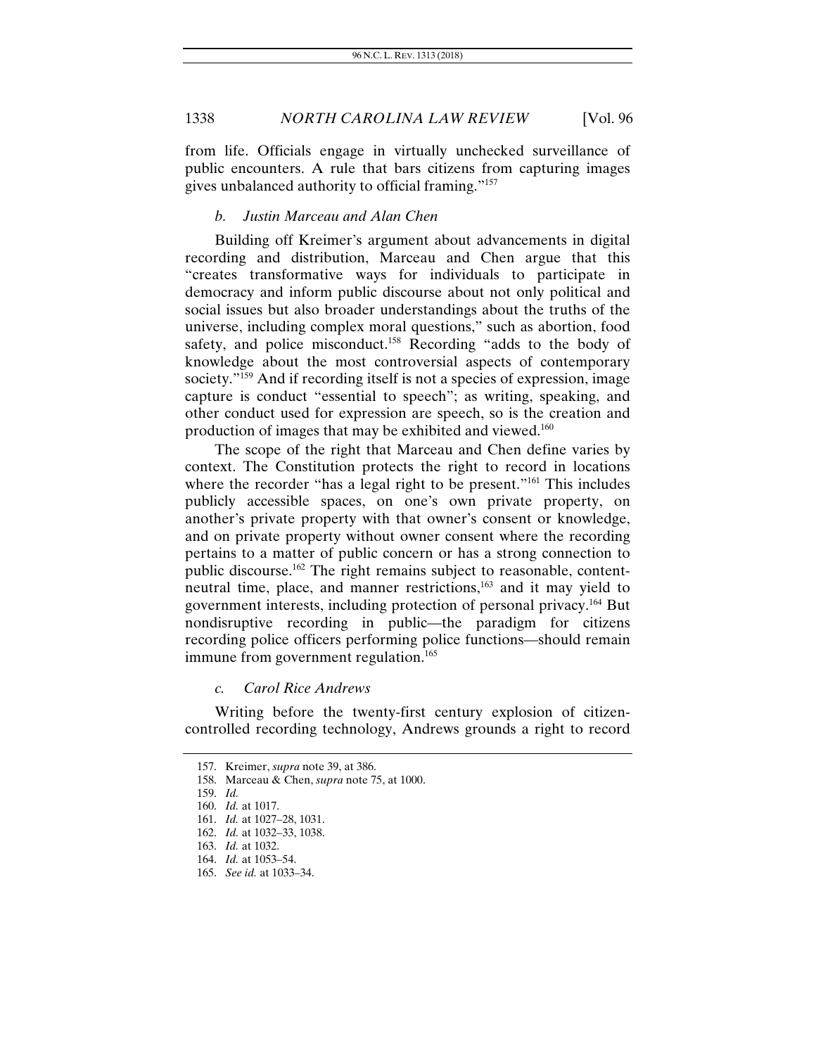from life. Officials engage in virtually unchecked surveillance of public encounters. A rule that bars citizens from capturing images gives unbalanced authority to official framing."[157]

### *b. Justin Marceau and Alan Chen*

Building off Kreimer's argument about advancements in digital recording and distribution, Marceau and Chen argue that this "creates transformative ways for individuals to participate in democracy and inform public discourse about not only political and social issues but also broader understandings about the truths of the universe, including complex moral questions," such as abortion, food safety, and police misconduct.[158] Recording "adds to the body of knowledge about the most controversial aspects of contemporary society."[159] And if recording itself is not a species of expression, image capture is conduct "essential to speech"; as writing, speaking, and other conduct used for expression are speech, so is the creation and production of images that may be exhibited and viewed.[160]

The scope of the right that Marceau and Chen define varies by context. The Constitution protects the right to record in locations where the recorder "has a legal right to be present."[161] This includes publicly accessible spaces, on one's own private property, on another's private property with that owner's consent or knowledge, and on private property without owner consent where the recording pertains to a matter of public concern or has a strong connection to public discourse.[162] The right remains subject to reasonable, content-neutral time, place, and manner restrictions,[163] and it may yield to government interests, including protection of personal privacy.[164] But nondisruptive recording in public—the paradigm for citizens recording police officers performing police functions—should remain immune from government regulation.[165]

### *c. Carol Rice Andrews*

Writing before the twenty-first century explosion of citizen-controlled recording technology, Andrews grounds a right to record

---

157. Kreimer, *supra* note 39, at 386.
158. Marceau & Chen, *supra* note 75, at 1000.
159. *Id.*
160. *Id.* at 1017.
161. *Id.* at 1027–28, 1031.
162. *Id.* at 1032–33, 1038.
163. *Id.* at 1032.
164. *Id.* at 1053–54.
165. *See id.* at 1033–34.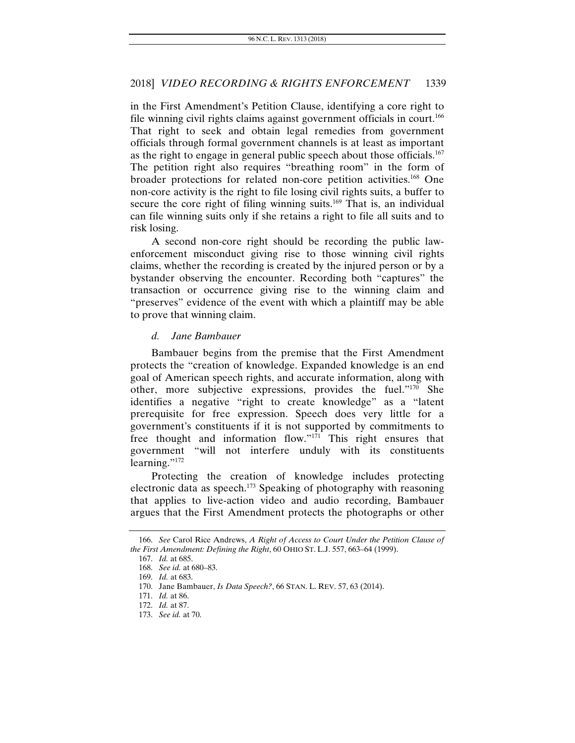in the First Amendment's Petition Clause, identifying a core right to file winning civil rights claims against government officials in court.[166] That right to seek and obtain legal remedies from government officials through formal government channels is at least as important as the right to engage in general public speech about those officials.[167] The petition right also requires "breathing room" in the form of broader protections for related non-core petition activities.[168] One non-core activity is the right to file losing civil rights suits, a buffer to secure the core right of filing winning suits.[169] That is, an individual can file winning suits only if she retains a right to file all suits and to risk losing.

A second non-core right should be recording the public law-enforcement misconduct giving rise to those winning civil rights claims, whether the recording is created by the injured person or by a bystander observing the encounter. Recording both "captures" the transaction or occurrence giving rise to the winning claim and "preserves" evidence of the event with which a plaintiff may be able to prove that winning claim.

#### *d. Jane Bambauer*

Bambauer begins from the premise that the First Amendment protects the "creation of knowledge. Expanded knowledge is an end goal of American speech rights, and accurate information, along with other, more subjective expressions, provides the fuel."[170] She identifies a negative "right to create knowledge" as a "latent prerequisite for free expression. Speech does very little for a government's constituents if it is not supported by commitments to free thought and information flow."[171] This right ensures that government "will not interfere unduly with its constituents learning."[172]

Protecting the creation of knowledge includes protecting electronic data as speech.[173] Speaking of photography with reasoning that applies to live-action video and audio recording, Bambauer argues that the First Amendment protects the photographs or other

---

166. *See* Carol Rice Andrews, *A Right of Access to Court Under the Petition Clause of the First Amendment: Defining the Right*, 60 OHIO ST. L.J. 557, 663–64 (1999).

167. *Id.* at 685.

168. *See id.* at 680–83.

169. *Id.* at 683.

170. Jane Bambauer, *Is Data Speech?*, 66 STAN. L. REV. 57, 63 (2014).

171. *Id.* at 86.

172. *Id.* at 87.

173. *See id.* at 70.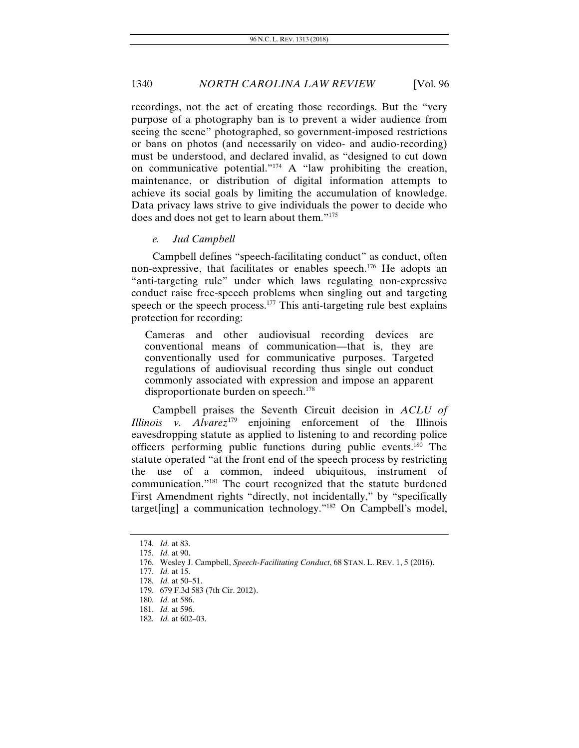recordings, not the act of creating those recordings. But the "very purpose of a photography ban is to prevent a wider audience from seeing the scene" photographed, so government-imposed restrictions or bans on photos (and necessarily on video- and audio-recording) must be understood, and declared invalid, as "designed to cut down on communicative potential."[174] A "law prohibiting the creation, maintenance, or distribution of digital information attempts to achieve its social goals by limiting the accumulation of knowledge. Data privacy laws strive to give individuals the power to decide who does and does not get to learn about them."[175]

*e. Jud Campbell*

Campbell defines "speech-facilitating conduct" as conduct, often non-expressive, that facilitates or enables speech.[176] He adopts an "anti-targeting rule" under which laws regulating non-expressive conduct raise free-speech problems when singling out and targeting speech or the speech process.[177] This anti-targeting rule best explains protection for recording:

> Cameras and other audiovisual recording devices are conventional means of communication—that is, they are conventionally used for communicative purposes. Targeted regulations of audiovisual recording thus single out conduct commonly associated with expression and impose an apparent disproportionate burden on speech.[178]

Campbell praises the Seventh Circuit decision in *ACLU of Illinois v. Alvarez*[179] enjoining enforcement of the Illinois eavesdropping statute as applied to listening to and recording police officers performing public functions during public events.[180] The statute operated "at the front end of the speech process by restricting the use of a common, indeed ubiquitous, instrument of communication."[181] The court recognized that the statute burdened First Amendment rights "directly, not incidentally," by "specifically target[ing] a communication technology."[182] On Campbell's model,

---

174. *Id.* at 83.
175. *Id.* at 90.
176. Wesley J. Campbell, *Speech-Facilitating Conduct*, 68 STAN. L. REV. 1, 5 (2016).
177. *Id.* at 15.
178. *Id.* at 50–51.
179. 679 F.3d 583 (7th Cir. 2012).
180. *Id.* at 586.
181. *Id.* at 596.
182. *Id.* at 602–03.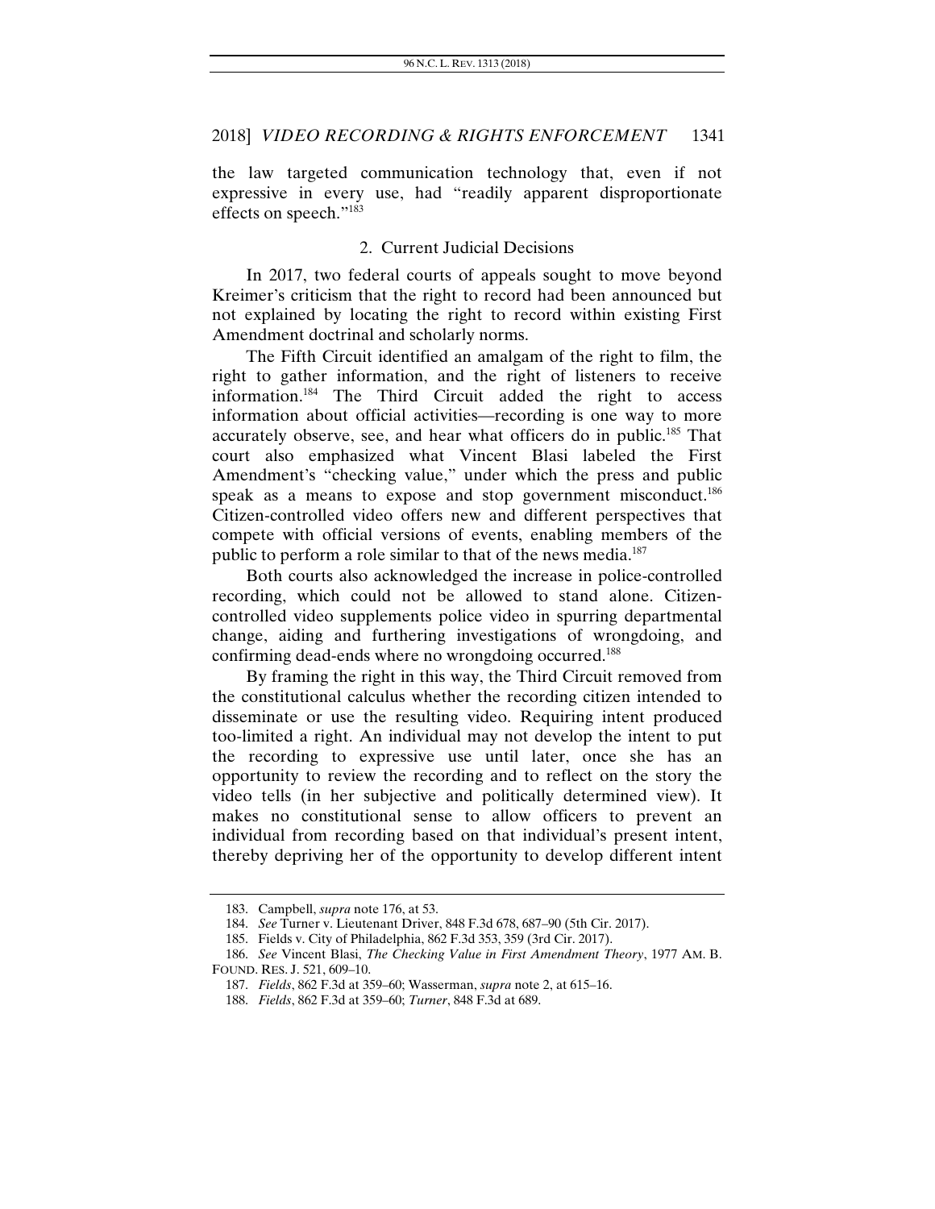the law targeted communication technology that, even if not expressive in every use, had "readily apparent disproportionate effects on speech."[183]

### 2. Current Judicial Decisions

In 2017, two federal courts of appeals sought to move beyond Kreimer's criticism that the right to record had been announced but not explained by locating the right to record within existing First Amendment doctrinal and scholarly norms.

The Fifth Circuit identified an amalgam of the right to film, the right to gather information, and the right of listeners to receive information.[184] The Third Circuit added the right to access information about official activities—recording is one way to more accurately observe, see, and hear what officers do in public.[185] That court also emphasized what Vincent Blasi labeled the First Amendment's "checking value," under which the press and public speak as a means to expose and stop government misconduct.[186] Citizen-controlled video offers new and different perspectives that compete with official versions of events, enabling members of the public to perform a role similar to that of the news media.[187]

Both courts also acknowledged the increase in police-controlled recording, which could not be allowed to stand alone. Citizen-controlled video supplements police video in spurring departmental change, aiding and furthering investigations of wrongdoing, and confirming dead-ends where no wrongdoing occurred.[188]

By framing the right in this way, the Third Circuit removed from the constitutional calculus whether the recording citizen intended to disseminate or use the resulting video. Requiring intent produced too-limited a right. An individual may not develop the intent to put the recording to expressive use until later, once she has an opportunity to review the recording and to reflect on the story the video tells (in her subjective and politically determined view). It makes no constitutional sense to allow officers to prevent an individual from recording based on that individual's present intent, thereby depriving her of the opportunity to develop different intent

---

183. Campbell, *supra* note 176, at 53.

184. *See* Turner v. Lieutenant Driver, 848 F.3d 678, 687–90 (5th Cir. 2017).

185. Fields v. City of Philadelphia, 862 F.3d 353, 359 (3rd Cir. 2017).

186. *See* Vincent Blasi, *The Checking Value in First Amendment Theory*, 1977 AM. B. FOUND. RES. J. 521, 609–10.

187. *Fields*, 862 F.3d at 359–60; Wasserman, *supra* note 2, at 615–16.

188. *Fields*, 862 F.3d at 359–60; *Turner*, 848 F.3d at 689.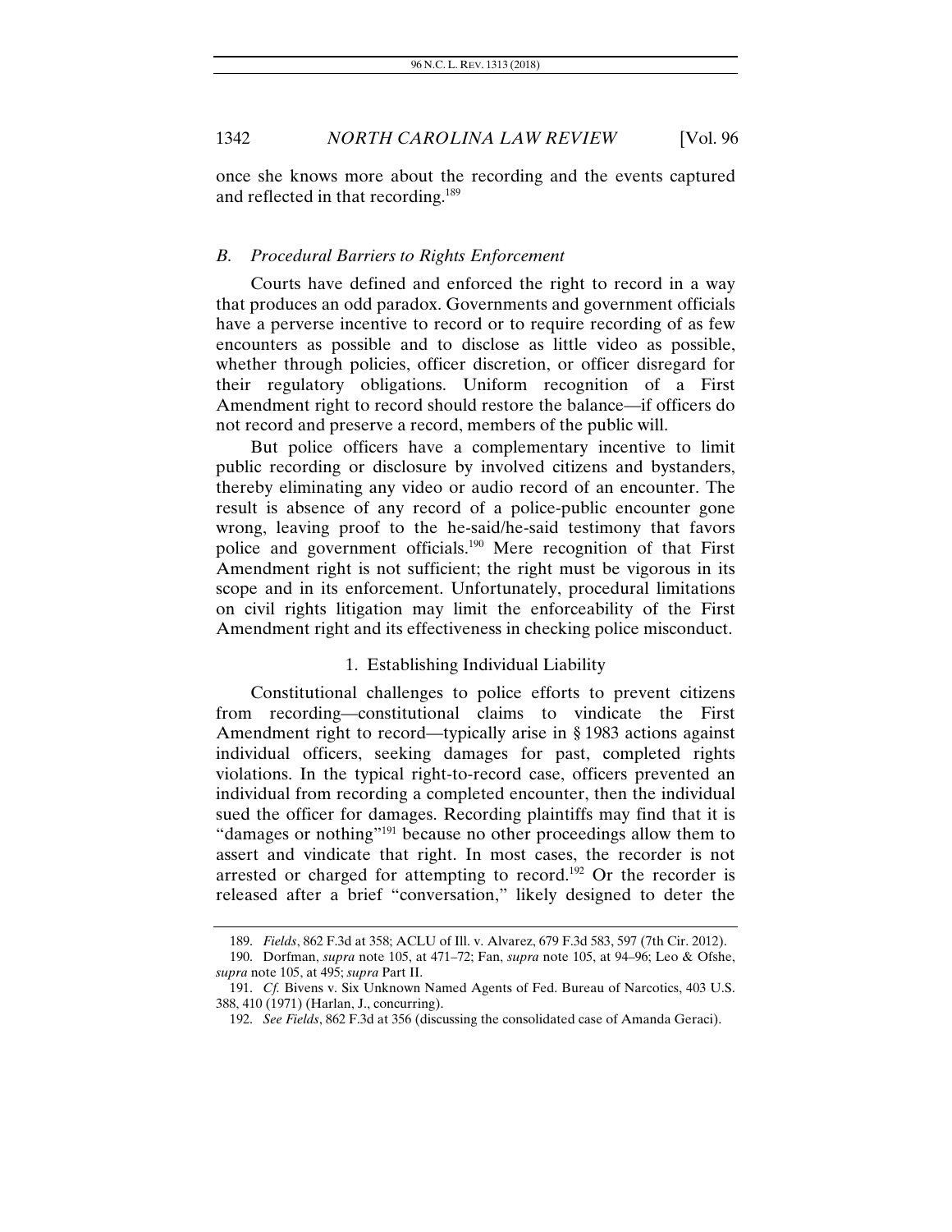once she knows more about the recording and the events captured and reflected in that recording.[189]

### *B. Procedural Barriers to Rights Enforcement*

Courts have defined and enforced the right to record in a way that produces an odd paradox. Governments and government officials have a perverse incentive to record or to require recording of as few encounters as possible and to disclose as little video as possible, whether through policies, officer discretion, or officer disregard for their regulatory obligations. Uniform recognition of a First Amendment right to record should restore the balance—if officers do not record and preserve a record, members of the public will.

But police officers have a complementary incentive to limit public recording or disclosure by involved citizens and bystanders, thereby eliminating any video or audio record of an encounter. The result is absence of any record of a police-public encounter gone wrong, leaving proof to the he-said/he-said testimony that favors police and government officials.[190] Mere recognition of that First Amendment right is not sufficient; the right must be vigorous in its scope and in its enforcement. Unfortunately, procedural limitations on civil rights litigation may limit the enforceability of the First Amendment right and its effectiveness in checking police misconduct.

#### 1. Establishing Individual Liability

Constitutional challenges to police efforts to prevent citizens from recording—constitutional claims to vindicate the First Amendment right to record—typically arise in § 1983 actions against individual officers, seeking damages for past, completed rights violations. In the typical right-to-record case, officers prevented an individual from recording a completed encounter, then the individual sued the officer for damages. Recording plaintiffs may find that it is "damages or nothing"[191] because no other proceedings allow them to assert and vindicate that right. In most cases, the recorder is not arrested or charged for attempting to record.[192] Or the recorder is released after a brief "conversation," likely designed to deter the

---

189. *Fields*, 862 F.3d at 358; ACLU of Ill. v. Alvarez, 679 F.3d 583, 597 (7th Cir. 2012).

190. Dorfman, *supra* note 105, at 471–72; Fan, *supra* note 105, at 94–96; Leo & Ofshe, *supra* note 105, at 495; *supra* Part II.

191. *Cf.* Bivens v. Six Unknown Named Agents of Fed. Bureau of Narcotics, 403 U.S. 388, 410 (1971) (Harlan, J., concurring).

192. *See Fields*, 862 F.3d at 356 (discussing the consolidated case of Amanda Geraci).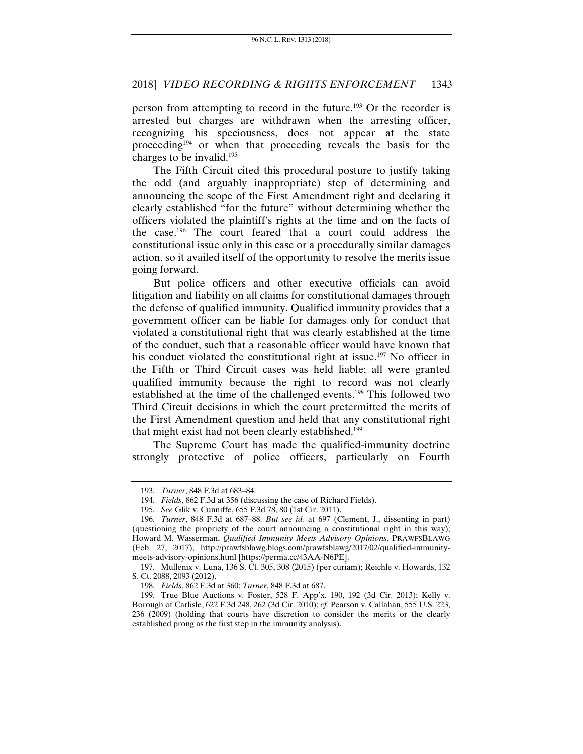person from attempting to record in the future.[193] Or the recorder is arrested but charges are withdrawn when the arresting officer, recognizing his speciousness, does not appear at the state proceeding[194] or when that proceeding reveals the basis for the charges to be invalid.[195]

The Fifth Circuit cited this procedural posture to justify taking the odd (and arguably inappropriate) step of determining and announcing the scope of the First Amendment right and declaring it clearly established "for the future" without determining whether the officers violated the plaintiff's rights at the time and on the facts of the case.[196] The court feared that a court could address the constitutional issue only in this case or a procedurally similar damages action, so it availed itself of the opportunity to resolve the merits issue going forward.

But police officers and other executive officials can avoid litigation and liability on all claims for constitutional damages through the defense of qualified immunity. Qualified immunity provides that a government officer can be liable for damages only for conduct that violated a constitutional right that was clearly established at the time of the conduct, such that a reasonable officer would have known that his conduct violated the constitutional right at issue.[197] No officer in the Fifth or Third Circuit cases was held liable; all were granted qualified immunity because the right to record was not clearly established at the time of the challenged events.[198] This followed two Third Circuit decisions in which the court pretermitted the merits of the First Amendment question and held that any constitutional right that might exist had not been clearly established.[199]

The Supreme Court has made the qualified-immunity doctrine strongly protective of police officers, particularly on Fourth

---

193. *Turner*, 848 F.3d at 683–84.

194. *Fields*, 862 F.3d at 356 (discussing the case of Richard Fields).

195. *See* Glik v. Cunniffe, 655 F.3d 78, 80 (1st Cir. 2011).

196. *Turner*, 848 F.3d at 687–88. *But see id.* at 697 (Clement, J., dissenting in part) (questioning the propriety of the court announcing a constitutional right in this way); Howard M. Wasserman, *Qualified Immunity Meets Advisory Opinions*, PRAWFSBLAWG (Feb. 27, 2017), http://prawfsblawg.blogs.com/prawfsblawg/2017/02/qualified-immunity-meets-advisory-opinions.html [https://perma.cc/43AA-N6PE].

197. Mullenix v. Luna, 136 S. Ct. 305, 308 (2015) (per curiam); Reichle v. Howards, 132 S. Ct. 2088, 2093 (2012).

198. *Fields*, 862 F.3d at 360; *Turner*, 848 F.3d at 687.

199. True Blue Auctions v. Foster, 528 F. App'x. 190, 192 (3d Cir. 2013); Kelly v. Borough of Carlisle, 622 F.3d 248, 262 (3d Cir. 2010); *cf.* Pearson v. Callahan, 555 U.S. 223, 236 (2009) (holding that courts have discretion to consider the merits or the clearly established prong as the first step in the immunity analysis).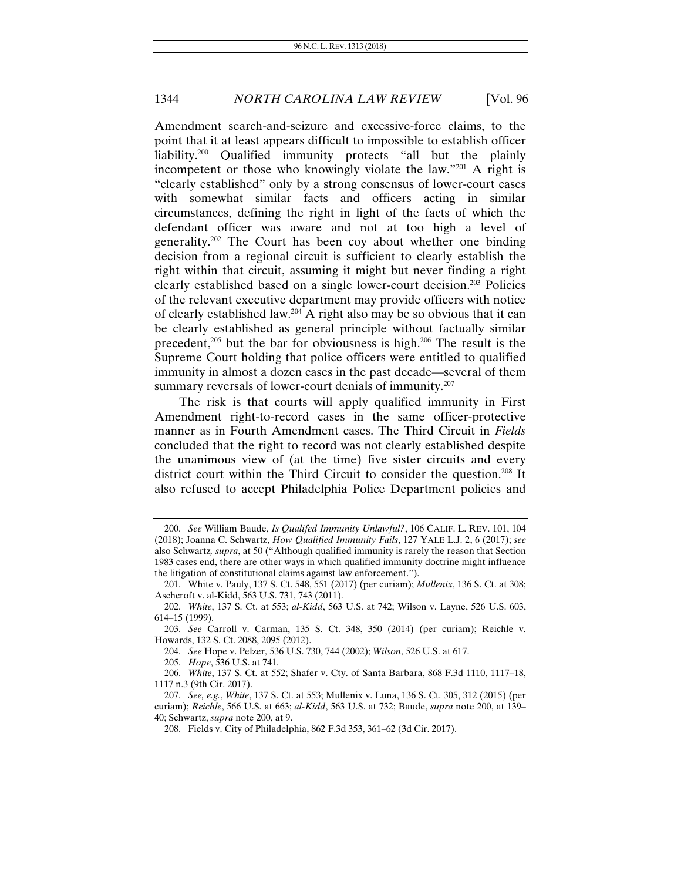Amendment search-and-seizure and excessive-force claims, to the point that it at least appears difficult to impossible to establish officer liability.[200] Qualified immunity protects "all but the plainly incompetent or those who knowingly violate the law."[201] A right is "clearly established" only by a strong consensus of lower-court cases with somewhat similar facts and officers acting in similar circumstances, defining the right in light of the facts of which the defendant officer was aware and not at too high a level of generality.[202] The Court has been coy about whether one binding decision from a regional circuit is sufficient to clearly establish the right within that circuit, assuming it might but never finding a right clearly established based on a single lower-court decision.[203] Policies of the relevant executive department may provide officers with notice of clearly established law.[204] A right also may be so obvious that it can be clearly established as general principle without factually similar precedent,[205] but the bar for obviousness is high.[206] The result is the Supreme Court holding that police officers were entitled to qualified immunity in almost a dozen cases in the past decade—several of them summary reversals of lower-court denials of immunity.[207]

The risk is that courts will apply qualified immunity in First Amendment right-to-record cases in the same officer-protective manner as in Fourth Amendment cases. The Third Circuit in *Fields* concluded that the right to record was not clearly established despite the unanimous view of (at the time) five sister circuits and every district court within the Third Circuit to consider the question.[208] It also refused to accept Philadelphia Police Department policies and

---

200. *See* William Baude, *Is Qualifed Immunity Unlawful?*, 106 CALIF. L. REV. 101, 104 (2018); Joanna C. Schwartz, *How Qualified Immunity Fails*, 127 YALE L.J. 2, 6 (2017); *see* also Schwartz, *supra*, at 50 ("Although qualified immunity is rarely the reason that Section 1983 cases end, there are other ways in which qualified immunity doctrine might influence the litigation of constitutional claims against law enforcement.").

201. White v. Pauly, 137 S. Ct. 548, 551 (2017) (per curiam); *Mullenix*, 136 S. Ct. at 308; Aschcroft v. al-Kidd, 563 U.S. 731, 743 (2011).

202. *White*, 137 S. Ct. at 553; *al-Kidd*, 563 U.S. at 742; Wilson v. Layne, 526 U.S. 603, 614–15 (1999).

203. *See* Carroll v. Carman, 135 S. Ct. 348, 350 (2014) (per curiam); Reichle v. Howards, 132 S. Ct. 2088, 2095 (2012).

204. *See* Hope v. Pelzer, 536 U.S. 730, 744 (2002); *Wilson*, 526 U.S. at 617.

205. *Hope*, 536 U.S. at 741.

206. *White*, 137 S. Ct. at 552; Shafer v. Cty. of Santa Barbara, 868 F.3d 1110, 1117–18, 1117 n.3 (9th Cir. 2017).

207. *See, e.g.*, *White*, 137 S. Ct. at 553; Mullenix v. Luna, 136 S. Ct. 305, 312 (2015) (per curiam); *Reichle*, 566 U.S. at 663; *al-Kidd*, 563 U.S. at 732; Baude, *supra* note 200, at 139–40; Schwartz, *supra* note 200, at 9.

208. Fields v. City of Philadelphia, 862 F.3d 353, 361–62 (3d Cir. 2017).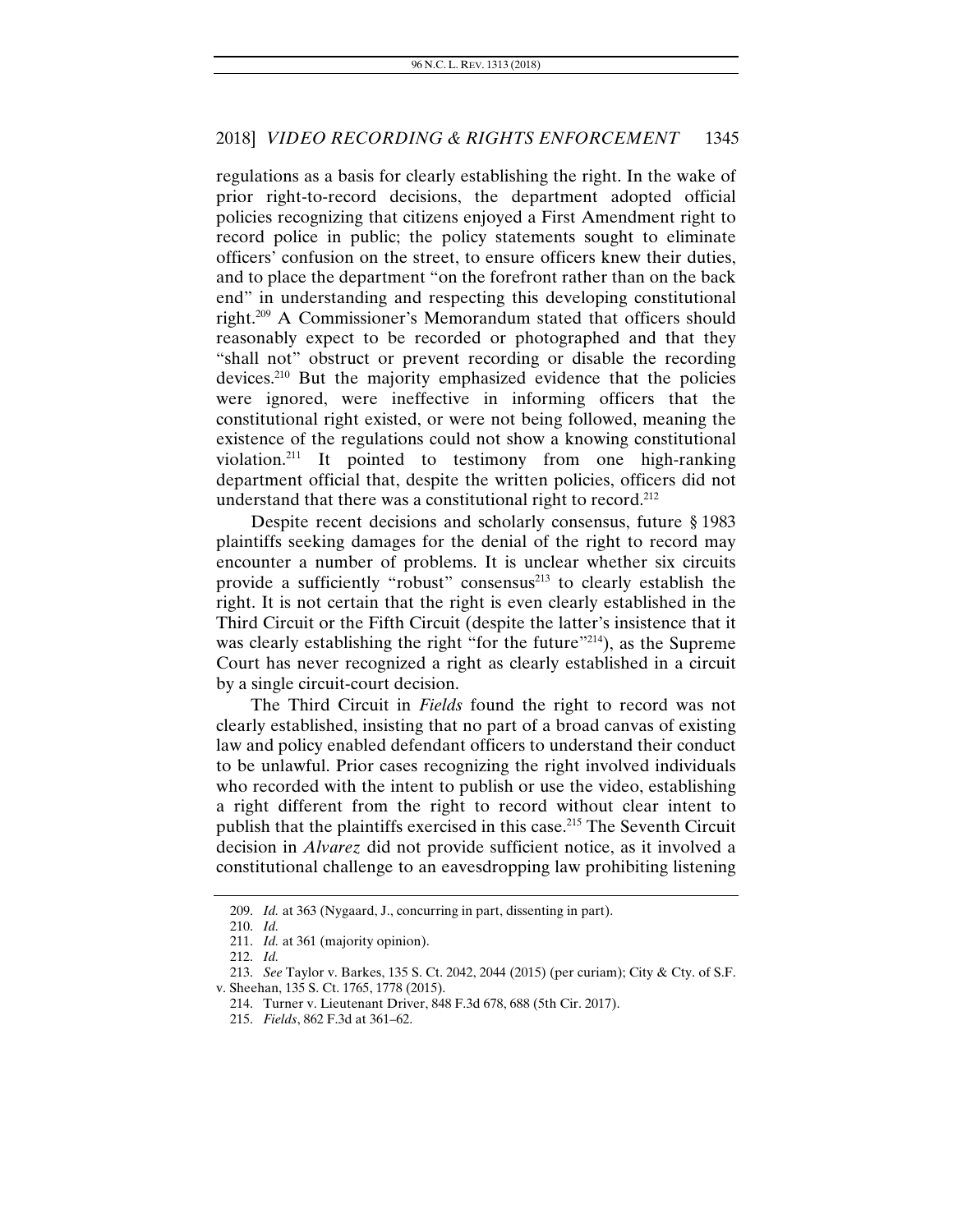regulations as a basis for clearly establishing the right. In the wake of prior right-to-record decisions, the department adopted official policies recognizing that citizens enjoyed a First Amendment right to record police in public; the policy statements sought to eliminate officers' confusion on the street, to ensure officers knew their duties, and to place the department "on the forefront rather than on the back end" in understanding and respecting this developing constitutional right.[209] A Commissioner's Memorandum stated that officers should reasonably expect to be recorded or photographed and that they "shall not" obstruct or prevent recording or disable the recording devices.[210] But the majority emphasized evidence that the policies were ignored, were ineffective in informing officers that the constitutional right existed, or were not being followed, meaning the existence of the regulations could not show a knowing constitutional violation.[211] It pointed to testimony from one high-ranking department official that, despite the written policies, officers did not understand that there was a constitutional right to record.[212]

Despite recent decisions and scholarly consensus, future § 1983 plaintiffs seeking damages for the denial of the right to record may encounter a number of problems. It is unclear whether six circuits provide a sufficiently "robust" consensus[213] to clearly establish the right. It is not certain that the right is even clearly established in the Third Circuit or the Fifth Circuit (despite the latter's insistence that it was clearly establishing the right "for the future"[214]), as the Supreme Court has never recognized a right as clearly established in a circuit by a single circuit-court decision.

The Third Circuit in *Fields* found the right to record was not clearly established, insisting that no part of a broad canvas of existing law and policy enabled defendant officers to understand their conduct to be unlawful. Prior cases recognizing the right involved individuals who recorded with the intent to publish or use the video, establishing a right different from the right to record without clear intent to publish that the plaintiffs exercised in this case.[215] The Seventh Circuit decision in *Alvarez* did not provide sufficient notice, as it involved a constitutional challenge to an eavesdropping law prohibiting listening

---

209. *Id.* at 363 (Nygaard, J., concurring in part, dissenting in part).

210. *Id.*

211. *Id.* at 361 (majority opinion).

212. *Id.*

213. *See* Taylor v. Barkes, 135 S. Ct. 2042, 2044 (2015) (per curiam); City & Cty. of S.F. v. Sheehan, 135 S. Ct. 1765, 1778 (2015).

214. Turner v. Lieutenant Driver, 848 F.3d 678, 688 (5th Cir. 2017).

215. *Fields*, 862 F.3d at 361–62.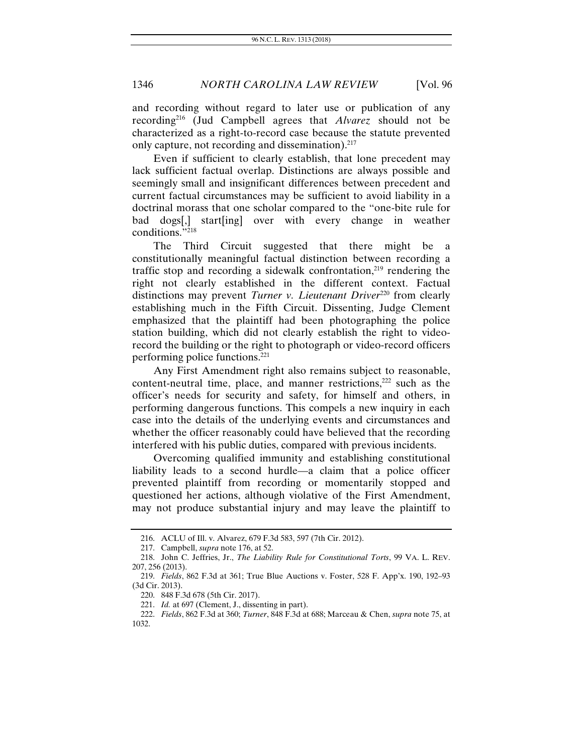and recording without regard to later use or publication of any recording[216] (Jud Campbell agrees that *Alvarez* should not be characterized as a right-to-record case because the statute prevented only capture, not recording and dissemination).[217]

Even if sufficient to clearly establish, that lone precedent may lack sufficient factual overlap. Distinctions are always possible and seemingly small and insignificant differences between precedent and current factual circumstances may be sufficient to avoid liability in a doctrinal morass that one scholar compared to the "one-bite rule for bad dogs[,] start[ing] over with every change in weather conditions."[218]

The Third Circuit suggested that there might be a constitutionally meaningful factual distinction between recording a traffic stop and recording a sidewalk confrontation,[219] rendering the right not clearly established in the different context. Factual distinctions may prevent *Turner v. Lieutenant Driver*[220] from clearly establishing much in the Fifth Circuit. Dissenting, Judge Clement emphasized that the plaintiff had been photographing the police station building, which did not clearly establish the right to video-record the building or the right to photograph or video-record officers performing police functions.[221]

Any First Amendment right also remains subject to reasonable, content-neutral time, place, and manner restrictions,[222] such as the officer's needs for security and safety, for himself and others, in performing dangerous functions. This compels a new inquiry in each case into the details of the underlying events and circumstances and whether the officer reasonably could have believed that the recording interfered with his public duties, compared with previous incidents.

Overcoming qualified immunity and establishing constitutional liability leads to a second hurdle—a claim that a police officer prevented plaintiff from recording or momentarily stopped and questioned her actions, although violative of the First Amendment, may not produce substantial injury and may leave the plaintiff to

---

216. ACLU of Ill. v. Alvarez, 679 F.3d 583, 597 (7th Cir. 2012).

217. Campbell, *supra* note 176, at 52.

218. John C. Jeffries, Jr., *The Liability Rule for Constitutional Torts*, 99 VA. L. REV. 207, 256 (2013).

219. *Fields*, 862 F.3d at 361; True Blue Auctions v. Foster, 528 F. App'x. 190, 192–93 (3d Cir. 2013).

220. 848 F.3d 678 (5th Cir. 2017).

221. *Id.* at 697 (Clement, J., dissenting in part).

222. *Fields*, 862 F.3d at 360; *Turner*, 848 F.3d at 688; Marceau & Chen, *supra* note 75, at 1032.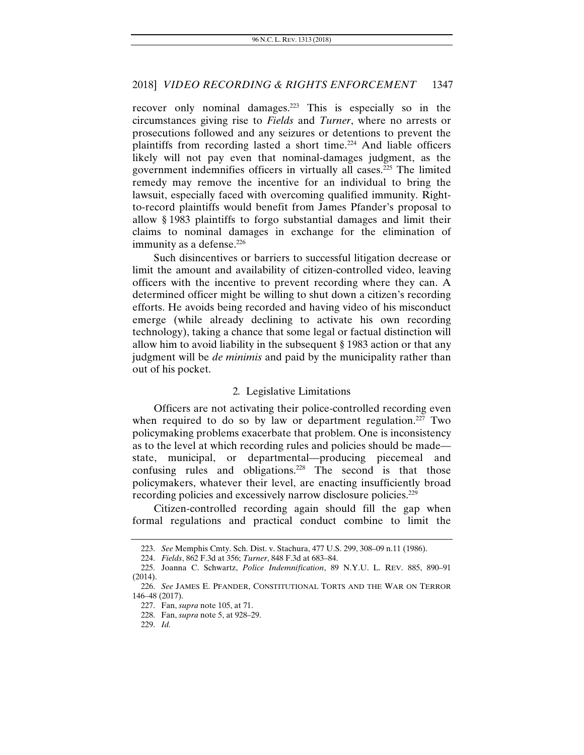recover only nominal damages.[223] This is especially so in the circumstances giving rise to *Fields* and *Turner*, where no arrests or prosecutions followed and any seizures or detentions to prevent the plaintiffs from recording lasted a short time.[224] And liable officers likely will not pay even that nominal-damages judgment, as the government indemnifies officers in virtually all cases.[225] The limited remedy may remove the incentive for an individual to bring the lawsuit, especially faced with overcoming qualified immunity. Right-to-record plaintiffs would benefit from James Pfander's proposal to allow § 1983 plaintiffs to forgo substantial damages and limit their claims to nominal damages in exchange for the elimination of immunity as a defense.[226]

Such disincentives or barriers to successful litigation decrease or limit the amount and availability of citizen-controlled video, leaving officers with the incentive to prevent recording where they can. A determined officer might be willing to shut down a citizen's recording efforts. He avoids being recorded and having video of his misconduct emerge (while already declining to activate his own recording technology), taking a chance that some legal or factual distinction will allow him to avoid liability in the subsequent § 1983 action or that any judgment will be *de minimis* and paid by the municipality rather than out of his pocket.

### 2. Legislative Limitations

Officers are not activating their police-controlled recording even when required to do so by law or department regulation.[227] Two policymaking problems exacerbate that problem. One is inconsistency as to the level at which recording rules and policies should be made—state, municipal, or departmental—producing piecemeal and confusing rules and obligations.[228] The second is that those policymakers, whatever their level, are enacting insufficiently broad recording policies and excessively narrow disclosure policies.[229]

Citizen-controlled recording again should fill the gap when formal regulations and practical conduct combine to limit the

---

223. *See* Memphis Cmty. Sch. Dist. v. Stachura, 477 U.S. 299, 308–09 n.11 (1986).

224. *Fields*, 862 F.3d at 356; *Turner*, 848 F.3d at 683–84.

225. Joanna C. Schwartz, *Police Indemnification*, 89 N.Y.U. L. REV. 885, 890–91 (2014).

226. *See* JAMES E. PFANDER, CONSTITUTIONAL TORTS AND THE WAR ON TERROR 146–48 (2017).

227. Fan, *supra* note 105, at 71.

228. Fan, *supra* note 5, at 928–29.

229. *Id.*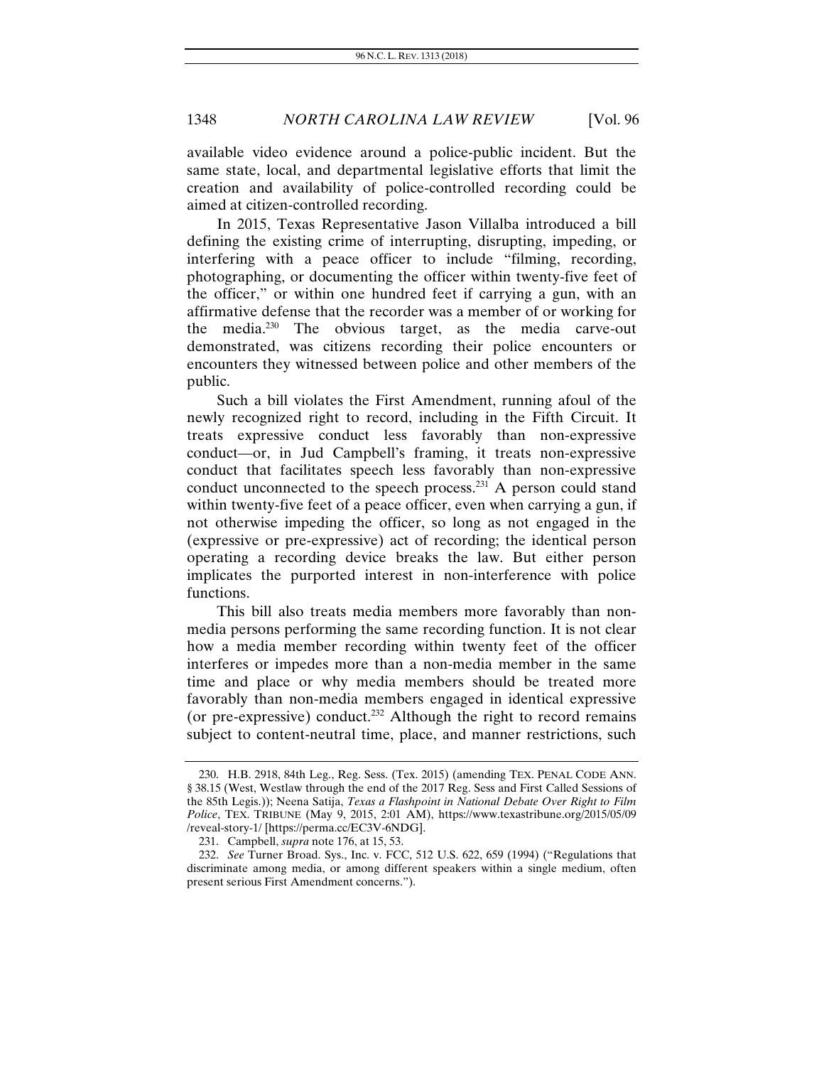available video evidence around a police-public incident. But the same state, local, and departmental legislative efforts that limit the creation and availability of police-controlled recording could be aimed at citizen-controlled recording.

In 2015, Texas Representative Jason Villalba introduced a bill defining the existing crime of interrupting, disrupting, impeding, or interfering with a peace officer to include "filming, recording, photographing, or documenting the officer within twenty-five feet of the officer," or within one hundred feet if carrying a gun, with an affirmative defense that the recorder was a member of or working for the media.[230] The obvious target, as the media carve-out demonstrated, was citizens recording their police encounters or encounters they witnessed between police and other members of the public.

Such a bill violates the First Amendment, running afoul of the newly recognized right to record, including in the Fifth Circuit. It treats expressive conduct less favorably than non-expressive conduct—or, in Jud Campbell's framing, it treats non-expressive conduct that facilitates speech less favorably than non-expressive conduct unconnected to the speech process.[231] A person could stand within twenty-five feet of a peace officer, even when carrying a gun, if not otherwise impeding the officer, so long as not engaged in the (expressive or pre-expressive) act of recording; the identical person operating a recording device breaks the law. But either person implicates the purported interest in non-interference with police functions.

This bill also treats media members more favorably than non-media persons performing the same recording function. It is not clear how a media member recording within twenty feet of the officer interferes or impedes more than a non-media member in the same time and place or why media members should be treated more favorably than non-media members engaged in identical expressive (or pre-expressive) conduct.[232] Although the right to record remains subject to content-neutral time, place, and manner restrictions, such

---

230. H.B. 2918, 84th Leg., Reg. Sess. (Tex. 2015) (amending TEX. PENAL CODE ANN. § 38.15 (West, Westlaw through the end of the 2017 Reg. Sess and First Called Sessions of the 85th Legis.)); Neena Satija, *Texas a Flashpoint in National Debate Over Right to Film Police*, TEX. TRIBUNE (May 9, 2015, 2:01 AM), https://www.texastribune.org/2015/05/09/reveal-story-1/ [https://perma.cc/EC3V-6NDG].

231. Campbell, *supra* note 176, at 15, 53.

232. *See* Turner Broad. Sys., Inc. v. FCC, 512 U.S. 622, 659 (1994) ("Regulations that discriminate among media, or among different speakers within a single medium, often present serious First Amendment concerns.").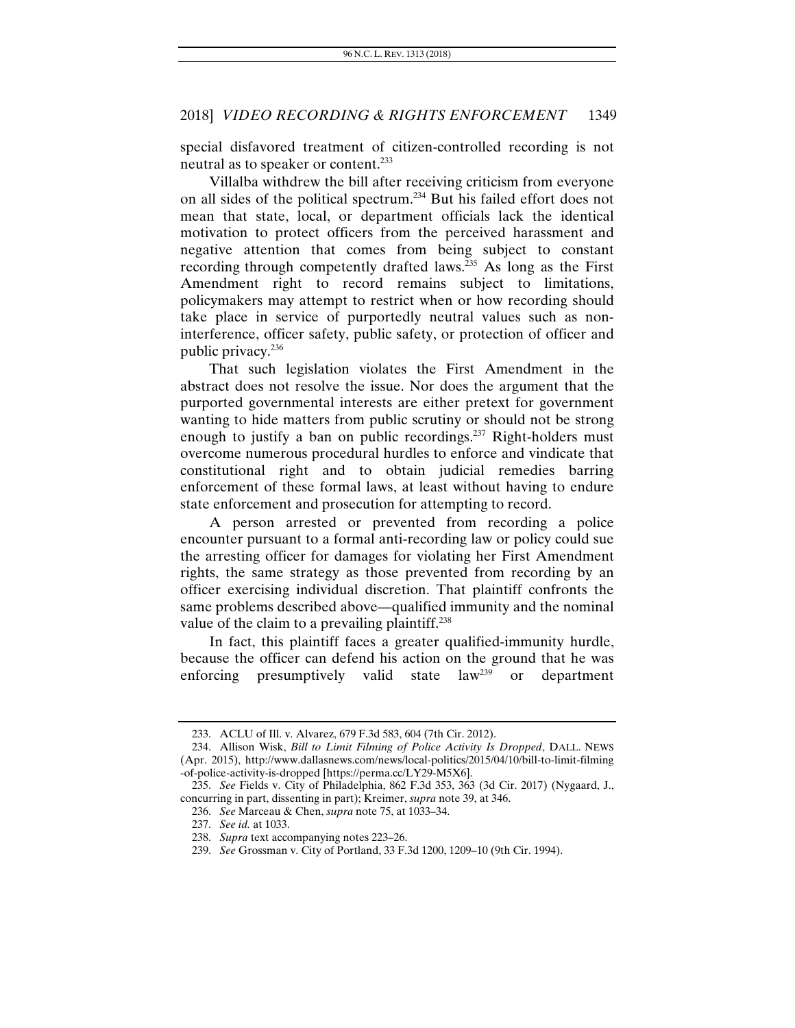special disfavored treatment of citizen-controlled recording is not neutral as to speaker or content.[233]

Villalba withdrew the bill after receiving criticism from everyone on all sides of the political spectrum.[234] But his failed effort does not mean that state, local, or department officials lack the identical motivation to protect officers from the perceived harassment and negative attention that comes from being subject to constant recording through competently drafted laws.[235] As long as the First Amendment right to record remains subject to limitations, policymakers may attempt to restrict when or how recording should take place in service of purportedly neutral values such as non-interference, officer safety, public safety, or protection of officer and public privacy.[236]

That such legislation violates the First Amendment in the abstract does not resolve the issue. Nor does the argument that the purported governmental interests are either pretext for government wanting to hide matters from public scrutiny or should not be strong enough to justify a ban on public recordings.[237] Right-holders must overcome numerous procedural hurdles to enforce and vindicate that constitutional right and to obtain judicial remedies barring enforcement of these formal laws, at least without having to endure state enforcement and prosecution for attempting to record.

A person arrested or prevented from recording a police encounter pursuant to a formal anti-recording law or policy could sue the arresting officer for damages for violating her First Amendment rights, the same strategy as those prevented from recording by an officer exercising individual discretion. That plaintiff confronts the same problems described above—qualified immunity and the nominal value of the claim to a prevailing plaintiff.[238]

In fact, this plaintiff faces a greater qualified-immunity hurdle, because the officer can defend his action on the ground that he was enforcing presumptively valid state law[239] or department

---

233. ACLU of Ill. v. Alvarez, 679 F.3d 583, 604 (7th Cir. 2012).

234. Allison Wisk, *Bill to Limit Filming of Police Activity Is Dropped*, DALL. NEWS (Apr. 2015), http://www.dallasnews.com/news/local-politics/2015/04/10/bill-to-limit-filming-of-police-activity-is-dropped [https://perma.cc/LY29-M5X6].

235. *See* Fields v. City of Philadelphia, 862 F.3d 353, 363 (3d Cir. 2017) (Nygaard, J., concurring in part, dissenting in part); Kreimer, *supra* note 39, at 346.

236. *See* Marceau & Chen, *supra* note 75, at 1033–34.

237. *See id.* at 1033.

238. *Supra* text accompanying notes 223–26.

239. *See* Grossman v. City of Portland, 33 F.3d 1200, 1209–10 (9th Cir. 1994).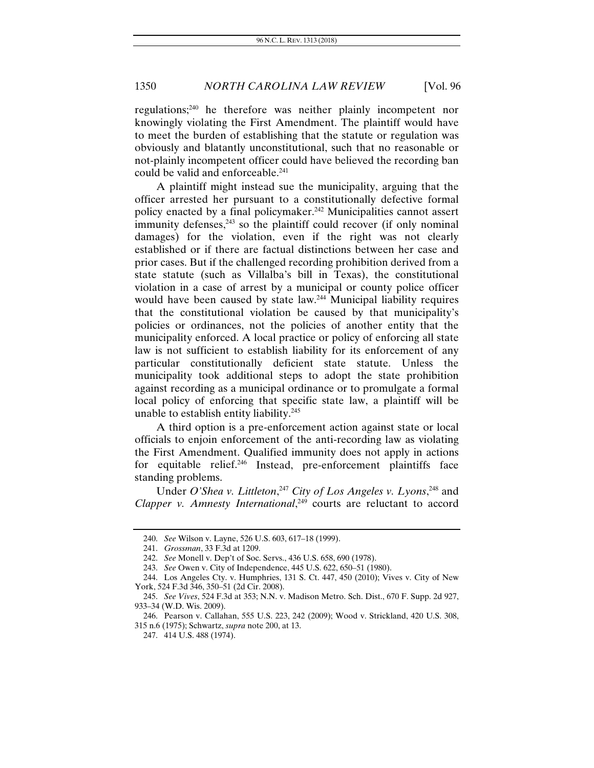regulations;[240] he therefore was neither plainly incompetent nor knowingly violating the First Amendment. The plaintiff would have to meet the burden of establishing that the statute or regulation was obviously and blatantly unconstitutional, such that no reasonable or not-plainly incompetent officer could have believed the recording ban could be valid and enforceable.[241]

A plaintiff might instead sue the municipality, arguing that the officer arrested her pursuant to a constitutionally defective formal policy enacted by a final policymaker.[242] Municipalities cannot assert immunity defenses,[243] so the plaintiff could recover (if only nominal damages) for the violation, even if the right was not clearly established or if there are factual distinctions between her case and prior cases. But if the challenged recording prohibition derived from a state statute (such as Villalba's bill in Texas), the constitutional violation in a case of arrest by a municipal or county police officer would have been caused by state law.[244] Municipal liability requires that the constitutional violation be caused by that municipality's policies or ordinances, not the policies of another entity that the municipality enforced. A local practice or policy of enforcing all state law is not sufficient to establish liability for its enforcement of any particular constitutionally deficient state statute. Unless the municipality took additional steps to adopt the state prohibition against recording as a municipal ordinance or to promulgate a formal local policy of enforcing that specific state law, a plaintiff will be unable to establish entity liability.[245]

A third option is a pre-enforcement action against state or local officials to enjoin enforcement of the anti-recording law as violating the First Amendment. Qualified immunity does not apply in actions for equitable relief.[246] Instead, pre-enforcement plaintiffs face standing problems.

Under *O'Shea v. Littleton*,[247] *City of Los Angeles v. Lyons*,[248] and *Clapper v. Amnesty International*,[249] courts are reluctant to accord

---

240. *See* Wilson v. Layne, 526 U.S. 603, 617–18 (1999).

241. *Grossman*, 33 F.3d at 1209.

242. *See* Monell v. Dep't of Soc. Servs., 436 U.S. 658, 690 (1978).

243. *See* Owen v. City of Independence, 445 U.S. 622, 650–51 (1980).

244. Los Angeles Cty. v. Humphries, 131 S. Ct. 447, 450 (2010); Vives v. City of New York, 524 F.3d 346, 350–51 (2d Cir. 2008).

245. *See Vives*, 524 F.3d at 353; N.N. v. Madison Metro. Sch. Dist., 670 F. Supp. 2d 927, 933–34 (W.D. Wis. 2009).

246. Pearson v. Callahan, 555 U.S. 223, 242 (2009); Wood v. Strickland, 420 U.S. 308, 315 n.6 (1975); Schwartz, *supra* note 200, at 13.

247. 414 U.S. 488 (1974).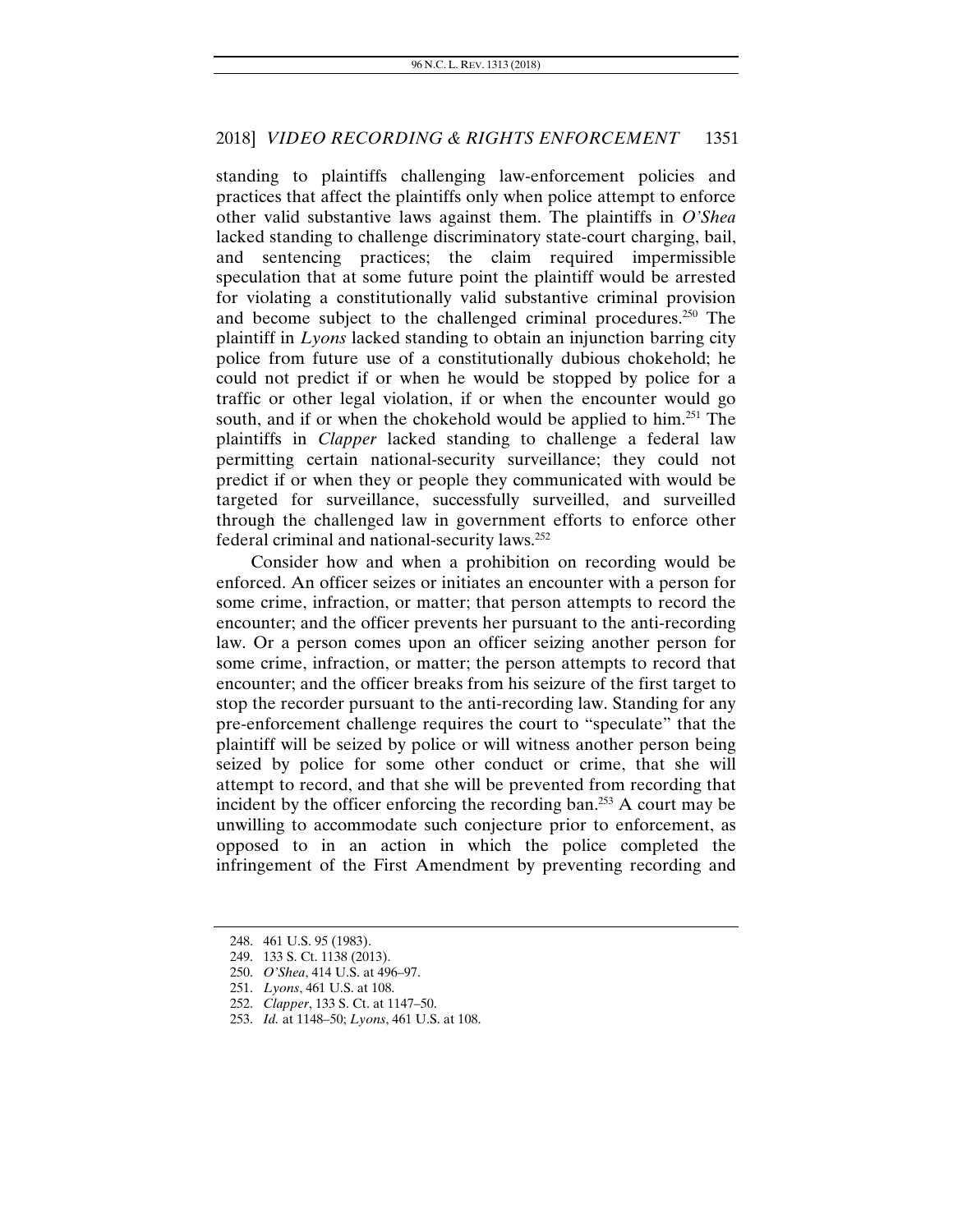standing to plaintiffs challenging law-enforcement policies and practices that affect the plaintiffs only when police attempt to enforce other valid substantive laws against them. The plaintiffs in *O'Shea* lacked standing to challenge discriminatory state-court charging, bail, and sentencing practices; the claim required impermissible speculation that at some future point the plaintiff would be arrested for violating a constitutionally valid substantive criminal provision and become subject to the challenged criminal procedures.[250] The plaintiff in *Lyons* lacked standing to obtain an injunction barring city police from future use of a constitutionally dubious chokehold; he could not predict if or when he would be stopped by police for a traffic or other legal violation, if or when the encounter would go south, and if or when the chokehold would be applied to him.[251] The plaintiffs in *Clapper* lacked standing to challenge a federal law permitting certain national-security surveillance; they could not predict if or when they or people they communicated with would be targeted for surveillance, successfully surveilled, and surveilled through the challenged law in government efforts to enforce other federal criminal and national-security laws.[252]

Consider how and when a prohibition on recording would be enforced. An officer seizes or initiates an encounter with a person for some crime, infraction, or matter; that person attempts to record the encounter; and the officer prevents her pursuant to the anti-recording law. Or a person comes upon an officer seizing another person for some crime, infraction, or matter; the person attempts to record that encounter; and the officer breaks from his seizure of the first target to stop the recorder pursuant to the anti-recording law. Standing for any pre-enforcement challenge requires the court to "speculate" that the plaintiff will be seized by police or will witness another person being seized by police for some other conduct or crime, that she will attempt to record, and that she will be prevented from recording that incident by the officer enforcing the recording ban.[253] A court may be unwilling to accommodate such conjecture prior to enforcement, as opposed to in an action in which the police completed the infringement of the First Amendment by preventing recording and

---

248. 461 U.S. 95 (1983).
249. 133 S. Ct. 1138 (2013).
250. *O'Shea*, 414 U.S. at 496–97.
251. *Lyons*, 461 U.S. at 108.
252. *Clapper*, 133 S. Ct. at 1147–50.
253. *Id.* at 1148–50; *Lyons*, 461 U.S. at 108.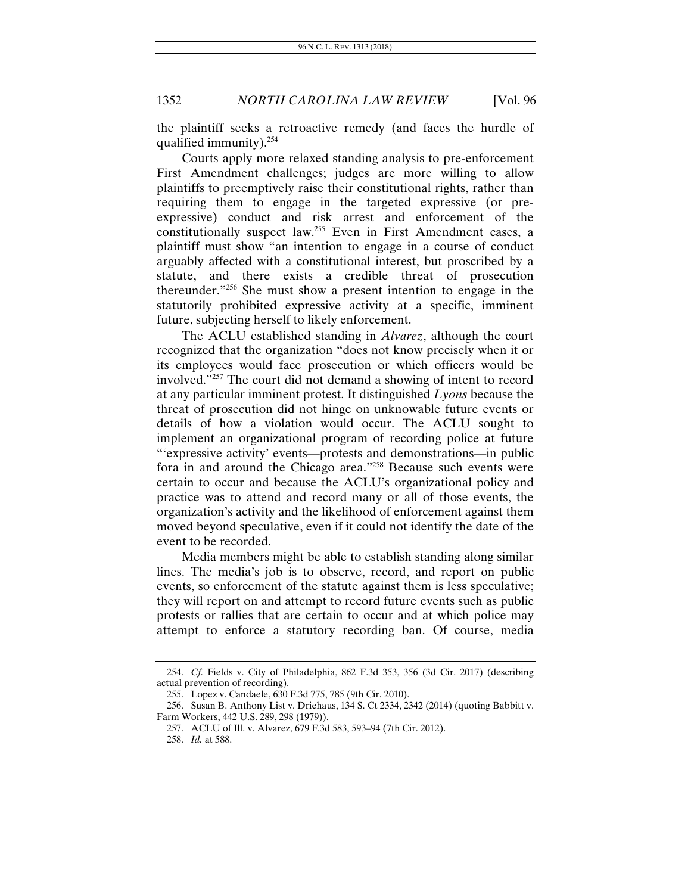the plaintiff seeks a retroactive remedy (and faces the hurdle of qualified immunity).[254]

Courts apply more relaxed standing analysis to pre-enforcement First Amendment challenges; judges are more willing to allow plaintiffs to preemptively raise their constitutional rights, rather than requiring them to engage in the targeted expressive (or pre-expressive) conduct and risk arrest and enforcement of the constitutionally suspect law.[255] Even in First Amendment cases, a plaintiff must show "an intention to engage in a course of conduct arguably affected with a constitutional interest, but proscribed by a statute, and there exists a credible threat of prosecution thereunder."[256] She must show a present intention to engage in the statutorily prohibited expressive activity at a specific, imminent future, subjecting herself to likely enforcement.

The ACLU established standing in *Alvarez*, although the court recognized that the organization "does not know precisely when it or its employees would face prosecution or which officers would be involved."[257] The court did not demand a showing of intent to record at any particular imminent protest. It distinguished *Lyons* because the threat of prosecution did not hinge on unknowable future events or details of how a violation would occur. The ACLU sought to implement an organizational program of recording police at future "'expressive activity' events—protests and demonstrations—in public fora in and around the Chicago area."[258] Because such events were certain to occur and because the ACLU's organizational policy and practice was to attend and record many or all of those events, the organization's activity and the likelihood of enforcement against them moved beyond speculative, even if it could not identify the date of the event to be recorded.

Media members might be able to establish standing along similar lines. The media's job is to observe, record, and report on public events, so enforcement of the statute against them is less speculative; they will report on and attempt to record future events such as public protests or rallies that are certain to occur and at which police may attempt to enforce a statutory recording ban. Of course, media

---

254. *Cf.* Fields v. City of Philadelphia, 862 F.3d 353, 356 (3d Cir. 2017) (describing actual prevention of recording).

255. Lopez v. Candaele, 630 F.3d 775, 785 (9th Cir. 2010).

256. Susan B. Anthony List v. Driehaus, 134 S. Ct 2334, 2342 (2014) (quoting Babbitt v. Farm Workers, 442 U.S. 289, 298 (1979)).

257. ACLU of Ill. v. Alvarez, 679 F.3d 583, 593–94 (7th Cir. 2012).

258. *Id.* at 588.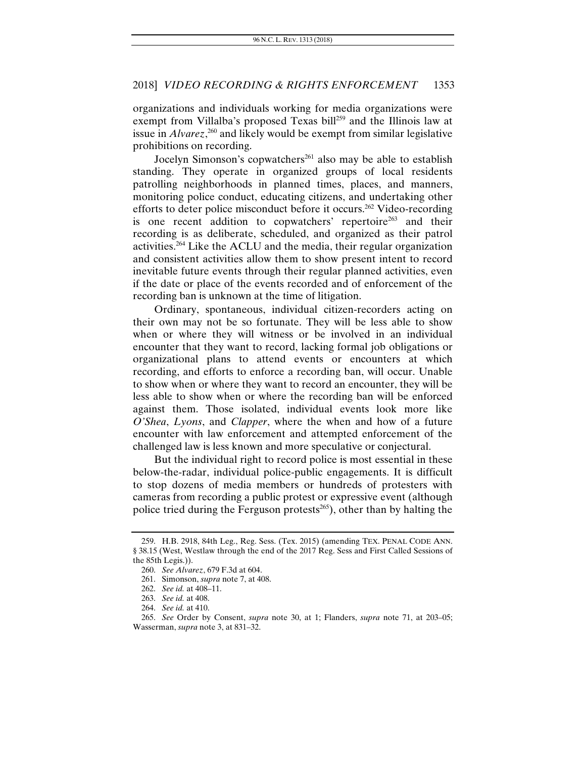organizations and individuals working for media organizations were exempt from Villalba's proposed Texas bill[259] and the Illinois law at issue in *Alvarez*,[260] and likely would be exempt from similar legislative prohibitions on recording.

Jocelyn Simonson's copwatchers[261] also may be able to establish standing. They operate in organized groups of local residents patrolling neighborhoods in planned times, places, and manners, monitoring police conduct, educating citizens, and undertaking other efforts to deter police misconduct before it occurs.[262] Video-recording is one recent addition to copwatchers' repertoire[263] and their recording is as deliberate, scheduled, and organized as their patrol activities.[264] Like the ACLU and the media, their regular organization and consistent activities allow them to show present intent to record inevitable future events through their regular planned activities, even if the date or place of the events recorded and of enforcement of the recording ban is unknown at the time of litigation.

Ordinary, spontaneous, individual citizen-recorders acting on their own may not be so fortunate. They will be less able to show when or where they will witness or be involved in an individual encounter that they want to record, lacking formal job obligations or organizational plans to attend events or encounters at which recording, and efforts to enforce a recording ban, will occur. Unable to show when or where they want to record an encounter, they will be less able to show when or where the recording ban will be enforced against them. Those isolated, individual events look more like *O'Shea*, *Lyons*, and *Clapper*, where the when and how of a future encounter with law enforcement and attempted enforcement of the challenged law is less known and more speculative or conjectural.

But the individual right to record police is most essential in these below-the-radar, individual police-public engagements. It is difficult to stop dozens of media members or hundreds of protesters with cameras from recording a public protest or expressive event (although police tried during the Ferguson protests[265]), other than by halting the

259. H.B. 2918, 84th Leg., Reg. Sess. (Tex. 2015) (amending TEX. PENAL CODE ANN. § 38.15 (West, Westlaw through the end of the 2017 Reg. Sess and First Called Sessions of the 85th Legis.)).

260. *See Alvarez*, 679 F.3d at 604.

261. Simonson, *supra* note 7, at 408.

262. *See id.* at 408–11.

263. *See id.* at 408.

264. *See id.* at 410.

265. *See* Order by Consent, *supra* note 30, at 1; Flanders, *supra* note 71, at 203–05; Wasserman, *supra* note 3, at 831–32.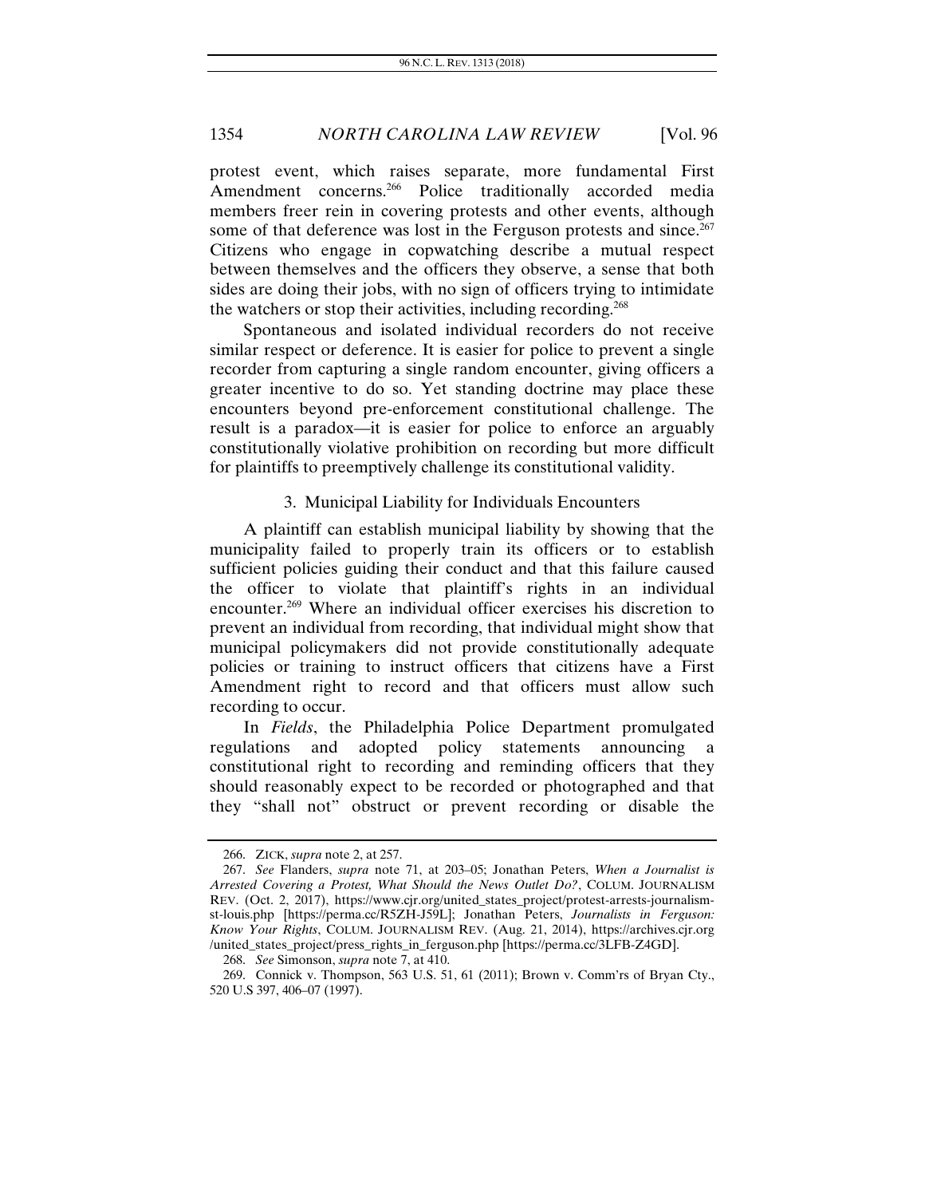protest event, which raises separate, more fundamental First Amendment concerns.[266] Police traditionally accorded media members freer rein in covering protests and other events, although some of that deference was lost in the Ferguson protests and since.[267] Citizens who engage in copwatching describe a mutual respect between themselves and the officers they observe, a sense that both sides are doing their jobs, with no sign of officers trying to intimidate the watchers or stop their activities, including recording.[268]

Spontaneous and isolated individual recorders do not receive similar respect or deference. It is easier for police to prevent a single recorder from capturing a single random encounter, giving officers a greater incentive to do so. Yet standing doctrine may place these encounters beyond pre-enforcement constitutional challenge. The result is a paradox—it is easier for police to enforce an arguably constitutionally violative prohibition on recording but more difficult for plaintiffs to preemptively challenge its constitutional validity.

### 3. Municipal Liability for Individuals Encounters

A plaintiff can establish municipal liability by showing that the municipality failed to properly train its officers or to establish sufficient policies guiding their conduct and that this failure caused the officer to violate that plaintiff's rights in an individual encounter.[269] Where an individual officer exercises his discretion to prevent an individual from recording, that individual might show that municipal policymakers did not provide constitutionally adequate policies or training to instruct officers that citizens have a First Amendment right to record and that officers must allow such recording to occur.

In *Fields*, the Philadelphia Police Department promulgated regulations and adopted policy statements announcing a constitutional right to recording and reminding officers that they should reasonably expect to be recorded or photographed and that they "shall not" obstruct or prevent recording or disable the

---

266. ZICK, *supra* note 2, at 257.

267. *See* Flanders, *supra* note 71, at 203–05; Jonathan Peters, *When a Journalist is Arrested Covering a Protest, What Should the News Outlet Do?*, COLUM. JOURNALISM REV. (Oct. 2, 2017), https://www.cjr.org/united_states_project/protest-arrests-journalism-st-louis.php [https://perma.cc/R5ZH-J59L]; Jonathan Peters, *Journalists in Ferguson: Know Your Rights*, COLUM. JOURNALISM REV. (Aug. 21, 2014), https://archives.cjr.org/united_states_project/press_rights_in_ferguson.php [https://perma.cc/3LFB-Z4GD].

268. *See* Simonson, *supra* note 7, at 410.

269. Connick v. Thompson, 563 U.S. 51, 61 (2011); Brown v. Comm'rs of Bryan Cty., 520 U.S 397, 406–07 (1997).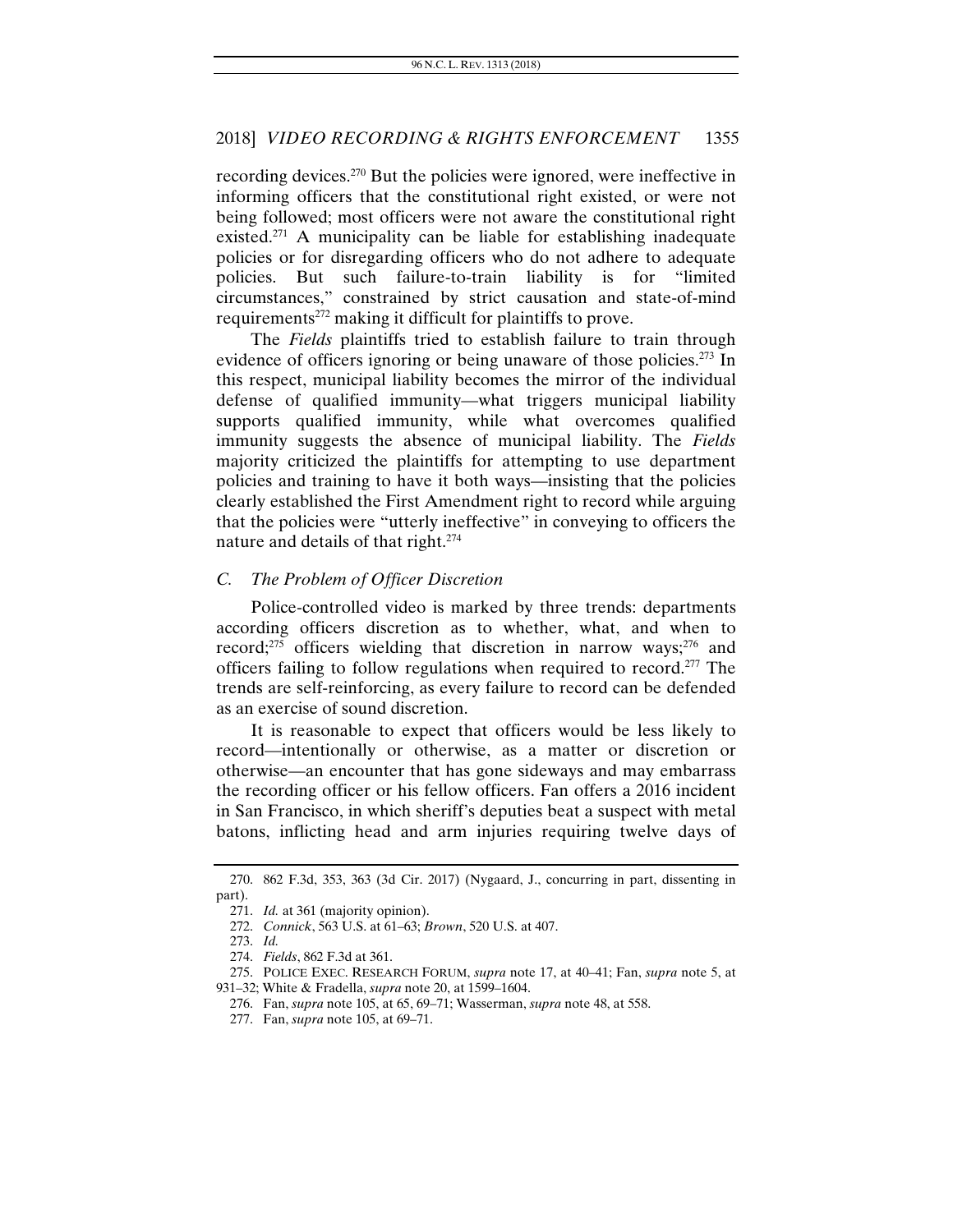recording devices.[270] But the policies were ignored, were ineffective in informing officers that the constitutional right existed, or were not being followed; most officers were not aware the constitutional right existed.[271] A municipality can be liable for establishing inadequate policies or for disregarding officers who do not adhere to adequate policies. But such failure-to-train liability is for "limited circumstances," constrained by strict causation and state-of-mind requirements[272] making it difficult for plaintiffs to prove.

The *Fields* plaintiffs tried to establish failure to train through evidence of officers ignoring or being unaware of those policies.[273] In this respect, municipal liability becomes the mirror of the individual defense of qualified immunity—what triggers municipal liability supports qualified immunity, while what overcomes qualified immunity suggests the absence of municipal liability. The *Fields* majority criticized the plaintiffs for attempting to use department policies and training to have it both ways—insisting that the policies clearly established the First Amendment right to record while arguing that the policies were "utterly ineffective" in conveying to officers the nature and details of that right.[274]

### *C. The Problem of Officer Discretion*

Police-controlled video is marked by three trends: departments according officers discretion as to whether, what, and when to record;[275] officers wielding that discretion in narrow ways;[276] and officers failing to follow regulations when required to record.[277] The trends are self-reinforcing, as every failure to record can be defended as an exercise of sound discretion.

It is reasonable to expect that officers would be less likely to record—intentionally or otherwise, as a matter or discretion or otherwise—an encounter that has gone sideways and may embarrass the recording officer or his fellow officers. Fan offers a 2016 incident in San Francisco, in which sheriff's deputies beat a suspect with metal batons, inflicting head and arm injuries requiring twelve days of

---

270. 862 F.3d, 353, 363 (3d Cir. 2017) (Nygaard, J., concurring in part, dissenting in part).

271. *Id.* at 361 (majority opinion).

272. *Connick*, 563 U.S. at 61–63; *Brown*, 520 U.S. at 407.

273. *Id.*

274. *Fields*, 862 F.3d at 361.

275. POLICE EXEC. RESEARCH FORUM, *supra* note 17, at 40–41; Fan, *supra* note 5, at 931–32; White & Fradella, *supra* note 20, at 1599–1604.

276. Fan, *supra* note 105, at 65, 69–71; Wasserman, *supra* note 48, at 558.

277. Fan, *supra* note 105, at 69–71.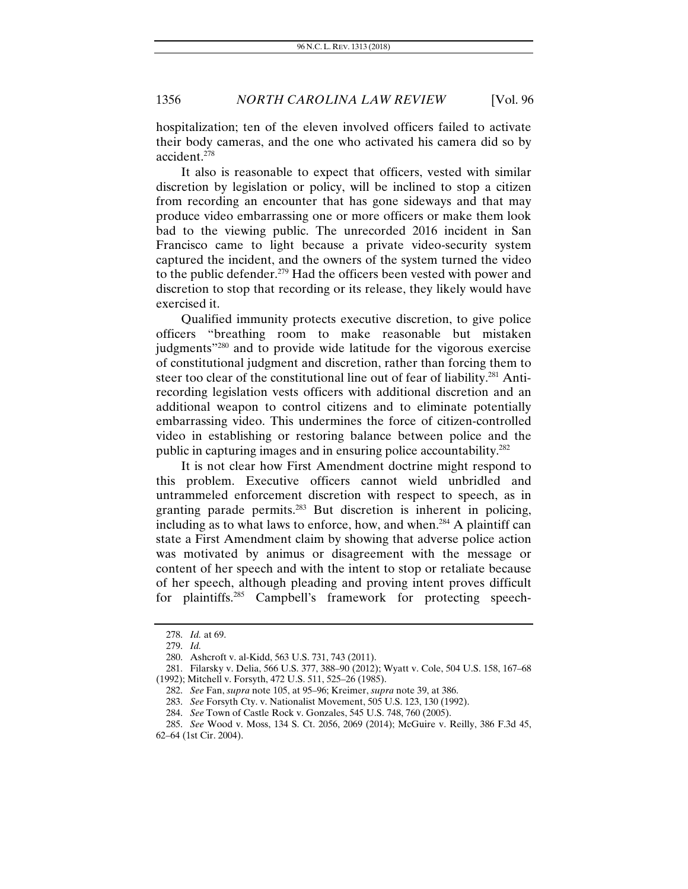hospitalization; ten of the eleven involved officers failed to activate their body cameras, and the one who activated his camera did so by accident.[278]

It also is reasonable to expect that officers, vested with similar discretion by legislation or policy, will be inclined to stop a citizen from recording an encounter that has gone sideways and that may produce video embarrassing one or more officers or make them look bad to the viewing public. The unrecorded 2016 incident in San Francisco came to light because a private video-security system captured the incident, and the owners of the system turned the video to the public defender.[279] Had the officers been vested with power and discretion to stop that recording or its release, they likely would have exercised it.

Qualified immunity protects executive discretion, to give police officers "breathing room to make reasonable but mistaken judgments"[280] and to provide wide latitude for the vigorous exercise of constitutional judgment and discretion, rather than forcing them to steer too clear of the constitutional line out of fear of liability.[281] Anti-recording legislation vests officers with additional discretion and an additional weapon to control citizens and to eliminate potentially embarrassing video. This undermines the force of citizen-controlled video in establishing or restoring balance between police and the public in capturing images and in ensuring police accountability.[282]

It is not clear how First Amendment doctrine might respond to this problem. Executive officers cannot wield unbridled and untrammeled enforcement discretion with respect to speech, as in granting parade permits.[283] But discretion is inherent in policing, including as to what laws to enforce, how, and when.[284] A plaintiff can state a First Amendment claim by showing that adverse police action was motivated by animus or disagreement with the message or content of her speech and with the intent to stop or retaliate because of her speech, although pleading and proving intent proves difficult for plaintiffs.[285] Campbell's framework for protecting speech-

---

278. *Id.* at 69.

279. *Id.*

280. Ashcroft v. al-Kidd, 563 U.S. 731, 743 (2011).

281. Filarsky v. Delia, 566 U.S. 377, 388–90 (2012); Wyatt v. Cole, 504 U.S. 158, 167–68 (1992); Mitchell v. Forsyth, 472 U.S. 511, 525–26 (1985).

282. *See* Fan, *supra* note 105, at 95–96; Kreimer, *supra* note 39, at 386.

283. *See* Forsyth Cty. v. Nationalist Movement, 505 U.S. 123, 130 (1992).

284. *See* Town of Castle Rock v. Gonzales, 545 U.S. 748, 760 (2005).

285. *See* Wood v. Moss, 134 S. Ct. 2056, 2069 (2014); McGuire v. Reilly, 386 F.3d 45, 62–64 (1st Cir. 2004).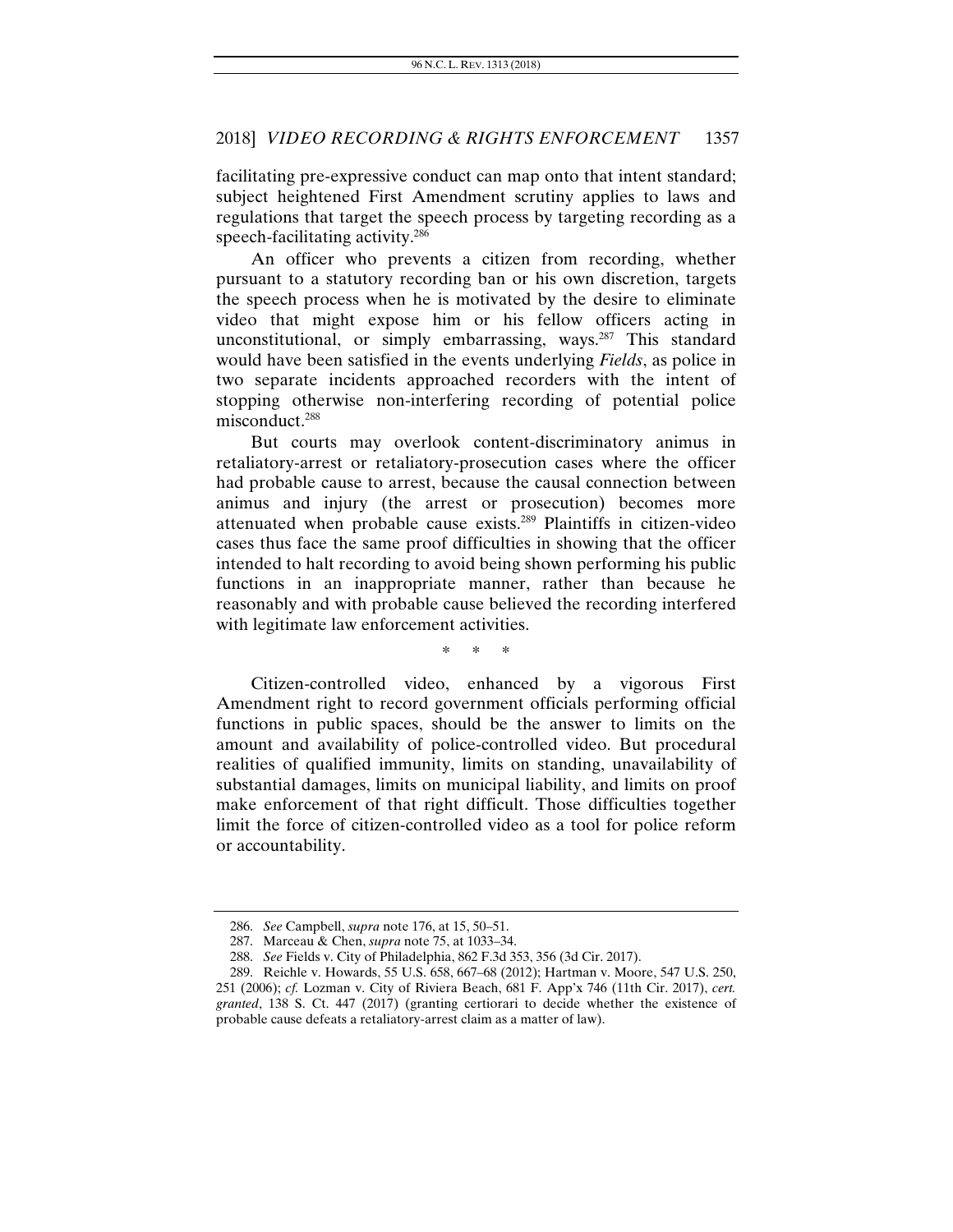facilitating pre-expressive conduct can map onto that intent standard; subject heightened First Amendment scrutiny applies to laws and regulations that target the speech process by targeting recording as a speech-facilitating activity.[286]

An officer who prevents a citizen from recording, whether pursuant to a statutory recording ban or his own discretion, targets the speech process when he is motivated by the desire to eliminate video that might expose him or his fellow officers acting in unconstitutional, or simply embarrassing, ways.[287] This standard would have been satisfied in the events underlying *Fields*, as police in two separate incidents approached recorders with the intent of stopping otherwise non-interfering recording of potential police misconduct.[288]

But courts may overlook content-discriminatory animus in retaliatory-arrest or retaliatory-prosecution cases where the officer had probable cause to arrest, because the causal connection between animus and injury (the arrest or prosecution) becomes more attenuated when probable cause exists.[289] Plaintiffs in citizen-video cases thus face the same proof difficulties in showing that the officer intended to halt recording to avoid being shown performing his public functions in an inappropriate manner, rather than because he reasonably and with probable cause believed the recording interfered with legitimate law enforcement activities.

\* \* \*

Citizen-controlled video, enhanced by a vigorous First Amendment right to record government officials performing official functions in public spaces, should be the answer to limits on the amount and availability of police-controlled video. But procedural realities of qualified immunity, limits on standing, unavailability of substantial damages, limits on municipal liability, and limits on proof make enforcement of that right difficult. Those difficulties together limit the force of citizen-controlled video as a tool for police reform or accountability.

---

286. *See* Campbell, *supra* note 176, at 15, 50–51.

287. Marceau & Chen, *supra* note 75, at 1033–34.

288. *See* Fields v. City of Philadelphia, 862 F.3d 353, 356 (3d Cir. 2017).

289. Reichle v. Howards, 55 U.S. 658, 667–68 (2012); Hartman v. Moore, 547 U.S. 250, 251 (2006); *cf.* Lozman v. City of Riviera Beach, 681 F. App'x 746 (11th Cir. 2017), *cert. granted*, 138 S. Ct. 447 (2017) (granting certiorari to decide whether the existence of probable cause defeats a retaliatory-arrest claim as a matter of law).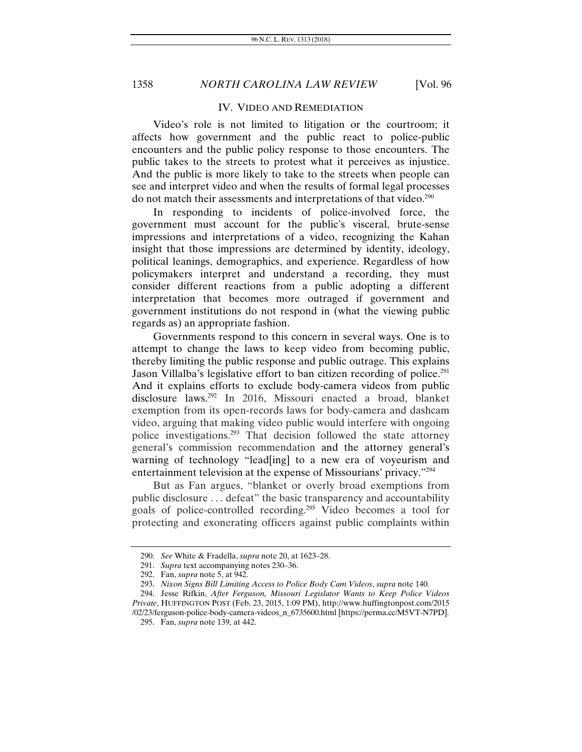## IV. VIDEO AND REMEDIATION

Video's role is not limited to litigation or the courtroom; it affects how government and the public react to police-public encounters and the public policy response to those encounters. The public takes to the streets to protest what it perceives as injustice. And the public is more likely to take to the streets when people can see and interpret video and when the results of formal legal processes do not match their assessments and interpretations of that video.[290]

In responding to incidents of police-involved force, the government must account for the public's visceral, brute-sense impressions and interpretations of a video, recognizing the Kahan insight that those impressions are determined by identity, ideology, political leanings, demographics, and experience. Regardless of how policymakers interpret and understand a recording, they must consider different reactions from a public adopting a different interpretation that becomes more outraged if government and government institutions do not respond in (what the viewing public regards as) an appropriate fashion.

Governments respond to this concern in several ways. One is to attempt to change the laws to keep video from becoming public, thereby limiting the public response and public outrage. This explains Jason Villalba's legislative effort to ban citizen recording of police.[291] And it explains efforts to exclude body-camera videos from public disclosure laws.[292] In 2016, Missouri enacted a broad, blanket exemption from its open-records laws for body-camera and dashcam video, arguing that making video public would interfere with ongoing police investigations.[293] That decision followed the state attorney general's commission recommendation and the attorney general's warning of technology "lead[ing] to a new era of voyeurism and entertainment television at the expense of Missourians' privacy."[294]

But as Fan argues, "blanket or overly broad exemptions from public disclosure . . . defeat" the basic transparency and accountability goals of police-controlled recording.[295] Video becomes a tool for protecting and exonerating officers against public complaints within

---

290. *See* White & Fradella, *supra* note 20, at 1623–28.

291. *Supra* text accompanying notes 230–36.

292. Fan, *supra* note 5, at 942.

293. *Nixon Signs Bill Limiting Access to Police Body Cam Videos*, *supra* note 140.

294. Jesse Rifkin, *After Ferguson, Missouri Legislator Wants to Keep Police Videos Private*, HUFFINGTON POST (Feb. 23, 2015, 1:09 PM), http://www.huffingtonpost.com/2015/02/23/ferguson-police-body-camera-videos_n_6735600.html [https://perma.cc/M5VT-N7PD].

295. Fan, *supra* note 139, at 442.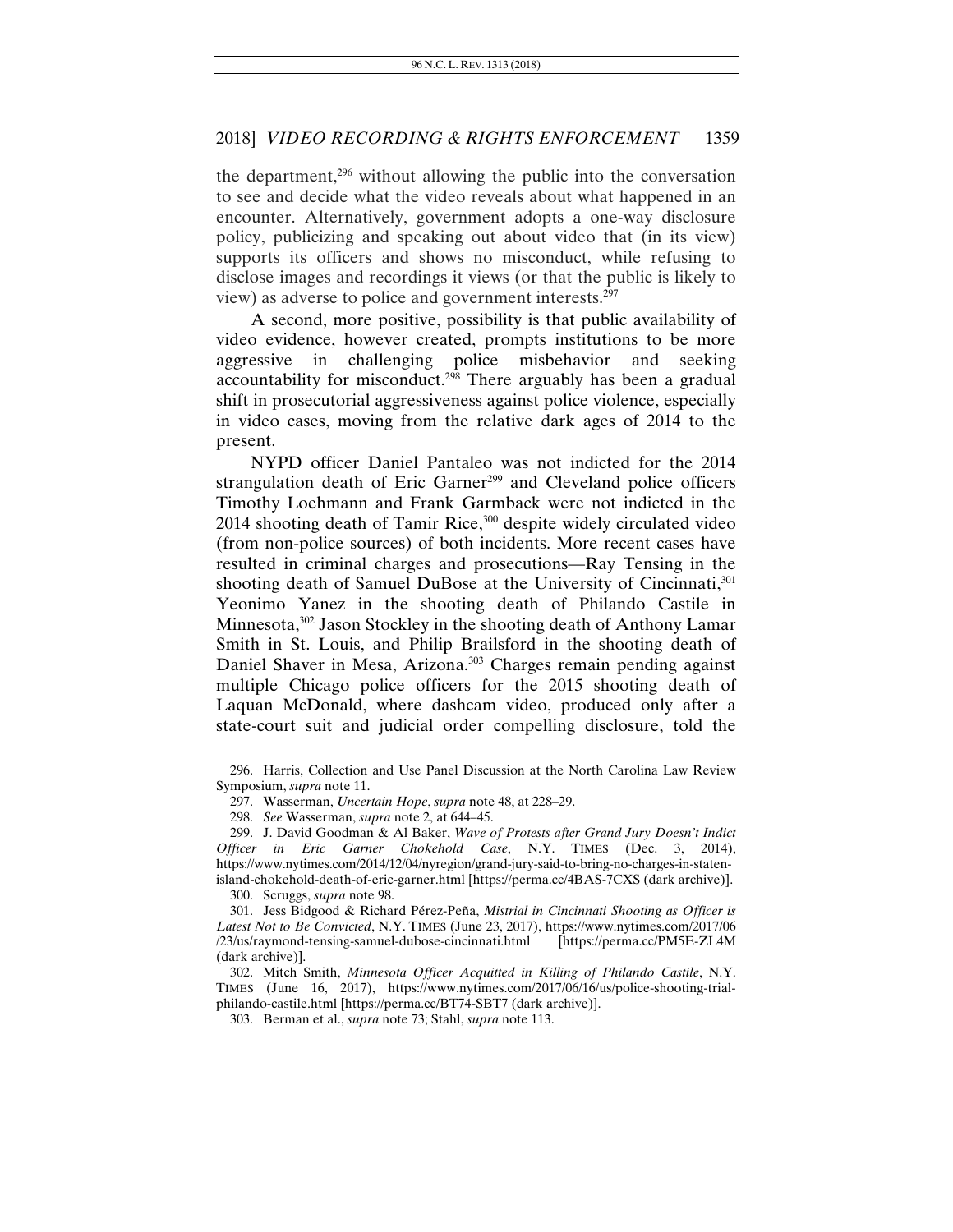the department,[296] without allowing the public into the conversation to see and decide what the video reveals about what happened in an encounter. Alternatively, government adopts a one-way disclosure policy, publicizing and speaking out about video that (in its view) supports its officers and shows no misconduct, while refusing to disclose images and recordings it views (or that the public is likely to view) as adverse to police and government interests.[297]

A second, more positive, possibility is that public availability of video evidence, however created, prompts institutions to be more aggressive in challenging police misbehavior and seeking accountability for misconduct.[298] There arguably has been a gradual shift in prosecutorial aggressiveness against police violence, especially in video cases, moving from the relative dark ages of 2014 to the present.

NYPD officer Daniel Pantaleo was not indicted for the 2014 strangulation death of Eric Garner[299] and Cleveland police officers Timothy Loehmann and Frank Garmback were not indicted in the 2014 shooting death of Tamir Rice,[300] despite widely circulated video (from non-police sources) of both incidents. More recent cases have resulted in criminal charges and prosecutions—Ray Tensing in the shooting death of Samuel DuBose at the University of Cincinnati,[301] Yeonimo Yanez in the shooting death of Philando Castile in Minnesota,[302] Jason Stockley in the shooting death of Anthony Lamar Smith in St. Louis, and Philip Brailsford in the shooting death of Daniel Shaver in Mesa, Arizona.[303] Charges remain pending against multiple Chicago police officers for the 2015 shooting death of Laquan McDonald, where dashcam video, produced only after a state-court suit and judicial order compelling disclosure, told the

---

296. Harris, Collection and Use Panel Discussion at the North Carolina Law Review Symposium, *supra* note 11.

297. Wasserman, *Uncertain Hope*, *supra* note 48, at 228–29.

298. *See* Wasserman, *supra* note 2, at 644–45.

299. J. David Goodman & Al Baker, *Wave of Protests after Grand Jury Doesn't Indict Officer in Eric Garner Chokehold Case*, N.Y. TIMES (Dec. 3, 2014), https://www.nytimes.com/2014/12/04/nyregion/grand-jury-said-to-bring-no-charges-in-staten-island-chokehold-death-of-eric-garner.html [https://perma.cc/4BAS-7CXS (dark archive)].

300. Scruggs, *supra* note 98.

301. Jess Bidgood & Richard Pérez-Peña, *Mistrial in Cincinnati Shooting as Officer is Latest Not to Be Convicted*, N.Y. TIMES (June 23, 2017), https://www.nytimes.com/2017/06/23/us/raymond-tensing-samuel-dubose-cincinnati.html [https://perma.cc/PM5E-ZL4M (dark archive)].

302. Mitch Smith, *Minnesota Officer Acquitted in Killing of Philando Castile*, N.Y. TIMES (June 16, 2017), https://www.nytimes.com/2017/06/16/us/police-shooting-trial-philando-castile.html [https://perma.cc/BT74-SBT7 (dark archive)].

303. Berman et al., *supra* note 73; Stahl, *supra* note 113.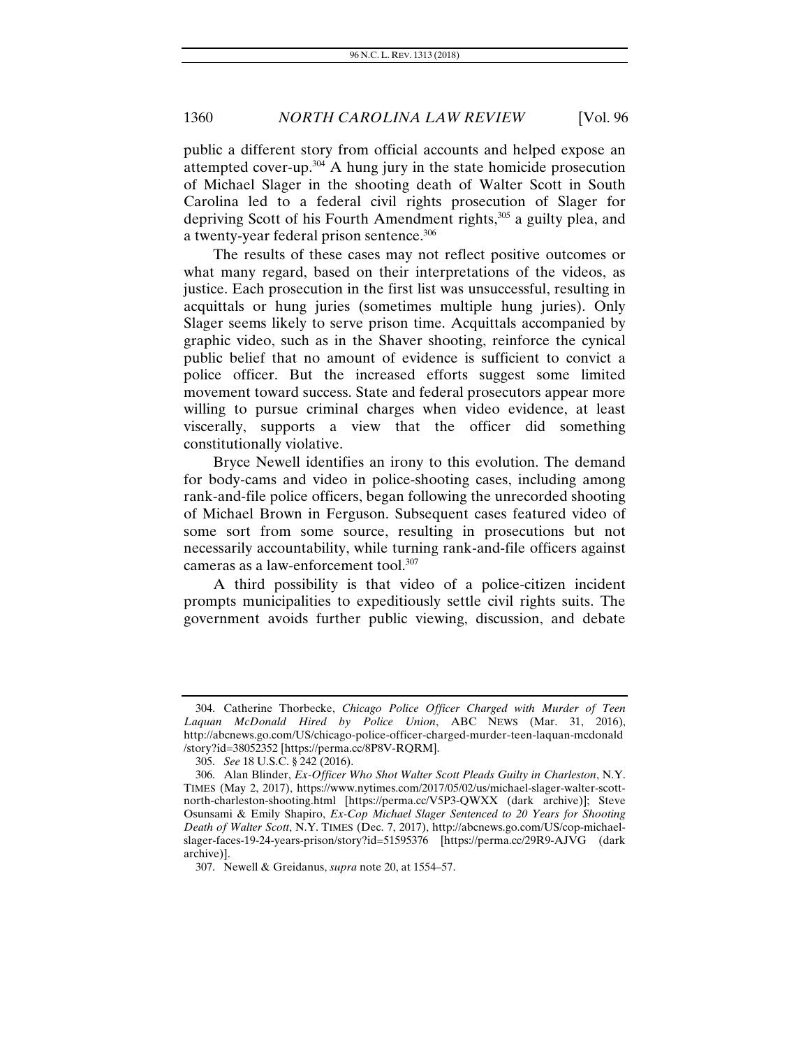public a different story from official accounts and helped expose an attempted cover-up.[304] A hung jury in the state homicide prosecution of Michael Slager in the shooting death of Walter Scott in South Carolina led to a federal civil rights prosecution of Slager for depriving Scott of his Fourth Amendment rights,[305] a guilty plea, and a twenty-year federal prison sentence.[306]

The results of these cases may not reflect positive outcomes or what many regard, based on their interpretations of the videos, as justice. Each prosecution in the first list was unsuccessful, resulting in acquittals or hung juries (sometimes multiple hung juries). Only Slager seems likely to serve prison time. Acquittals accompanied by graphic video, such as in the Shaver shooting, reinforce the cynical public belief that no amount of evidence is sufficient to convict a police officer. But the increased efforts suggest some limited movement toward success. State and federal prosecutors appear more willing to pursue criminal charges when video evidence, at least viscerally, supports a view that the officer did something constitutionally violative.

Bryce Newell identifies an irony to this evolution. The demand for body-cams and video in police-shooting cases, including among rank-and-file police officers, began following the unrecorded shooting of Michael Brown in Ferguson. Subsequent cases featured video of some sort from some source, resulting in prosecutions but not necessarily accountability, while turning rank-and-file officers against cameras as a law-enforcement tool.[307]

A third possibility is that video of a police-citizen incident prompts municipalities to expeditiously settle civil rights suits. The government avoids further public viewing, discussion, and debate

---

304. Catherine Thorbecke, *Chicago Police Officer Charged with Murder of Teen Laquan McDonald Hired by Police Union*, ABC NEWS (Mar. 31, 2016), http://abcnews.go.com/US/chicago-police-officer-charged-murder-teen-laquan-mcdonald/story?id=38052352 [https://perma.cc/8P8V-RQRM].

305. *See* 18 U.S.C. § 242 (2016).

306. Alan Blinder, *Ex-Officer Who Shot Walter Scott Pleads Guilty in Charleston*, N.Y. TIMES (May 2, 2017), https://www.nytimes.com/2017/05/02/us/michael-slager-walter-scott-north-charleston-shooting.html [https://perma.cc/V5P3-QWXX (dark archive)]; Steve Osunsami & Emily Shapiro, *Ex-Cop Michael Slager Sentenced to 20 Years for Shooting Death of Walter Scott*, N.Y. TIMES (Dec. 7, 2017), http://abcnews.go.com/US/cop-michael-slager-faces-19-24-years-prison/story?id=51595376 [https://perma.cc/29R9-AJVG (dark archive)].

307. Newell & Greidanus, *supra* note 20, at 1554–57.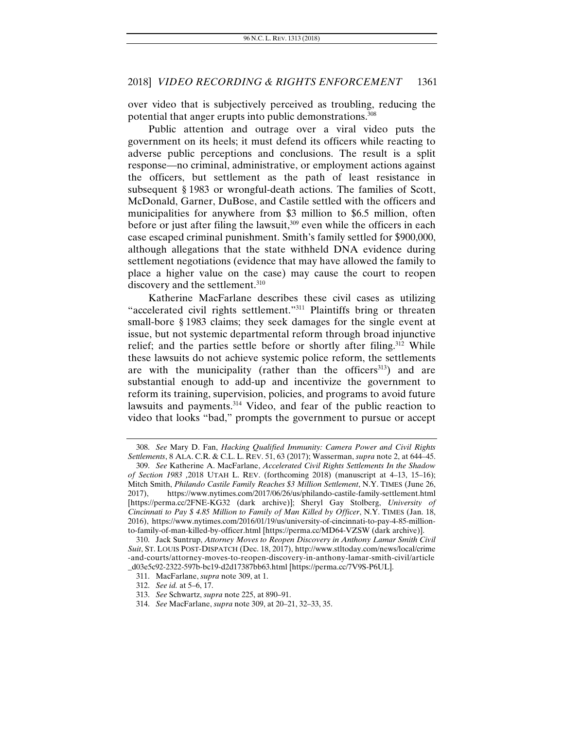over video that is subjectively perceived as troubling, reducing the potential that anger erupts into public demonstrations.[308]

Public attention and outrage over a viral video puts the government on its heels; it must defend its officers while reacting to adverse public perceptions and conclusions. The result is a split response—no criminal, administrative, or employment actions against the officers, but settlement as the path of least resistance in subsequent § 1983 or wrongful-death actions. The families of Scott, McDonald, Garner, DuBose, and Castile settled with the officers and municipalities for anywhere from $3 million to $6.5 million, often before or just after filing the lawsuit,[309] even while the officers in each case escaped criminal punishment. Smith's family settled for $900,000, although allegations that the state withheld DNA evidence during settlement negotiations (evidence that may have allowed the family to place a higher value on the case) may cause the court to reopen discovery and the settlement.[310]

Katherine MacFarlane describes these civil cases as utilizing "accelerated civil rights settlement."[311] Plaintiffs bring or threaten small-bore § 1983 claims; they seek damages for the single event at issue, but not systemic departmental reform through broad injunctive relief; and the parties settle before or shortly after filing.[312] While these lawsuits do not achieve systemic police reform, the settlements are with the municipality (rather than the officers[313]) and are substantial enough to add-up and incentivize the government to reform its training, supervision, policies, and programs to avoid future lawsuits and payments.[314] Video, and fear of the public reaction to video that looks "bad," prompts the government to pursue or accept

---

308. *See* Mary D. Fan, *Hacking Qualified Immunity: Camera Power and Civil Rights Settlements*, 8 ALA. C.R. & C.L. L. REV. 51, 63 (2017); Wasserman, *supra* note 2, at 644–45.

309. *See* Katherine A. MacFarlane, *Accelerated Civil Rights Settlements In the Shadow of Section 1983* ,2018 UTAH L. REV. (forthcoming 2018) (manuscript at 4–13, 15–16); Mitch Smith, *Philando Castile Family Reaches $3 Million Settlement*, N.Y. TIMES (June 26, 2017), https://www.nytimes.com/2017/06/26/us/philando-castile-family-settlement.html [https://perma.cc/2FNE-KG32 (dark archive)]; Sheryl Gay Stolberg, *University of Cincinnati to Pay $ 4.85 Million to Family of Man Killed by Officer*, N.Y. TIMES (Jan. 18, 2016), https://www.nytimes.com/2016/01/19/us/university-of-cincinnati-to-pay-4-85-million-to-family-of-man-killed-by-officer.html [https://perma.cc/MD64-VZSW (dark archive)].

310. Jack Suntrup, *Attorney Moves to Reopen Discovery in Anthony Lamar Smith Civil Suit*, ST. LOUIS POST-DISPATCH (Dec. 18, 2017), http://www.stltoday.com/news/local/crime-and-courts/attorney-moves-to-reopen-discovery-in-anthony-lamar-smith-civil/article_d03e5c92-2322-597b-bc19-d2d17387bb63.html [https://perma.cc/7V9S-P6UL].

311. MacFarlane, *supra* note 309, at 1.

312. *See id.* at 5–6, 17.

313. *See* Schwartz, *supra* note 225, at 890–91.

314. *See* MacFarlane, *supra* note 309, at 20–21, 32–33, 35.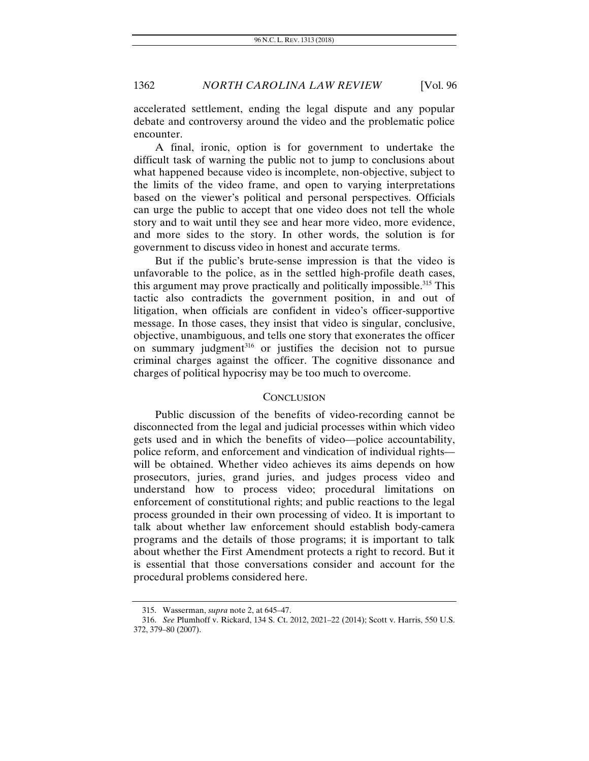accelerated settlement, ending the legal dispute and any popular debate and controversy around the video and the problematic police encounter.

A final, ironic, option is for government to undertake the difficult task of warning the public not to jump to conclusions about what happened because video is incomplete, non-objective, subject to the limits of the video frame, and open to varying interpretations based on the viewer's political and personal perspectives. Officials can urge the public to accept that one video does not tell the whole story and to wait until they see and hear more video, more evidence, and more sides to the story. In other words, the solution is for government to discuss video in honest and accurate terms.

But if the public's brute-sense impression is that the video is unfavorable to the police, as in the settled high-profile death cases, this argument may prove practically and politically impossible.[315] This tactic also contradicts the government position, in and out of litigation, when officials are confident in video's officer-supportive message. In those cases, they insist that video is singular, conclusive, objective, unambiguous, and tells one story that exonerates the officer on summary judgment[316] or justifies the decision not to pursue criminal charges against the officer. The cognitive dissonance and charges of political hypocrisy may be too much to overcome.

## CONCLUSION

Public discussion of the benefits of video-recording cannot be disconnected from the legal and judicial processes within which video gets used and in which the benefits of video—police accountability, police reform, and enforcement and vindication of individual rights—will be obtained. Whether video achieves its aims depends on how prosecutors, juries, grand juries, and judges process video and understand how to process video; procedural limitations on enforcement of constitutional rights; and public reactions to the legal process grounded in their own processing of video. It is important to talk about whether law enforcement should establish body-camera programs and the details of those programs; it is important to talk about whether the First Amendment protects a right to record. But it is essential that those conversations consider and account for the procedural problems considered here.

315. Wasserman, *supra* note 2, at 645–47.

316. *See* Plumhoff v. Rickard, 134 S. Ct. 2012, 2021–22 (2014); Scott v. Harris, 550 U.S. 372, 379–80 (2007).